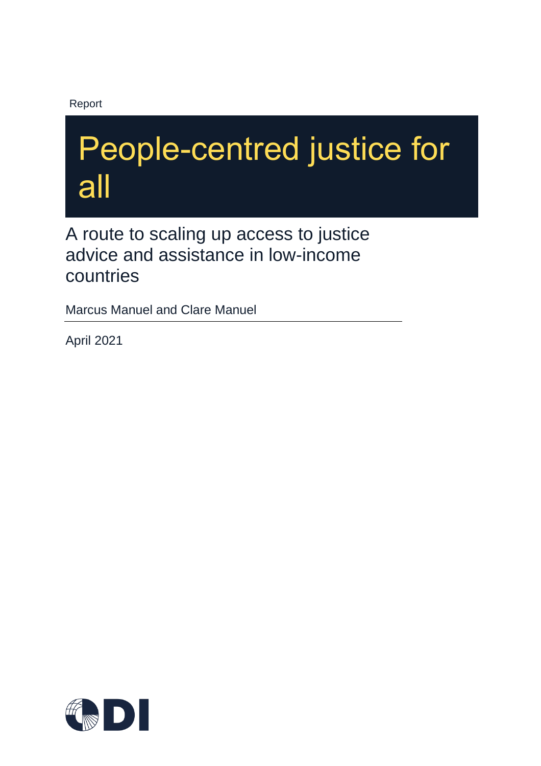Report

# People-centred justice for all

## A route to scaling up access to justice advice and assistance in low-income countries

Marcus Manuel and Clare Manuel

April 2021

ODI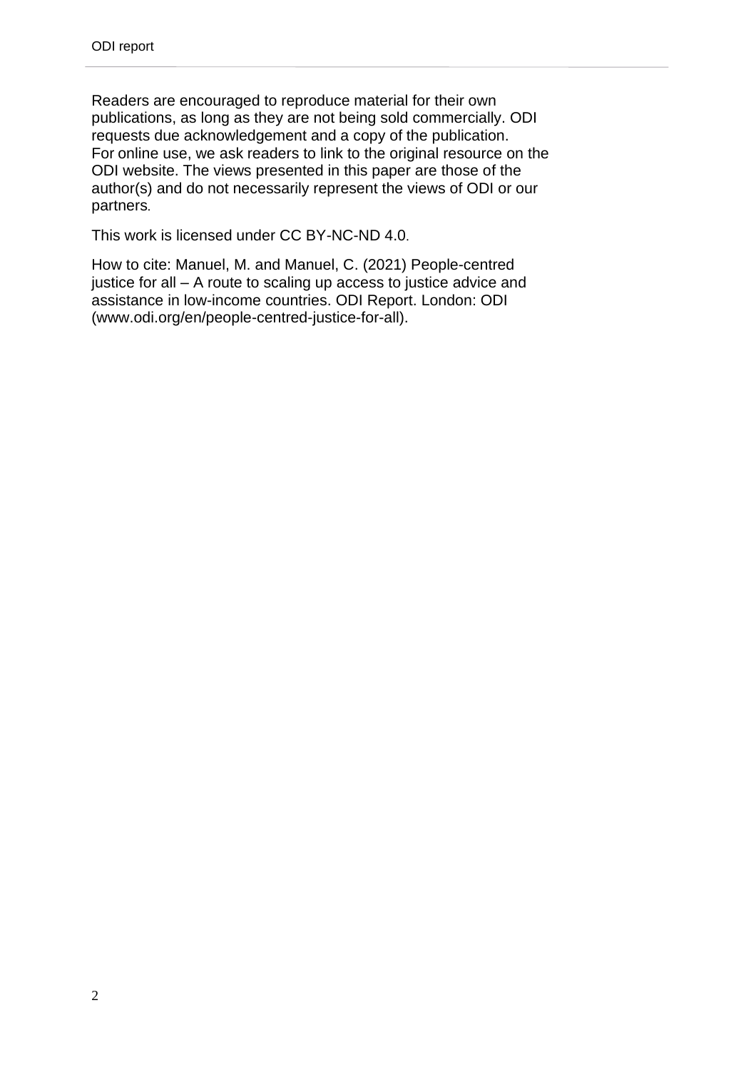Readers are encouraged to reproduce material for their own publications, as long as they are not being sold commercially. ODI requests due acknowledgement and a copy of the publication. For online use, we ask readers to link to the original resource on the ODI website. The views presented in this paper are those of the author(s) and do not necessarily represent the views of ODI or our partners.

This work is licensed under CC BY-NC-ND 4.0.

How to cite: Manuel, M. and Manuel, C. (2021) People-centred justice for all – A route to scaling up access to justice advice and assistance in low-income countries. ODI Report. London: ODI (www.odi.org/en/people-centred-justice-for-all).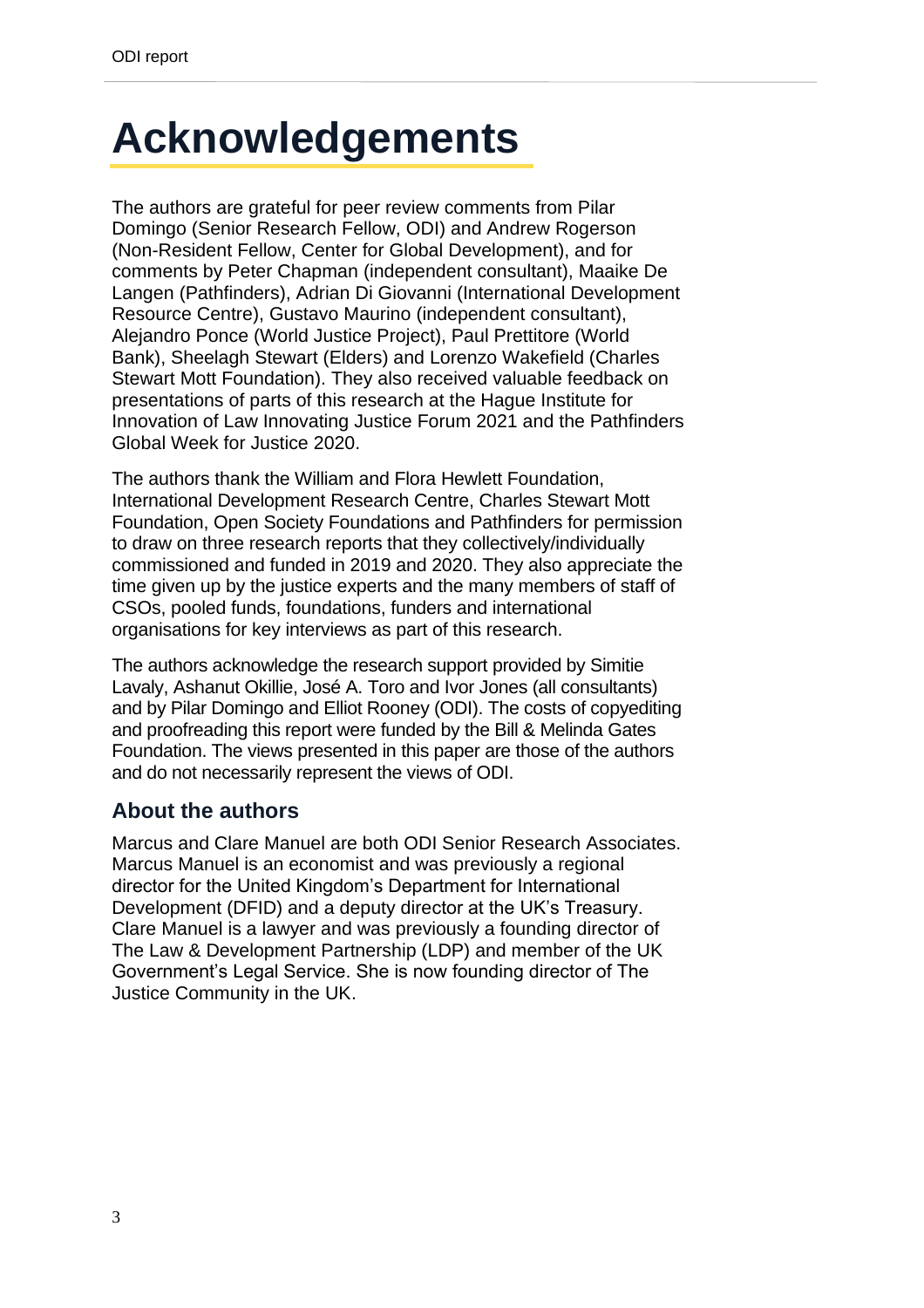# Acknowledgements

The authors are grateful for peer review comments from Pilar Domingo (Senior Research Fellow, ODI) and Andrew Rogerson (Non-Resident Fellow, Center for Global Development), and for comments by Peter Chapman (independent consultant), Maaike De Langen (Pathfinders), Adrian Di Giovanni (International Development Resource Centre), Gustavo Maurino (independent consultant), Alejandro Ponce (World Justice Project), Paul Prettitore (World Bank), Sheelagh Stewart (Elders) and Lorenzo Wakefield (Charles Stewart Mott Foundation). They also received valuable feedback on presentations of parts of this research at the Hague Institute for Innovation of Law Innovating Justice Forum 2021 and the Pathfinders Global Week for Justice 2020.

The authors thank the William and Flora Hewlett Foundation, International Development Research Centre, Charles Stewart Mott Foundation, Open Society Foundations and Pathfinders for permission to draw on three research reports that they collectively/individually commissioned and funded in 2019 and 2020. They also appreciate the time given up by the justice experts and the many members of staff of CSOs, pooled funds, foundations, funders and international organisations for key interviews as part of this research.

The authors acknowledge the research support provided by Simitie Lavaly, Ashanut Okillie, José A. Toro and Ivor Jones (all consultants) and by Pilar Domingo and Elliot Rooney (ODI). The costs of copyediting and proofreading this report were funded by the Bill & Melinda Gates Foundation. The views presented in this paper are those of the authors and do not necessarily represent the views of ODI.

## About the authors

Marcus and Clare Manuel are both ODI Senior Research Associates. Marcus Manuel is an economist and was previously a regional director for the United Kingdom's Department for International Development (DFID) and a deputy director at the UK's Treasury. Clare Manuel is a lawyer and was previously a founding director of The Law & Development Partnership (LDP) and member of the UK Government's Legal Service. She is now founding director of The Justice Community in the UK.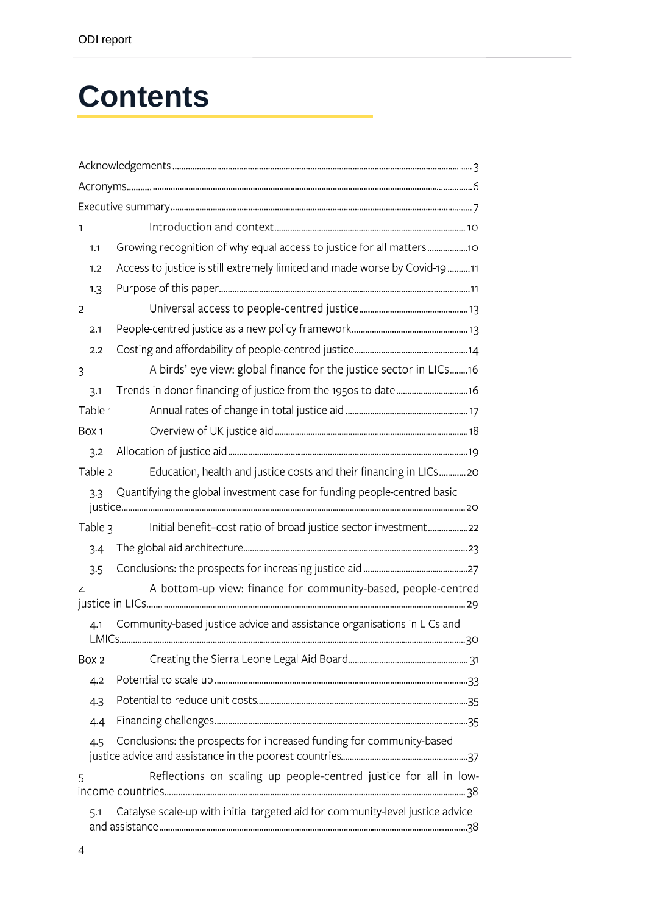# Contents

Acknowledgements ........ 3
Acronyms ........ 6
Executive summary ........ 7
1 Introduction and context ........ 10
- 1.1 Growing recognition of why equal access to justice for all matters ........ 10
- 1.2 Access to justice is still extremely limited and made worse by Covid-19 ........ 11
- 1.3 Purpose of this paper ........ 11

2 Universal access to people-centred justice ........ 13
- 2.1 People-centred justice as a new policy framework ........ 13
- 2.2 Costing and affordability of people-centred justice ........ 14

3 A birds' eye view: global finance for the justice sector in LICs ........ 16
- 3.1 Trends in donor financing of justice from the 1950s to date ........ 16

Table 1 Annual rates of change in total justice aid ........ 17
Box 1 Overview of UK justice aid ........ 18
- 3.2 Allocation of justice aid ........ 19

Table 2 Education, health and justice costs and their financing in LICs ........ 20
- 3.3 Quantifying the global investment case for funding people-centred basic justice ........ 20

Table 3 Initial benefit–cost ratio of broad justice sector investment ........ 22
- 3.4 The global aid architecture ........ 23
- 3.5 Conclusions: the prospects for increasing justice aid ........ 27

4 A bottom-up view: finance for community-based, people-centred justice in LICs ........ 29
- 4.1 Community-based justice advice and assistance organisations in LICs and LMICs ........ 30

Box 2 Creating the Sierra Leone Legal Aid Board ........ 31
- 4.2 Potential to scale up ........ 33
- 4.3 Potential to reduce unit costs ........ 35
- 4.4 Financing challenges ........ 35
- 4.5 Conclusions: the prospects for increased funding for community-based justice advice and assistance in the poorest countries ........ 37

5 Reflections on scaling up people-centred justice for all in low-income countries ........ 38
- 5.1 Catalyse scale-up with initial targeted aid for community-level justice advice and assistance ........ 38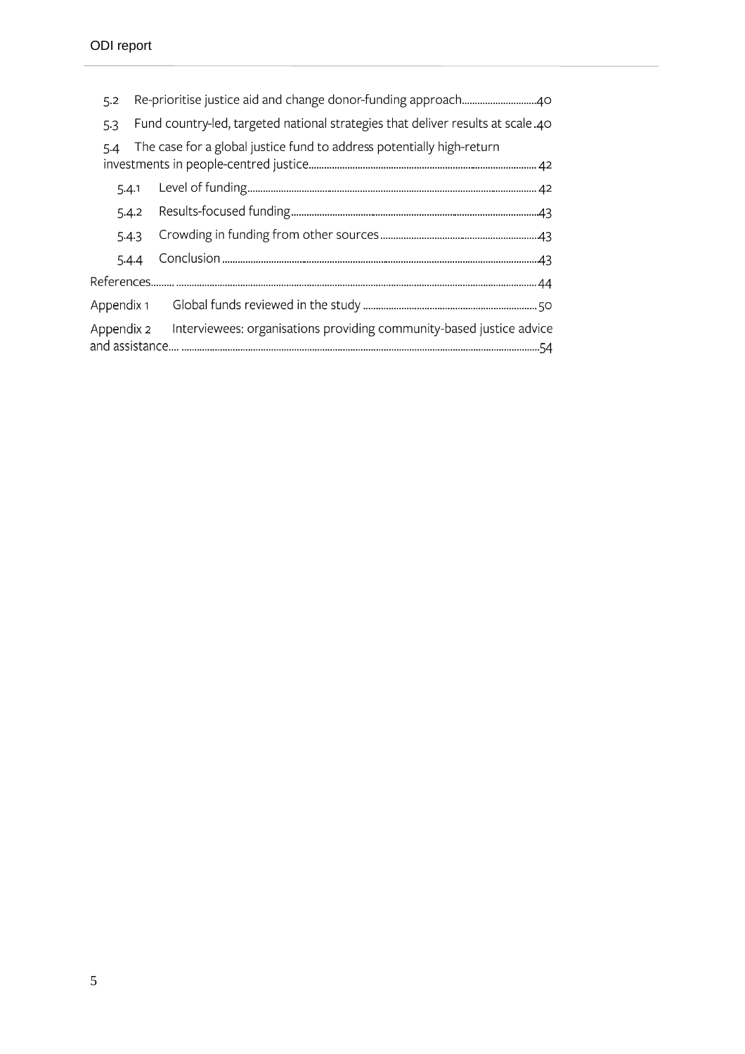5.2 Re-prioritise justice aid and change donor-funding approach.............................40

5.3 Fund country-led, targeted national strategies that deliver results at scale .40

5.4 The case for a global justice fund to address potentially high-return investments in people-centred justice........................................................................................ 42

5.4.1 Level of funding................................................................................................ 42

5.4.2 Results-focused funding.................................................................................43

5.4.3 Crowding in funding from other sources.............................................................43

5.4.4 Conclusion .........................................................................................................43

References......... ........................................................................................................................... 44

Appendix 1 Global funds reviewed in the study ................................................................... 50

Appendix 2 Interviewees: organisations providing community-based justice advice and assistance.... .........................................................................................................................54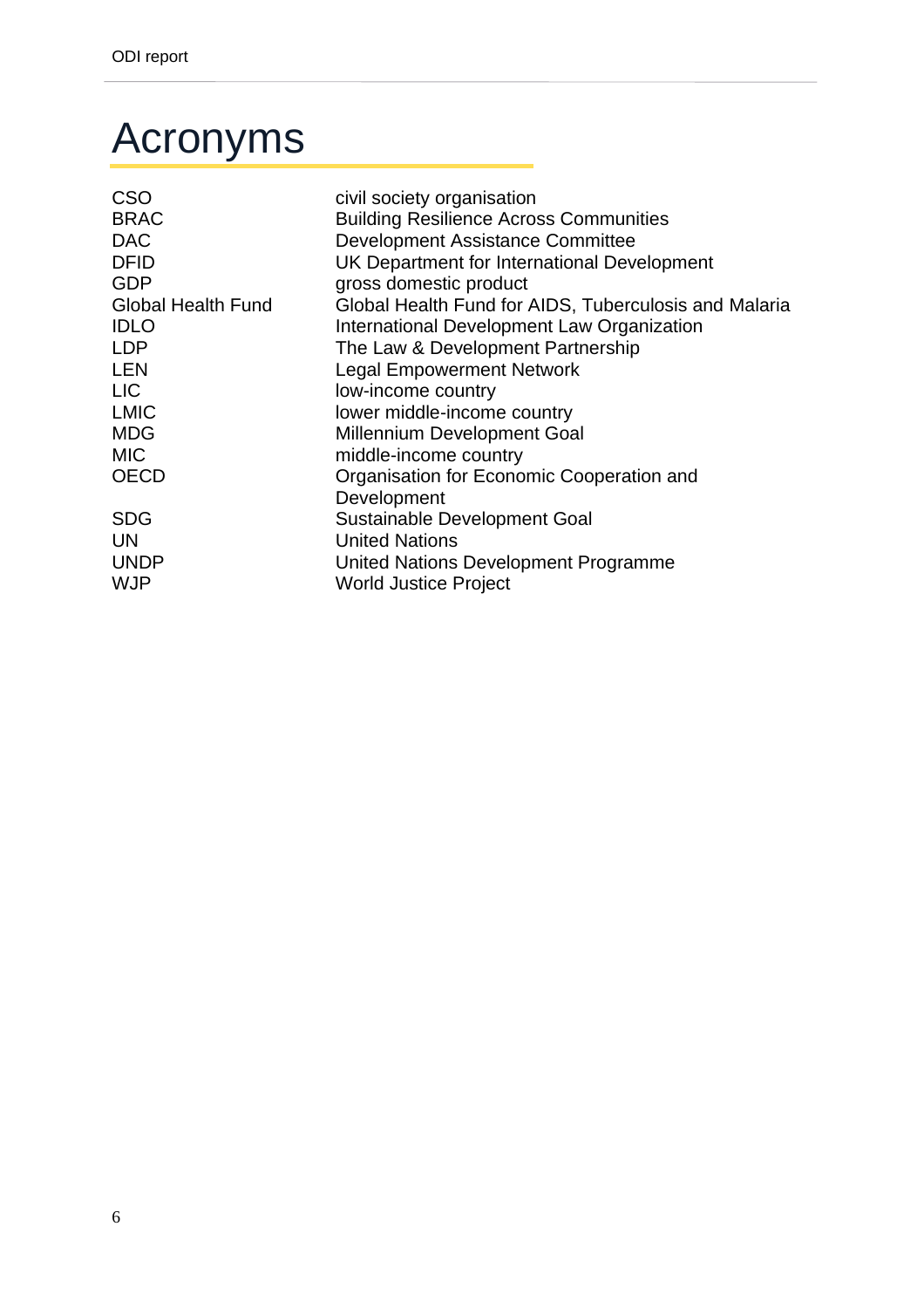# Acronyms

| | |
|---|---|
| CSO | civil society organisation |
| BRAC | Building Resilience Across Communities |
| DAC | Development Assistance Committee |
| DFID | UK Department for International Development |
| GDP | gross domestic product |
| Global Health Fund | Global Health Fund for AIDS, Tuberculosis and Malaria |
| IDLO | International Development Law Organization |
| LDP | The Law & Development Partnership |
| LEN | Legal Empowerment Network |
| LIC | low-income country |
| LMIC | lower middle-income country |
| MDG | Millennium Development Goal |
| MIC | middle-income country |
| OECD | Organisation for Economic Cooperation and Development |
| SDG | Sustainable Development Goal |
| UN | United Nations |
| UNDP | United Nations Development Programme |
| WJP | World Justice Project |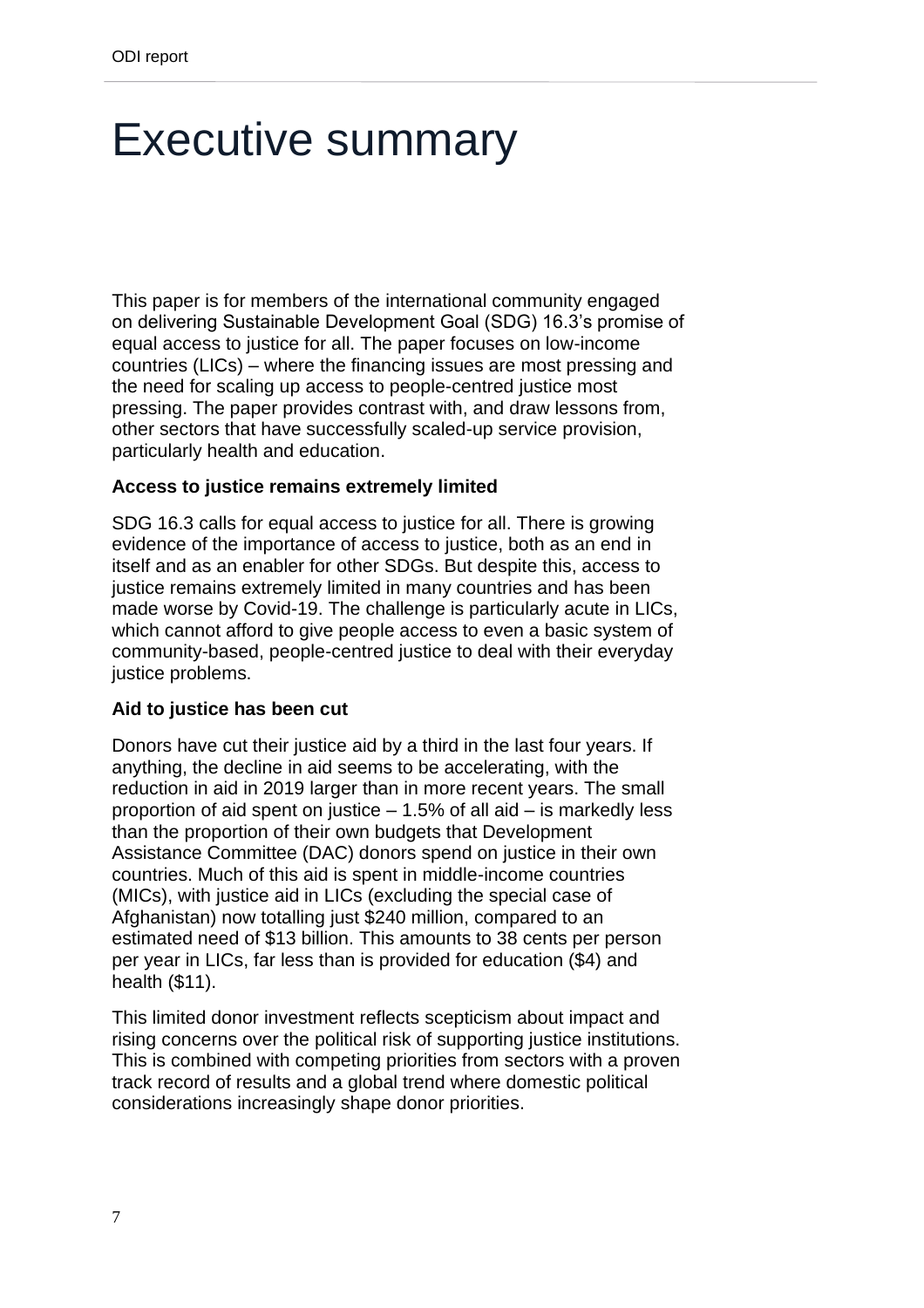# Executive summary

This paper is for members of the international community engaged on delivering Sustainable Development Goal (SDG) 16.3's promise of equal access to justice for all. The paper focuses on low-income countries (LICs) – where the financing issues are most pressing and the need for scaling up access to people-centred justice most pressing. The paper provides contrast with, and draw lessons from, other sectors that have successfully scaled-up service provision, particularly health and education.

**Access to justice remains extremely limited**

SDG 16.3 calls for equal access to justice for all. There is growing evidence of the importance of access to justice, both as an end in itself and as an enabler for other SDGs. But despite this, access to justice remains extremely limited in many countries and has been made worse by Covid-19. The challenge is particularly acute in LICs, which cannot afford to give people access to even a basic system of community-based, people-centred justice to deal with their everyday justice problems.

**Aid to justice has been cut**

Donors have cut their justice aid by a third in the last four years. If anything, the decline in aid seems to be accelerating, with the reduction in aid in 2019 larger than in more recent years. The small proportion of aid spent on justice – 1.5% of all aid – is markedly less than the proportion of their own budgets that Development Assistance Committee (DAC) donors spend on justice in their own countries. Much of this aid is spent in middle-income countries (MICs), with justice aid in LICs (excluding the special case of Afghanistan) now totalling just $240 million, compared to an estimated need of $13 billion. This amounts to 38 cents per person per year in LICs, far less than is provided for education ($4) and health ($11).

This limited donor investment reflects scepticism about impact and rising concerns over the political risk of supporting justice institutions. This is combined with competing priorities from sectors with a proven track record of results and a global trend where domestic political considerations increasingly shape donor priorities.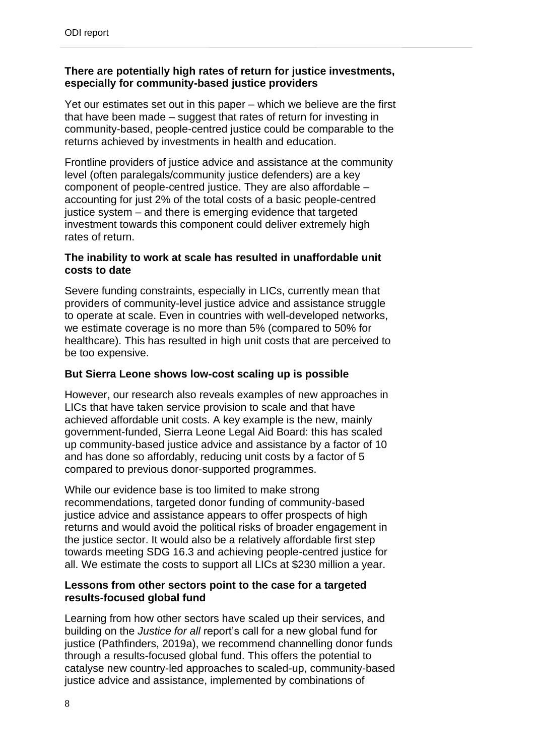### There are potentially high rates of return for justice investments, especially for community-based justice providers

Yet our estimates set out in this paper – which we believe are the first that have been made – suggest that rates of return for investing in community-based, people-centred justice could be comparable to the returns achieved by investments in health and education.

Frontline providers of justice advice and assistance at the community level (often paralegals/community justice defenders) are a key component of people-centred justice. They are also affordable – accounting for just 2% of the total costs of a basic people-centred justice system – and there is emerging evidence that targeted investment towards this component could deliver extremely high rates of return.

### The inability to work at scale has resulted in unaffordable unit costs to date

Severe funding constraints, especially in LICs, currently mean that providers of community-level justice advice and assistance struggle to operate at scale. Even in countries with well-developed networks, we estimate coverage is no more than 5% (compared to 50% for healthcare). This has resulted in high unit costs that are perceived to be too expensive.

### But Sierra Leone shows low-cost scaling up is possible

However, our research also reveals examples of new approaches in LICs that have taken service provision to scale and that have achieved affordable unit costs. A key example is the new, mainly government-funded, Sierra Leone Legal Aid Board: this has scaled up community-based justice advice and assistance by a factor of 10 and has done so affordably, reducing unit costs by a factor of 5 compared to previous donor-supported programmes.

While our evidence base is too limited to make strong recommendations, targeted donor funding of community-based justice advice and assistance appears to offer prospects of high returns and would avoid the political risks of broader engagement in the justice sector. It would also be a relatively affordable first step towards meeting SDG 16.3 and achieving people-centred justice for all. We estimate the costs to support all LICs at $230 million a year.

### Lessons from other sectors point to the case for a targeted results-focused global fund

Learning from how other sectors have scaled up their services, and building on the *Justice for all* report's call for a new global fund for justice (Pathfinders, 2019a), we recommend channelling donor funds through a results-focused global fund. This offers the potential to catalyse new country-led approaches to scaled-up, community-based justice advice and assistance, implemented by combinations of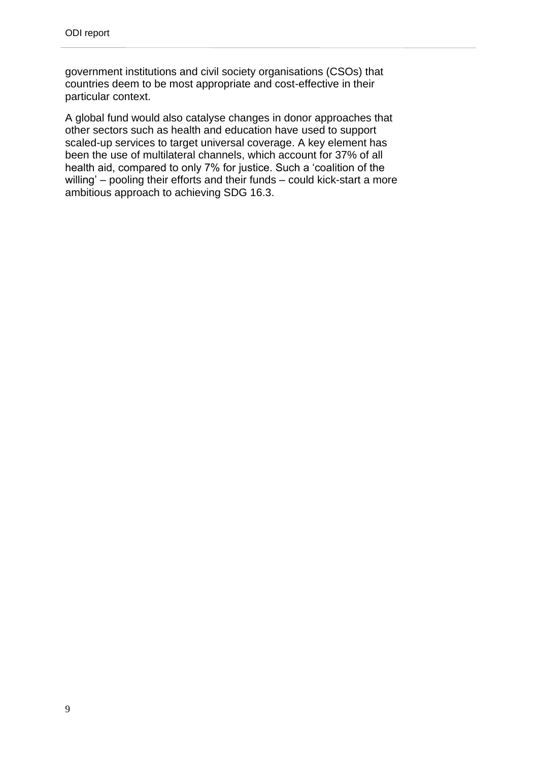government institutions and civil society organisations (CSOs) that countries deem to be most appropriate and cost-effective in their particular context.

A global fund would also catalyse changes in donor approaches that other sectors such as health and education have used to support scaled-up services to target universal coverage. A key element has been the use of multilateral channels, which account for 37% of all health aid, compared to only 7% for justice. Such a 'coalition of the willing' – pooling their efforts and their funds – could kick-start a more ambitious approach to achieving SDG 16.3.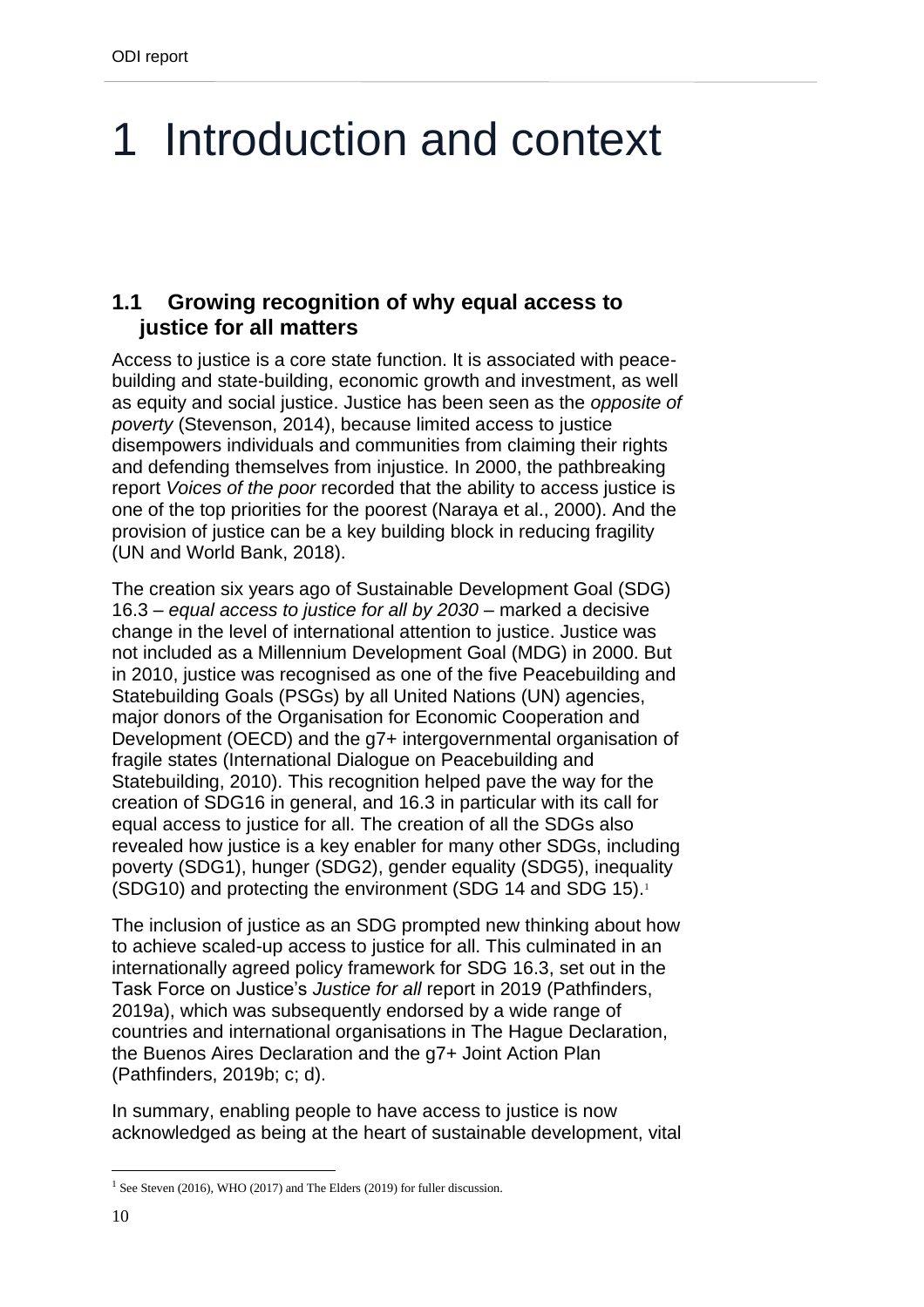# 1 Introduction and context

## 1.1 Growing recognition of why equal access to justice for all matters

Access to justice is a core state function. It is associated with peace-building and state-building, economic growth and investment, as well as equity and social justice. Justice has been seen as the *opposite of poverty* (Stevenson, 2014), because limited access to justice disempowers individuals and communities from claiming their rights and defending themselves from injustice. In 2000, the pathbreaking report *Voices of the poor* recorded that the ability to access justice is one of the top priorities for the poorest (Naraya et al., 2000). And the provision of justice can be a key building block in reducing fragility (UN and World Bank, 2018).

The creation six years ago of Sustainable Development Goal (SDG) 16.3 – *equal access to justice for all by 2030* – marked a decisive change in the level of international attention to justice. Justice was not included as a Millennium Development Goal (MDG) in 2000. But in 2010, justice was recognised as one of the five Peacebuilding and Statebuilding Goals (PSGs) by all United Nations (UN) agencies, major donors of the Organisation for Economic Cooperation and Development (OECD) and the g7+ intergovernmental organisation of fragile states (International Dialogue on Peacebuilding and Statebuilding, 2010). This recognition helped pave the way for the creation of SDG16 in general, and 16.3 in particular with its call for equal access to justice for all. The creation of all the SDGs also revealed how justice is a key enabler for many other SDGs, including poverty (SDG1), hunger (SDG2), gender equality (SDG5), inequality (SDG10) and protecting the environment (SDG 14 and SDG 15).[1]

The inclusion of justice as an SDG prompted new thinking about how to achieve scaled-up access to justice for all. This culminated in an internationally agreed policy framework for SDG 16.3, set out in the Task Force on Justice's *Justice for all* report in 2019 (Pathfinders, 2019a), which was subsequently endorsed by a wide range of countries and international organisations in The Hague Declaration, the Buenos Aires Declaration and the g7+ Joint Action Plan (Pathfinders, 2019b; c; d).

In summary, enabling people to have access to justice is now acknowledged as being at the heart of sustainable development, vital

[1] See Steven (2016), WHO (2017) and The Elders (2019) for fuller discussion.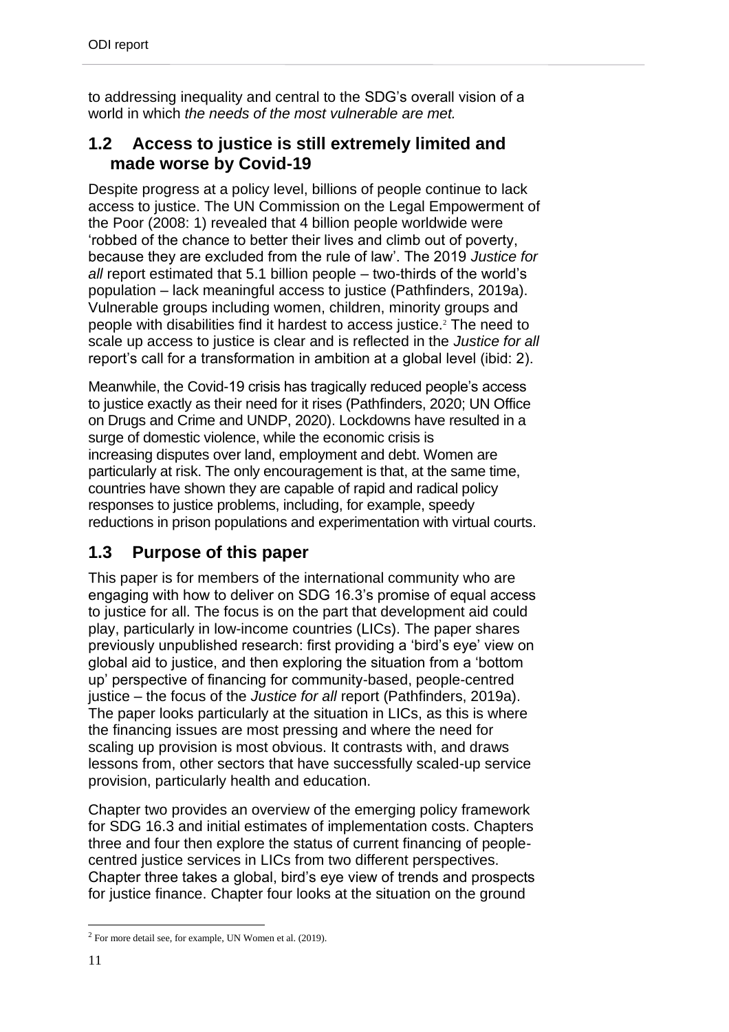to addressing inequality and central to the SDG's overall vision of a world in which *the needs of the most vulnerable are met.*

## 1.2 Access to justice is still extremely limited and made worse by Covid-19

Despite progress at a policy level, billions of people continue to lack access to justice. The UN Commission on the Legal Empowerment of the Poor (2008: 1) revealed that 4 billion people worldwide were 'robbed of the chance to better their lives and climb out of poverty, because they are excluded from the rule of law'. The 2019 *Justice for all* report estimated that 5.1 billion people – two-thirds of the world's population – lack meaningful access to justice (Pathfinders, 2019a). Vulnerable groups including women, children, minority groups and people with disabilities find it hardest to access justice.[2] The need to scale up access to justice is clear and is reflected in the *Justice for all* report's call for a transformation in ambition at a global level (ibid: 2).

Meanwhile, the Covid-19 crisis has tragically reduced people's access to justice exactly as their need for it rises (Pathfinders, 2020; UN Office on Drugs and Crime and UNDP, 2020). Lockdowns have resulted in a surge of domestic violence, while the economic crisis is increasing disputes over land, employment and debt. Women are particularly at risk. The only encouragement is that, at the same time, countries have shown they are capable of rapid and radical policy responses to justice problems, including, for example, speedy reductions in prison populations and experimentation with virtual courts.

## 1.3 Purpose of this paper

This paper is for members of the international community who are engaging with how to deliver on SDG 16.3's promise of equal access to justice for all. The focus is on the part that development aid could play, particularly in low-income countries (LICs). The paper shares previously unpublished research: first providing a 'bird's eye' view on global aid to justice, and then exploring the situation from a 'bottom up' perspective of financing for community-based, people-centred justice – the focus of the *Justice for all* report (Pathfinders, 2019a). The paper looks particularly at the situation in LICs, as this is where the financing issues are most pressing and where the need for scaling up provision is most obvious. It contrasts with, and draws lessons from, other sectors that have successfully scaled-up service provision, particularly health and education.

Chapter two provides an overview of the emerging policy framework for SDG 16.3 and initial estimates of implementation costs. Chapters three and four then explore the status of current financing of people-centred justice services in LICs from two different perspectives. Chapter three takes a global, bird's eye view of trends and prospects for justice finance. Chapter four looks at the situation on the ground

[2] For more detail see, for example, UN Women et al. (2019).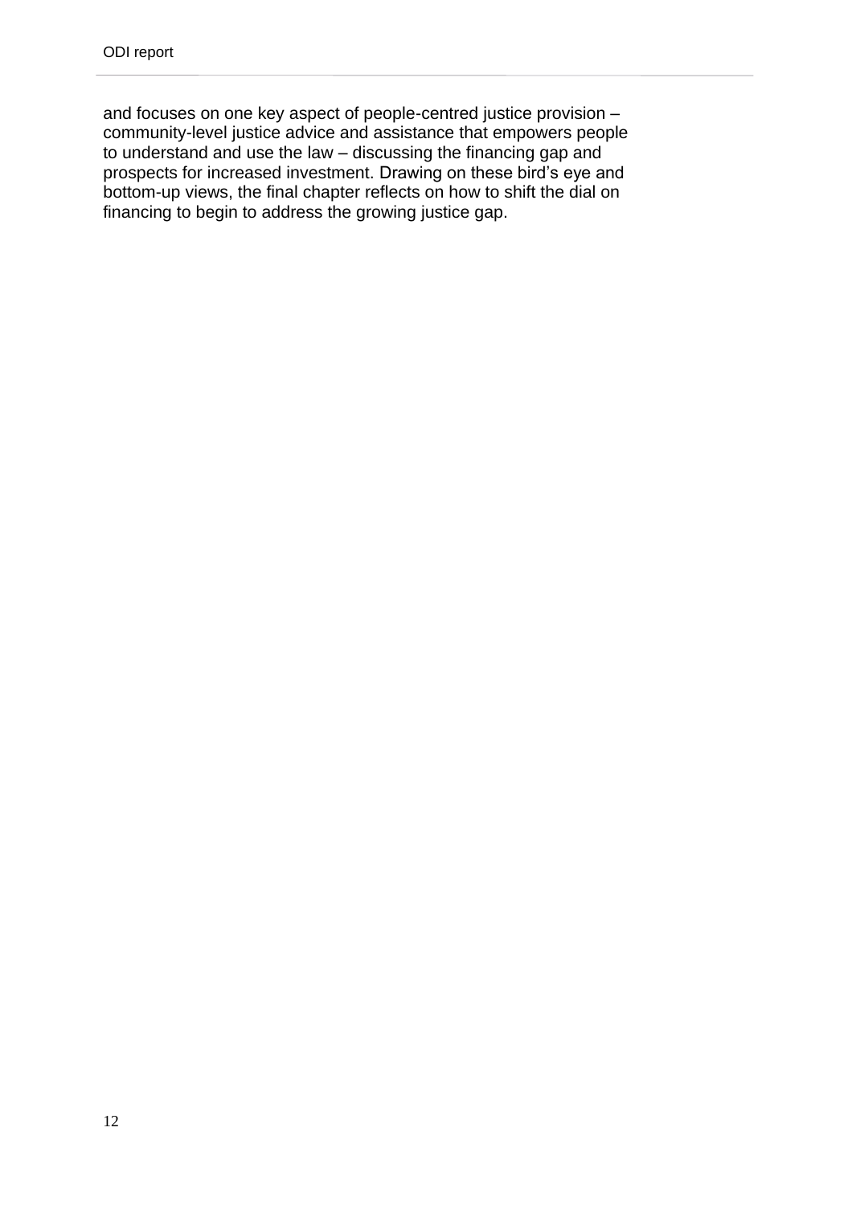and focuses on one key aspect of people-centred justice provision – community-level justice advice and assistance that empowers people to understand and use the law – discussing the financing gap and prospects for increased investment. Drawing on these bird's eye and bottom-up views, the final chapter reflects on how to shift the dial on financing to begin to address the growing justice gap.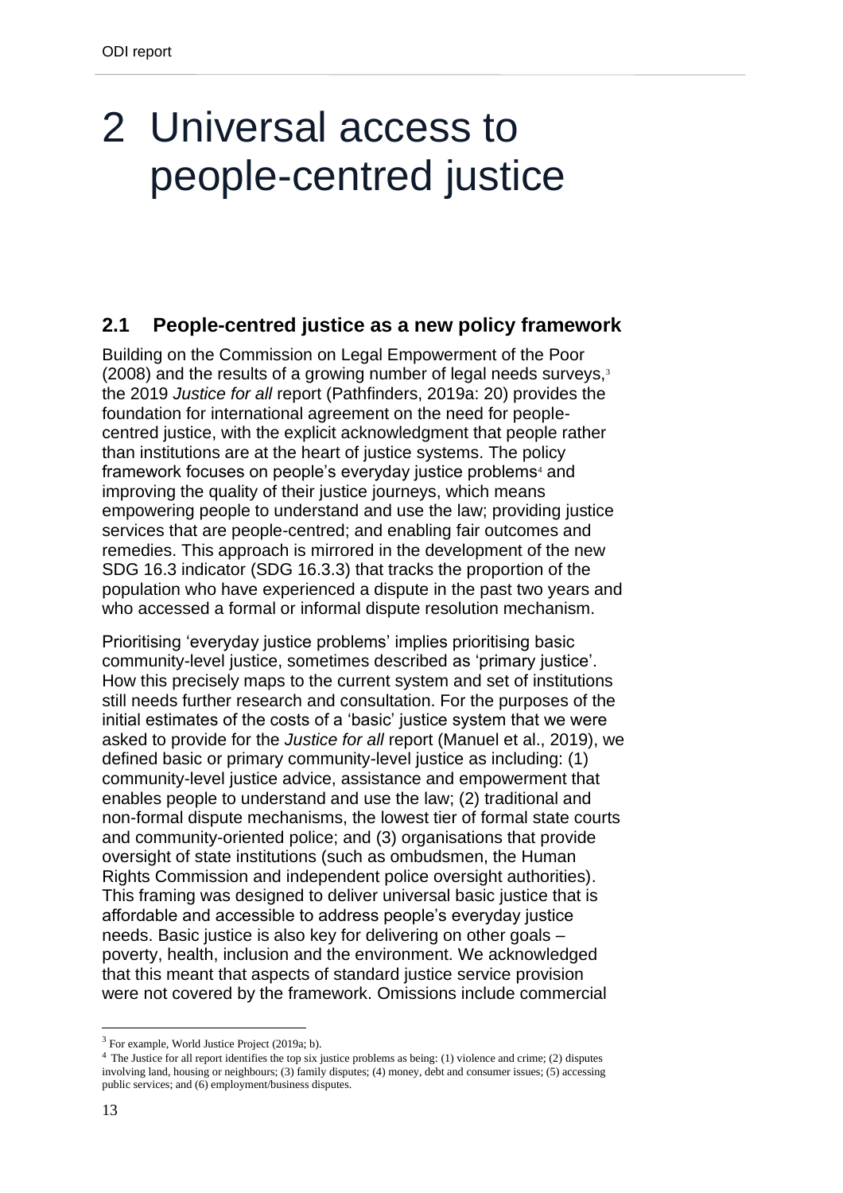# 2 Universal access to people-centred justice

## 2.1 People-centred justice as a new policy framework

Building on the Commission on Legal Empowerment of the Poor (2008) and the results of a growing number of legal needs surveys,[3] the 2019 *Justice for all* report (Pathfinders, 2019a: 20) provides the foundation for international agreement on the need for people-centred justice, with the explicit acknowledgment that people rather than institutions are at the heart of justice systems. The policy framework focuses on people's everyday justice problems[4] and improving the quality of their justice journeys, which means empowering people to understand and use the law; providing justice services that are people-centred; and enabling fair outcomes and remedies. This approach is mirrored in the development of the new SDG 16.3 indicator (SDG 16.3.3) that tracks the proportion of the population who have experienced a dispute in the past two years and who accessed a formal or informal dispute resolution mechanism.

Prioritising 'everyday justice problems' implies prioritising basic community-level justice, sometimes described as 'primary justice'. How this precisely maps to the current system and set of institutions still needs further research and consultation. For the purposes of the initial estimates of the costs of a 'basic' justice system that we were asked to provide for the *Justice for all* report (Manuel et al., 2019), we defined basic or primary community-level justice as including: (1) community-level justice advice, assistance and empowerment that enables people to understand and use the law; (2) traditional and non-formal dispute mechanisms, the lowest tier of formal state courts and community-oriented police; and (3) organisations that provide oversight of state institutions (such as ombudsmen, the Human Rights Commission and independent police oversight authorities). This framing was designed to deliver universal basic justice that is affordable and accessible to address people's everyday justice needs. Basic justice is also key for delivering on other goals – poverty, health, inclusion and the environment. We acknowledged that this meant that aspects of standard justice service provision were not covered by the framework. Omissions include commercial

---

[3] For example, World Justice Project (2019a; b).

[4] The Justice for all report identifies the top six justice problems as being: (1) violence and crime; (2) disputes involving land, housing or neighbours; (3) family disputes; (4) money, debt and consumer issues; (5) accessing public services; and (6) employment/business disputes.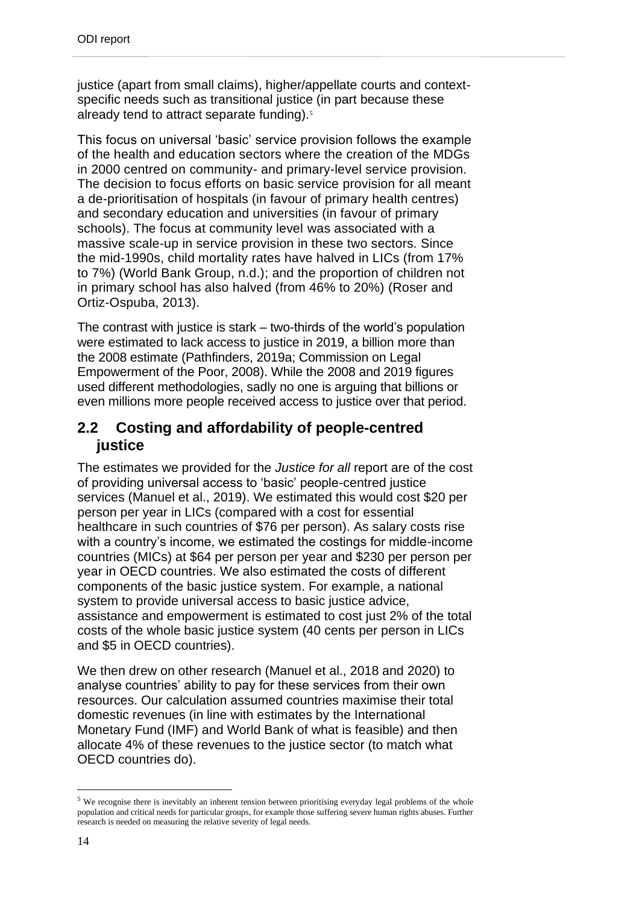justice (apart from small claims), higher/appellate courts and context-specific needs such as transitional justice (in part because these already tend to attract separate funding).[5]

This focus on universal 'basic' service provision follows the example of the health and education sectors where the creation of the MDGs in 2000 centred on community- and primary-level service provision. The decision to focus efforts on basic service provision for all meant a de-prioritisation of hospitals (in favour of primary health centres) and secondary education and universities (in favour of primary schools). The focus at community level was associated with a massive scale-up in service provision in these two sectors. Since the mid-1990s, child mortality rates have halved in LICs (from 17% to 7%) (World Bank Group, n.d.); and the proportion of children not in primary school has also halved (from 46% to 20%) (Roser and Ortiz-Ospuba, 2013).

The contrast with justice is stark – two-thirds of the world's population were estimated to lack access to justice in 2019, a billion more than the 2008 estimate (Pathfinders, 2019a; Commission on Legal Empowerment of the Poor, 2008). While the 2008 and 2019 figures used different methodologies, sadly no one is arguing that billions or even millions more people received access to justice over that period.

## 2.2 Costing and affordability of people-centred justice

The estimates we provided for the *Justice for all* report are of the cost of providing universal access to 'basic' people-centred justice services (Manuel et al., 2019). We estimated this would cost $20 per person per year in LICs (compared with a cost for essential healthcare in such countries of $76 per person). As salary costs rise with a country's income, we estimated the costings for middle-income countries (MICs) at $64 per person per year and $230 per person per year in OECD countries. We also estimated the costs of different components of the basic justice system. For example, a national system to provide universal access to basic justice advice, assistance and empowerment is estimated to cost just 2% of the total costs of the whole basic justice system (40 cents per person in LICs and $5 in OECD countries).

We then drew on other research (Manuel et al., 2018 and 2020) to analyse countries' ability to pay for these services from their own resources. Our calculation assumed countries maximise their total domestic revenues (in line with estimates by the International Monetary Fund (IMF) and World Bank of what is feasible) and then allocate 4% of these revenues to the justice sector (to match what OECD countries do).

[5] We recognise there is inevitably an inherent tension between prioritising everyday legal problems of the whole population and critical needs for particular groups, for example those suffering severe human rights abuses. Further research is needed on measuring the relative severity of legal needs.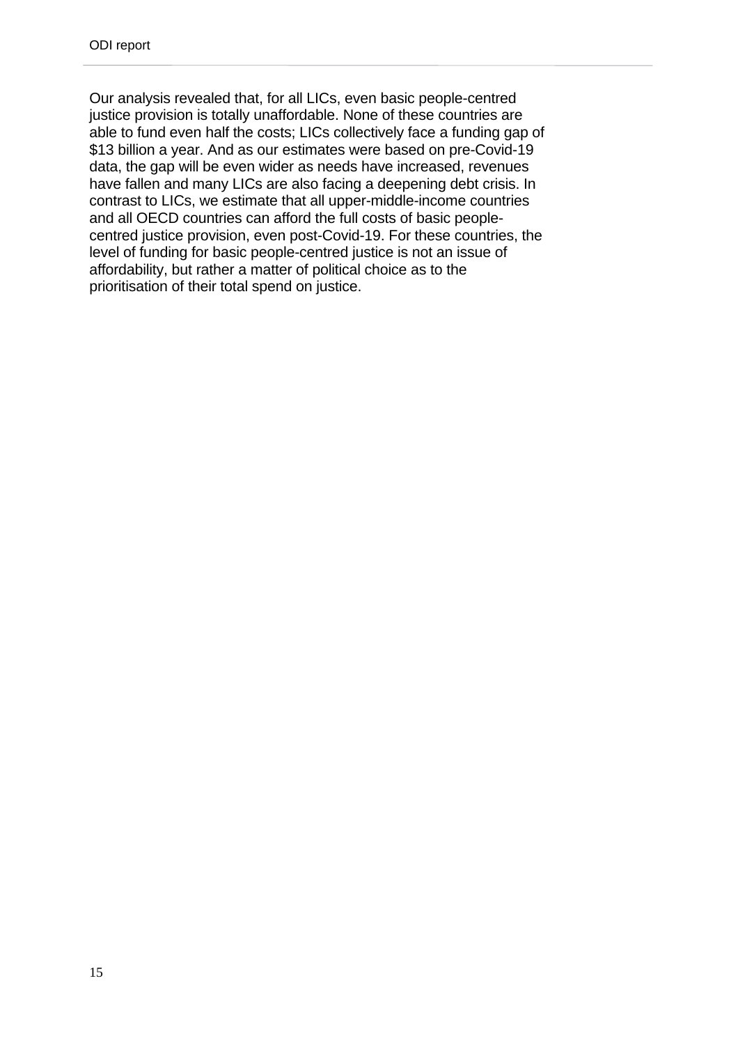Our analysis revealed that, for all LICs, even basic people-centred justice provision is totally unaffordable. None of these countries are able to fund even half the costs; LICs collectively face a funding gap of $13 billion a year. And as our estimates were based on pre-Covid-19 data, the gap will be even wider as needs have increased, revenues have fallen and many LICs are also facing a deepening debt crisis. In contrast to LICs, we estimate that all upper-middle-income countries and all OECD countries can afford the full costs of basic people-centred justice provision, even post-Covid-19. For these countries, the level of funding for basic people-centred justice is not an issue of affordability, but rather a matter of political choice as to the prioritisation of their total spend on justice.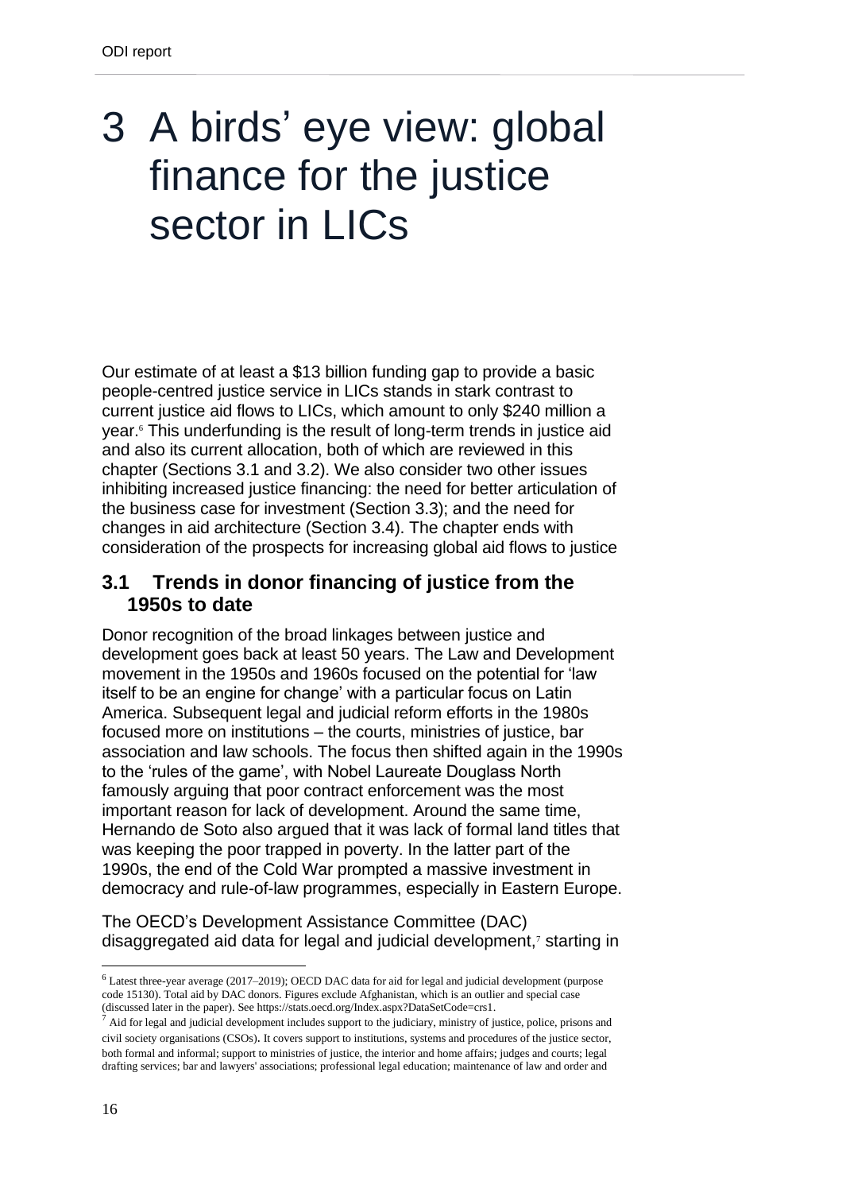# 3 A birds' eye view: global finance for the justice sector in LICs

Our estimate of at least a $13 billion funding gap to provide a basic people-centred justice service in LICs stands in stark contrast to current justice aid flows to LICs, which amount to only $240 million a year.[6] This underfunding is the result of long-term trends in justice aid and also its current allocation, both of which are reviewed in this chapter (Sections 3.1 and 3.2). We also consider two other issues inhibiting increased justice financing: the need for better articulation of the business case for investment (Section 3.3); and the need for changes in aid architecture (Section 3.4). The chapter ends with consideration of the prospects for increasing global aid flows to justice

## 3.1 Trends in donor financing of justice from the 1950s to date

Donor recognition of the broad linkages between justice and development goes back at least 50 years. The Law and Development movement in the 1950s and 1960s focused on the potential for 'law itself to be an engine for change' with a particular focus on Latin America. Subsequent legal and judicial reform efforts in the 1980s focused more on institutions – the courts, ministries of justice, bar association and law schools. The focus then shifted again in the 1990s to the 'rules of the game', with Nobel Laureate Douglass North famously arguing that poor contract enforcement was the most important reason for lack of development. Around the same time, Hernando de Soto also argued that it was lack of formal land titles that was keeping the poor trapped in poverty. In the latter part of the 1990s, the end of the Cold War prompted a massive investment in democracy and rule-of-law programmes, especially in Eastern Europe.

The OECD's Development Assistance Committee (DAC) disaggregated aid data for legal and judicial development,[7] starting in

[6] Latest three-year average (2017–2019); OECD DAC data for aid for legal and judicial development (purpose code 15130). Total aid by DAC donors. Figures exclude Afghanistan, which is an outlier and special case (discussed later in the paper). See https://stats.oecd.org/Index.aspx?DataSetCode=crs1.

[7] Aid for legal and judicial development includes support to the judiciary, ministry of justice, police, prisons and civil society organisations (CSOs). It covers support to institutions, systems and procedures of the justice sector, both formal and informal; support to ministries of justice, the interior and home affairs; judges and courts; legal drafting services; bar and lawyers' associations; professional legal education; maintenance of law and order and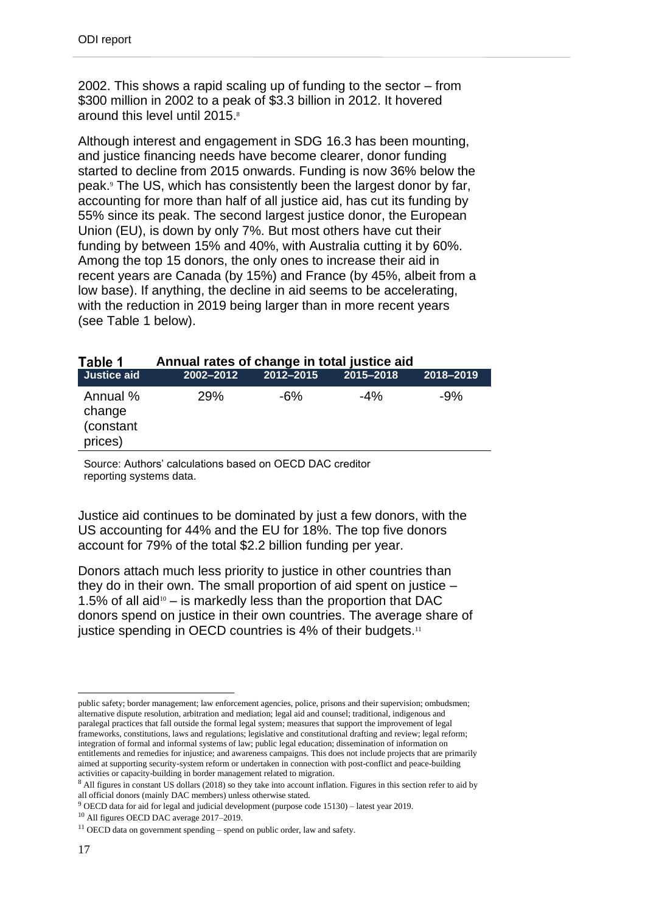2002. This shows a rapid scaling up of funding to the sector – from $300 million in 2002 to a peak of $3.3 billion in 2012. It hovered around this level until 2015.[8]

Although interest and engagement in SDG 16.3 has been mounting, and justice financing needs have become clearer, donor funding started to decline from 2015 onwards. Funding is now 36% below the peak.[9] The US, which has consistently been the largest donor by far, accounting for more than half of all justice aid, has cut its funding by 55% since its peak. The second largest justice donor, the European Union (EU), is down by only 7%. But most others have cut their funding by between 15% and 40%, with Australia cutting it by 60%. Among the top 15 donors, the only ones to increase their aid in recent years are Canada (by 15%) and France (by 45%, albeit from a low base). If anything, the decline in aid seems to be accelerating, with the reduction in 2019 being larger than in more recent years (see Table 1 below).

**Table 1 Annual rates of change in total justice aid**

| Justice aid | 2002–2012 | 2012–2015 | 2015–2018 | 2018–2019 |
|---|---|---|---|---|
| Annual % change (constant prices) | 29% | -6% | -4% | -9% |

Source: Authors' calculations based on OECD DAC creditor reporting systems data.

Justice aid continues to be dominated by just a few donors, with the US accounting for 44% and the EU for 18%. The top five donors account for 79% of the total $2.2 billion funding per year.

Donors attach much less priority to justice in other countries than they do in their own. The small proportion of aid spent on justice – 1.5% of all aid[10] – is markedly less than the proportion that DAC donors spend on justice in their own countries. The average share of justice spending in OECD countries is 4% of their budgets.[11]

---

public safety; border management; law enforcement agencies, police, prisons and their supervision; ombudsmen; alternative dispute resolution, arbitration and mediation; legal aid and counsel; traditional, indigenous and paralegal practices that fall outside the formal legal system; measures that support the improvement of legal frameworks, constitutions, laws and regulations; legislative and constitutional drafting and review; legal reform; integration of formal and informal systems of law; public legal education; dissemination of information on entitlements and remedies for injustice; and awareness campaigns. This does not include projects that are primarily aimed at supporting security-system reform or undertaken in connection with post-conflict and peace-building activities or capacity-building in border management related to migration.

[8] All figures in constant US dollars (2018) so they take into account inflation. Figures in this section refer to aid by all official donors (mainly DAC members) unless otherwise stated.

[9] OECD data for aid for legal and judicial development (purpose code 15130) – latest year 2019.

[10] All figures OECD DAC average 2017–2019.

[11] OECD data on government spending – spend on public order, law and safety.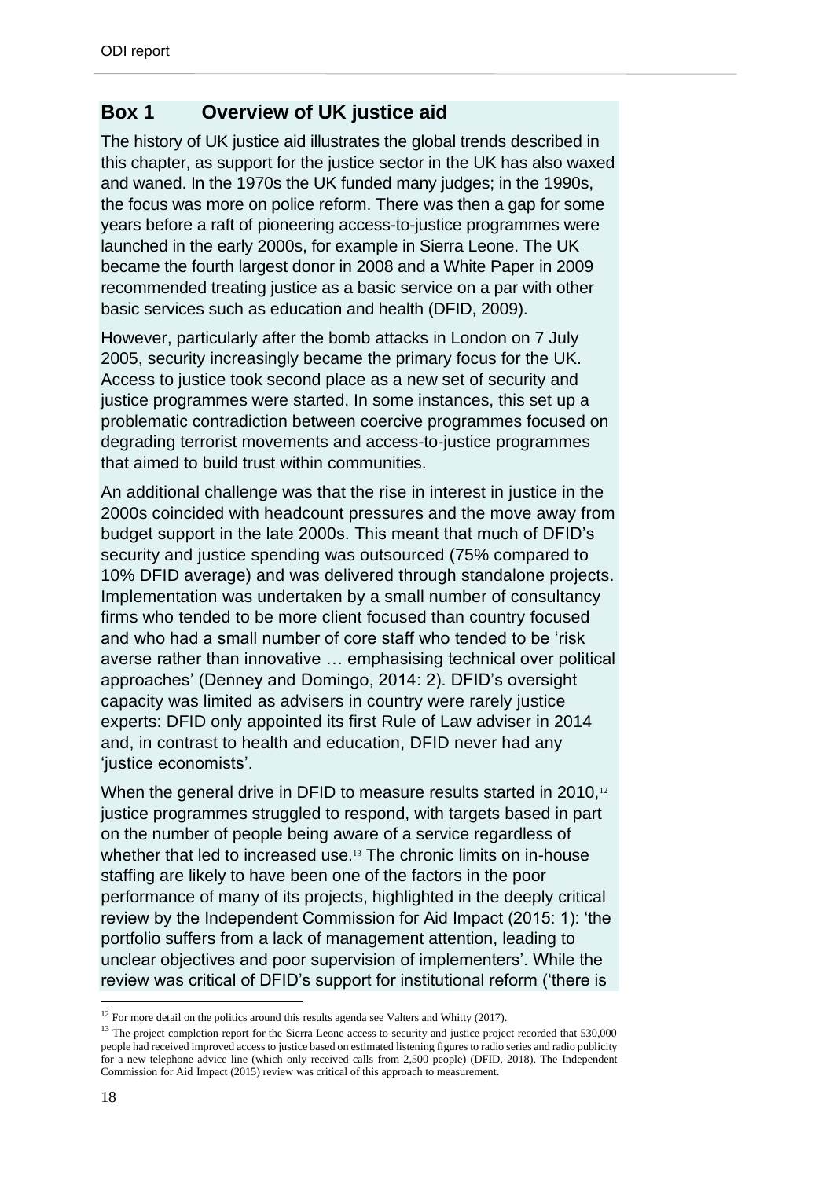## Box 1 Overview of UK justice aid

The history of UK justice aid illustrates the global trends described in this chapter, as support for the justice sector in the UK has also waxed and waned. In the 1970s the UK funded many judges; in the 1990s, the focus was more on police reform. There was then a gap for some years before a raft of pioneering access-to-justice programmes were launched in the early 2000s, for example in Sierra Leone. The UK became the fourth largest donor in 2008 and a White Paper in 2009 recommended treating justice as a basic service on a par with other basic services such as education and health (DFID, 2009).

However, particularly after the bomb attacks in London on 7 July 2005, security increasingly became the primary focus for the UK. Access to justice took second place as a new set of security and justice programmes were started. In some instances, this set up a problematic contradiction between coercive programmes focused on degrading terrorist movements and access-to-justice programmes that aimed to build trust within communities.

An additional challenge was that the rise in interest in justice in the 2000s coincided with headcount pressures and the move away from budget support in the late 2000s. This meant that much of DFID's security and justice spending was outsourced (75% compared to 10% DFID average) and was delivered through standalone projects. Implementation was undertaken by a small number of consultancy firms who tended to be more client focused than country focused and who had a small number of core staff who tended to be 'risk averse rather than innovative … emphasising technical over political approaches' (Denney and Domingo, 2014: 2). DFID's oversight capacity was limited as advisers in country were rarely justice experts: DFID only appointed its first Rule of Law adviser in 2014 and, in contrast to health and education, DFID never had any 'justice economists'.

When the general drive in DFID to measure results started in 2010,[12] justice programmes struggled to respond, with targets based in part on the number of people being aware of a service regardless of whether that led to increased use.[13] The chronic limits on in-house staffing are likely to have been one of the factors in the poor performance of many of its projects, highlighted in the deeply critical review by the Independent Commission for Aid Impact (2015: 1): 'the portfolio suffers from a lack of management attention, leading to unclear objectives and poor supervision of implementers'. While the review was critical of DFID's support for institutional reform ('there is

[12] For more detail on the politics around this results agenda see Valters and Whitty (2017).

[13] The project completion report for the Sierra Leone access to security and justice project recorded that 530,000 people had received improved access to justice based on estimated listening figures to radio series and radio publicity for a new telephone advice line (which only received calls from 2,500 people) (DFID, 2018). The Independent Commission for Aid Impact (2015) review was critical of this approach to measurement.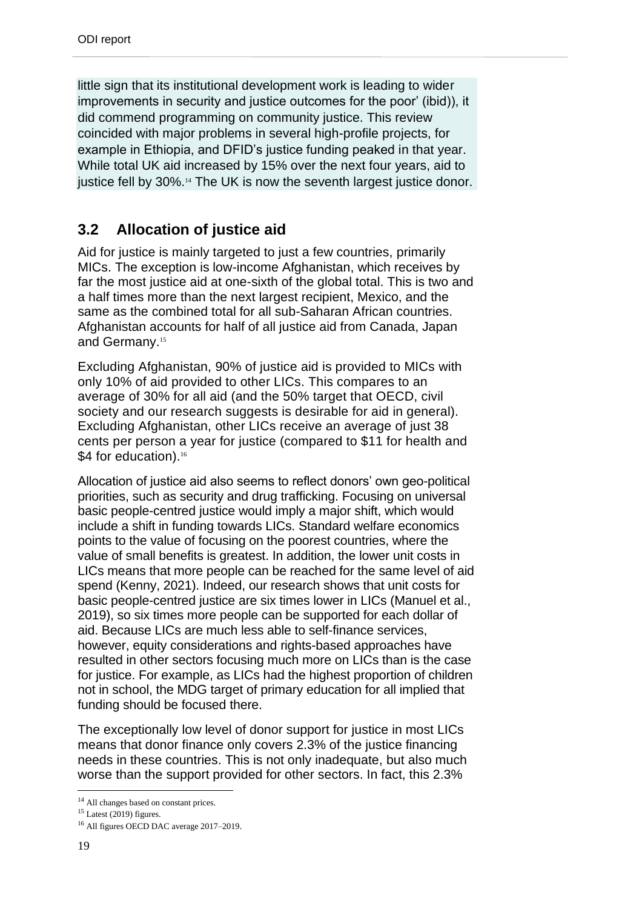little sign that its institutional development work is leading to wider improvements in security and justice outcomes for the poor' (ibid)), it did commend programming on community justice. This review coincided with major problems in several high-profile projects, for example in Ethiopia, and DFID's justice funding peaked in that year. While total UK aid increased by 15% over the next four years, aid to justice fell by 30%.[14] The UK is now the seventh largest justice donor.

## 3.2 Allocation of justice aid

Aid for justice is mainly targeted to just a few countries, primarily MICs. The exception is low-income Afghanistan, which receives by far the most justice aid at one-sixth of the global total. This is two and a half times more than the next largest recipient, Mexico, and the same as the combined total for all sub-Saharan African countries. Afghanistan accounts for half of all justice aid from Canada, Japan and Germany.[15]

Excluding Afghanistan, 90% of justice aid is provided to MICs with only 10% of aid provided to other LICs. This compares to an average of 30% for all aid (and the 50% target that OECD, civil society and our research suggests is desirable for aid in general). Excluding Afghanistan, other LICs receive an average of just 38 cents per person a year for justice (compared to $11 for health and $4 for education).[16]

Allocation of justice aid also seems to reflect donors' own geo-political priorities, such as security and drug trafficking. Focusing on universal basic people-centred justice would imply a major shift, which would include a shift in funding towards LICs. Standard welfare economics points to the value of focusing on the poorest countries, where the value of small benefits is greatest. In addition, the lower unit costs in LICs means that more people can be reached for the same level of aid spend (Kenny, 2021). Indeed, our research shows that unit costs for basic people-centred justice are six times lower in LICs (Manuel et al., 2019), so six times more people can be supported for each dollar of aid. Because LICs are much less able to self-finance services, however, equity considerations and rights-based approaches have resulted in other sectors focusing much more on LICs than is the case for justice. For example, as LICs had the highest proportion of children not in school, the MDG target of primary education for all implied that funding should be focused there.

The exceptionally low level of donor support for justice in most LICs means that donor finance only covers 2.3% of the justice financing needs in these countries. This is not only inadequate, but also much worse than the support provided for other sectors. In fact, this 2.3%

---

[14] All changes based on constant prices.

[15] Latest (2019) figures.

[16] All figures OECD DAC average 2017–2019.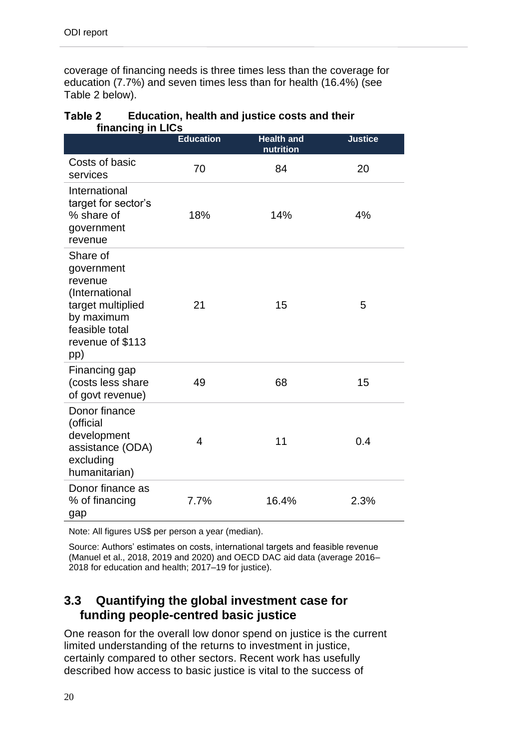coverage of financing needs is three times less than the coverage for education (7.7%) and seven times less than for health (16.4%) (see Table 2 below).

**Table 2 Education, health and justice costs and their financing in LICs**

| | Education | Health and nutrition | Justice |
|---|---|---|---|
| Costs of basic services | 70 | 84 | 20 |
| International target for sector's % share of government revenue | 18% | 14% | 4% |
| Share of government revenue (International target multiplied by maximum feasible total revenue of $113 pp) | 21 | 15 | 5 |
| Financing gap (costs less share of govt revenue) | 49 | 68 | 15 |
| Donor finance (official development assistance (ODA) excluding humanitarian) | 4 | 11 | 0.4 |
| Donor finance as % of financing gap | 7.7% | 16.4% | 2.3% |

Note: All figures US$ per person a year (median).

Source: Authors' estimates on costs, international targets and feasible revenue (Manuel et al., 2018, 2019 and 2020) and OECD DAC aid data (average 2016–2018 for education and health; 2017–19 for justice).

## 3.3 Quantifying the global investment case for funding people-centred basic justice

One reason for the overall low donor spend on justice is the current limited understanding of the returns to investment in justice, certainly compared to other sectors. Recent work has usefully described how access to basic justice is vital to the success of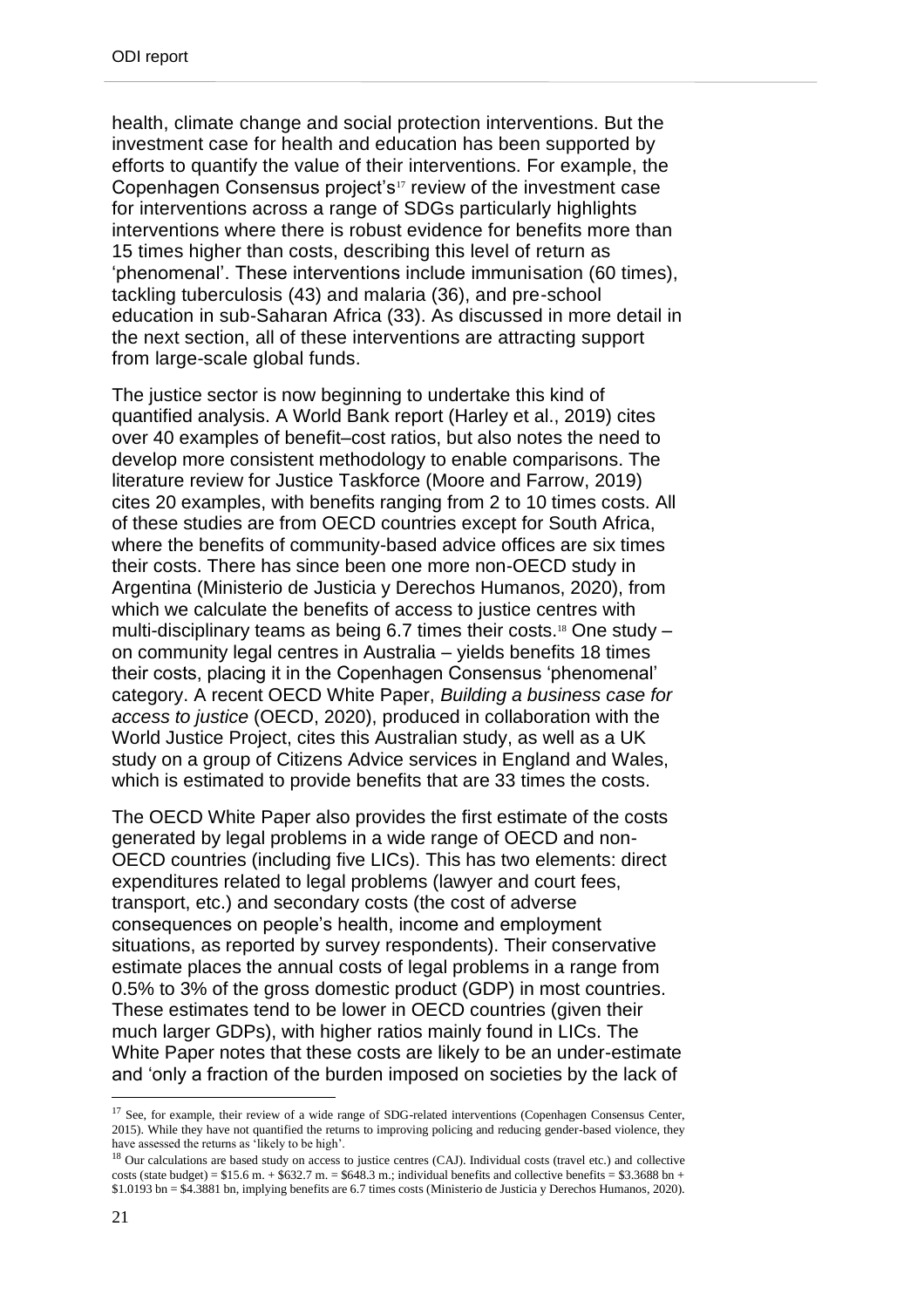health, climate change and social protection interventions. But the investment case for health and education has been supported by efforts to quantify the value of their interventions. For example, the Copenhagen Consensus project's[17] review of the investment case for interventions across a range of SDGs particularly highlights interventions where there is robust evidence for benefits more than 15 times higher than costs, describing this level of return as 'phenomenal'. These interventions include immunisation (60 times), tackling tuberculosis (43) and malaria (36), and pre-school education in sub-Saharan Africa (33). As discussed in more detail in the next section, all of these interventions are attracting support from large-scale global funds.

The justice sector is now beginning to undertake this kind of quantified analysis. A World Bank report (Harley et al., 2019) cites over 40 examples of benefit–cost ratios, but also notes the need to develop more consistent methodology to enable comparisons. The literature review for Justice Taskforce (Moore and Farrow, 2019) cites 20 examples, with benefits ranging from 2 to 10 times costs. All of these studies are from OECD countries except for South Africa, where the benefits of community-based advice offices are six times their costs. There has since been one more non-OECD study in Argentina (Ministerio de Justicia y Derechos Humanos, 2020), from which we calculate the benefits of access to justice centres with multi-disciplinary teams as being 6.7 times their costs.[18] One study – on community legal centres in Australia – yields benefits 18 times their costs, placing it in the Copenhagen Consensus 'phenomenal' category. A recent OECD White Paper, *Building a business case for access to justice* (OECD, 2020), produced in collaboration with the World Justice Project, cites this Australian study, as well as a UK study on a group of Citizens Advice services in England and Wales, which is estimated to provide benefits that are 33 times the costs.

The OECD White Paper also provides the first estimate of the costs generated by legal problems in a wide range of OECD and non-OECD countries (including five LICs). This has two elements: direct expenditures related to legal problems (lawyer and court fees, transport, etc.) and secondary costs (the cost of adverse consequences on people's health, income and employment situations, as reported by survey respondents). Their conservative estimate places the annual costs of legal problems in a range from 0.5% to 3% of the gross domestic product (GDP) in most countries. These estimates tend to be lower in OECD countries (given their much larger GDPs), with higher ratios mainly found in LICs. The White Paper notes that these costs are likely to be an under-estimate and 'only a fraction of the burden imposed on societies by the lack of

---

[17] See, for example, their review of a wide range of SDG-related interventions (Copenhagen Consensus Center, 2015). While they have not quantified the returns to improving policing and reducing gender-based violence, they have assessed the returns as 'likely to be high'.

[18] Our calculations are based study on access to justice centres (CAJ). Individual costs (travel etc.) and collective costs (state budget) = $15.6 m. + $632.7 m. = $648.3 m.; individual benefits and collective benefits = $3.3688 bn + $1.0193 bn = $4.3881 bn, implying benefits are 6.7 times costs (Ministerio de Justicia y Derechos Humanos, 2020).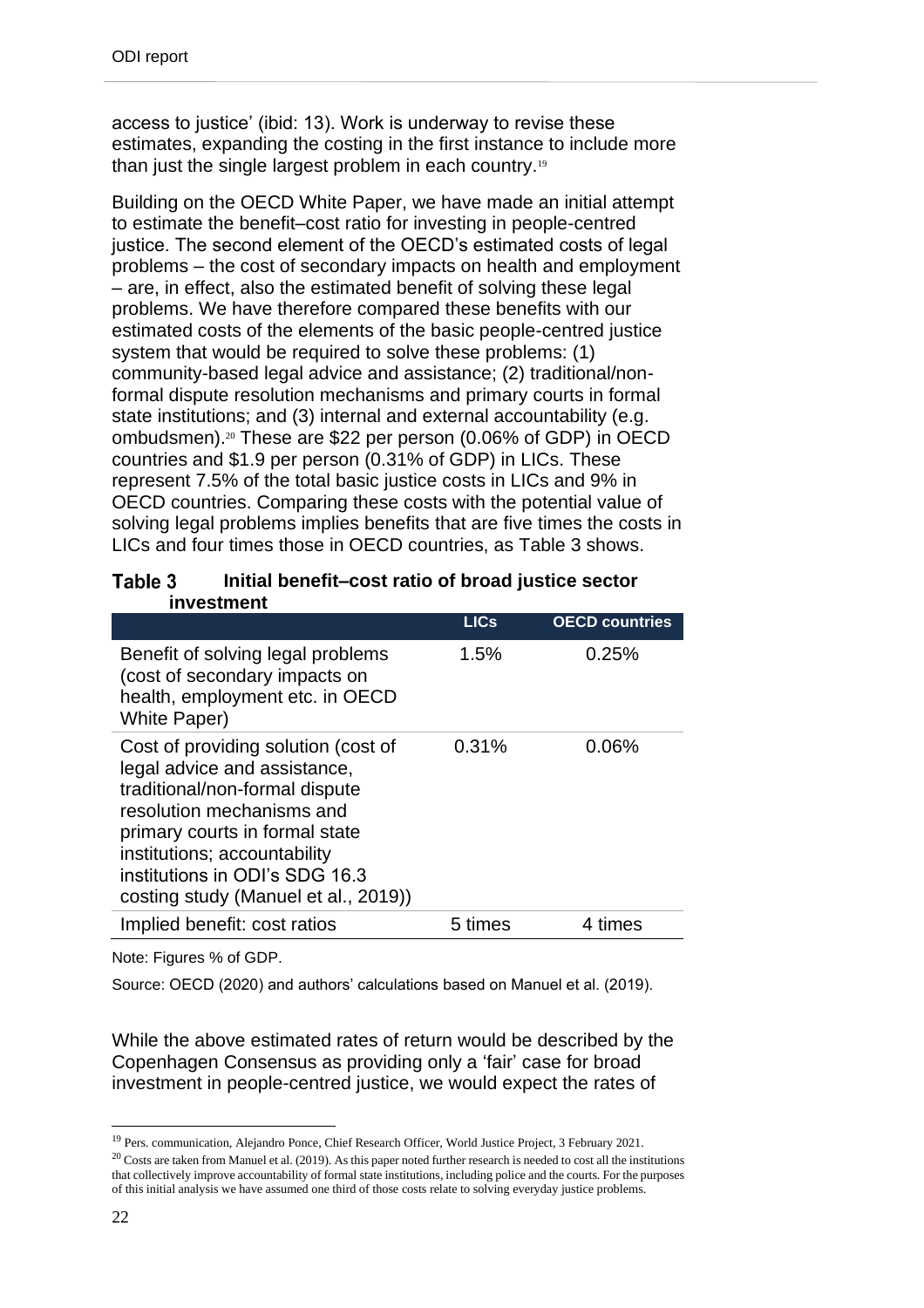access to justice' (ibid: 13). Work is underway to revise these estimates, expanding the costing in the first instance to include more than just the single largest problem in each country.[19]

Building on the OECD White Paper, we have made an initial attempt to estimate the benefit–cost ratio for investing in people-centred justice. The second element of the OECD's estimated costs of legal problems – the cost of secondary impacts on health and employment – are, in effect, also the estimated benefit of solving these legal problems. We have therefore compared these benefits with our estimated costs of the elements of the basic people-centred justice system that would be required to solve these problems: (1) community-based legal advice and assistance; (2) traditional/non-formal dispute resolution mechanisms and primary courts in formal state institutions; and (3) internal and external accountability (e.g. ombudsmen).[20] These are $22 per person (0.06% of GDP) in OECD countries and $1.9 per person (0.31% of GDP) in LICs. These represent 7.5% of the total basic justice costs in LICs and 9% in OECD countries. Comparing these costs with the potential value of solving legal problems implies benefits that are five times the costs in LICs and four times those in OECD countries, as Table 3 shows.

**Table 3 Initial benefit–cost ratio of broad justice sector investment**

| | LICs | OECD countries |
|---|---|---|
| Benefit of solving legal problems (cost of secondary impacts on health, employment etc. in OECD White Paper) | 1.5% | 0.25% |
| Cost of providing solution (cost of legal advice and assistance, traditional/non-formal dispute resolution mechanisms and primary courts in formal state institutions; accountability institutions in ODI's SDG 16.3 costing study (Manuel et al., 2019)) | 0.31% | 0.06% |
| Implied benefit: cost ratios | 5 times | 4 times |

Note: Figures % of GDP.

Source: OECD (2020) and authors' calculations based on Manuel et al. (2019).

While the above estimated rates of return would be described by the Copenhagen Consensus as providing only a 'fair' case for broad investment in people-centred justice, we would expect the rates of

[19] Pers. communication, Alejandro Ponce, Chief Research Officer, World Justice Project, 3 February 2021.

[20] Costs are taken from Manuel et al. (2019). As this paper noted further research is needed to cost all the institutions that collectively improve accountability of formal state institutions, including police and the courts. For the purposes of this initial analysis we have assumed one third of those costs relate to solving everyday justice problems.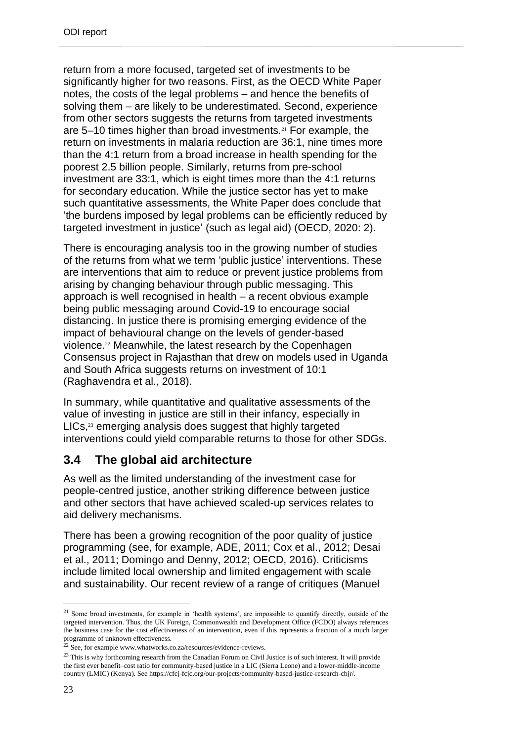return from a more focused, targeted set of investments to be significantly higher for two reasons. First, as the OECD White Paper notes, the costs of the legal problems – and hence the benefits of solving them – are likely to be underestimated. Second, experience from other sectors suggests the returns from targeted investments are 5–10 times higher than broad investments.[21] For example, the return on investments in malaria reduction are 36:1, nine times more than the 4:1 return from a broad increase in health spending for the poorest 2.5 billion people. Similarly, returns from pre-school investment are 33:1, which is eight times more than the 4:1 returns for secondary education. While the justice sector has yet to make such quantitative assessments, the White Paper does conclude that 'the burdens imposed by legal problems can be efficiently reduced by targeted investment in justice' (such as legal aid) (OECD, 2020: 2).

There is encouraging analysis too in the growing number of studies of the returns from what we term 'public justice' interventions. These are interventions that aim to reduce or prevent justice problems from arising by changing behaviour through public messaging. This approach is well recognised in health – a recent obvious example being public messaging around Covid-19 to encourage social distancing. In justice there is promising emerging evidence of the impact of behavioural change on the levels of gender-based violence.[22] Meanwhile, the latest research by the Copenhagen Consensus project in Rajasthan that drew on models used in Uganda and South Africa suggests returns on investment of 10:1 (Raghavendra et al., 2018).

In summary, while quantitative and qualitative assessments of the value of investing in justice are still in their infancy, especially in LICs,[23] emerging analysis does suggest that highly targeted interventions could yield comparable returns to those for other SDGs.

## 3.4 The global aid architecture

As well as the limited understanding of the investment case for people-centred justice, another striking difference between justice and other sectors that have achieved scaled-up services relates to aid delivery mechanisms.

There has been a growing recognition of the poor quality of justice programming (see, for example, ADE, 2011; Cox et al., 2012; Desai et al., 2011; Domingo and Denny, 2012; OECD, 2016). Criticisms include limited local ownership and limited engagement with scale and sustainability. Our recent review of a range of critiques (Manuel

---

[21] Some broad investments, for example in 'health systems', are impossible to quantify directly, outside of the targeted intervention. Thus, the UK Foreign, Commonwealth and Development Office (FCDO) always references the business case for the cost effectiveness of an intervention, even if this represents a fraction of a much larger programme of unknown effectiveness.

[22] See, for example www.whatworks.co.za/resources/evidence-reviews.

[23] This is why forthcoming research from the Canadian Forum on Civil Justice is of such interest. It will provide the first ever benefit–cost ratio for community-based justice in a LIC (Sierra Leone) and a lower-middle-income country (LMIC) (Kenya). See https://cfcj-fcjc.org/our-projects/community-based-justice-research-cbjr/.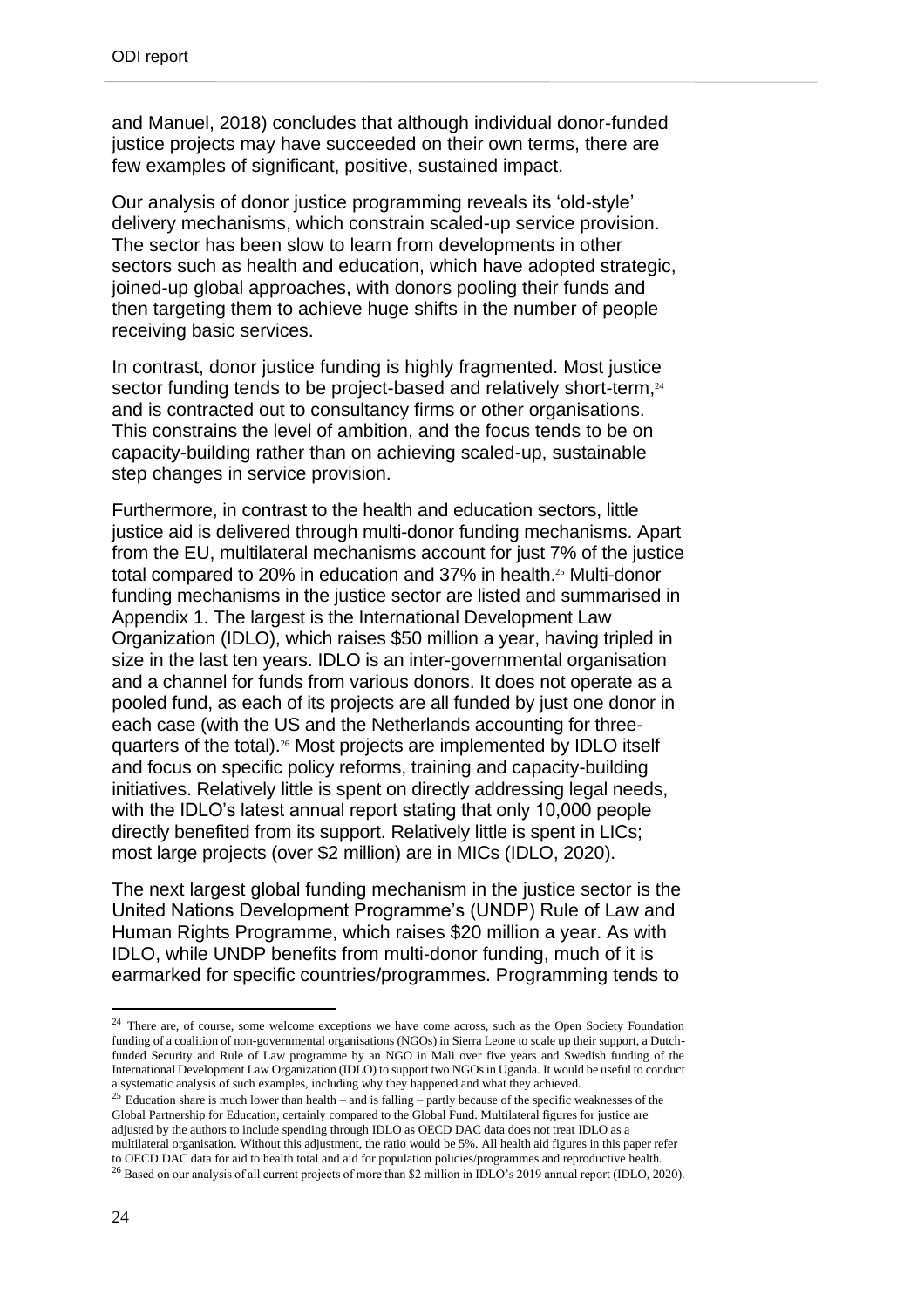and Manuel, 2018) concludes that although individual donor-funded justice projects may have succeeded on their own terms, there are few examples of significant, positive, sustained impact.

Our analysis of donor justice programming reveals its 'old-style' delivery mechanisms, which constrain scaled-up service provision. The sector has been slow to learn from developments in other sectors such as health and education, which have adopted strategic, joined-up global approaches, with donors pooling their funds and then targeting them to achieve huge shifts in the number of people receiving basic services.

In contrast, donor justice funding is highly fragmented. Most justice sector funding tends to be project-based and relatively short-term,[24] and is contracted out to consultancy firms or other organisations. This constrains the level of ambition, and the focus tends to be on capacity-building rather than on achieving scaled-up, sustainable step changes in service provision.

Furthermore, in contrast to the health and education sectors, little justice aid is delivered through multi-donor funding mechanisms. Apart from the EU, multilateral mechanisms account for just 7% of the justice total compared to 20% in education and 37% in health.[25] Multi-donor funding mechanisms in the justice sector are listed and summarised in Appendix 1. The largest is the International Development Law Organization (IDLO), which raises $50 million a year, having tripled in size in the last ten years. IDLO is an inter-governmental organisation and a channel for funds from various donors. It does not operate as a pooled fund, as each of its projects are all funded by just one donor in each case (with the US and the Netherlands accounting for three-quarters of the total).[26] Most projects are implemented by IDLO itself and focus on specific policy reforms, training and capacity-building initiatives. Relatively little is spent on directly addressing legal needs, with the IDLO's latest annual report stating that only 10,000 people directly benefited from its support. Relatively little is spent in LICs; most large projects (over $2 million) are in MICs (IDLO, 2020).

The next largest global funding mechanism in the justice sector is the United Nations Development Programme's (UNDP) Rule of Law and Human Rights Programme, which raises $20 million a year. As with IDLO, while UNDP benefits from multi-donor funding, much of it is earmarked for specific countries/programmes. Programming tends to

---

[24] There are, of course, some welcome exceptions we have come across, such as the Open Society Foundation funding of a coalition of non-governmental organisations (NGOs) in Sierra Leone to scale up their support, a Dutch-funded Security and Rule of Law programme by an NGO in Mali over five years and Swedish funding of the International Development Law Organization (IDLO) to support two NGOs in Uganda. It would be useful to conduct a systematic analysis of such examples, including why they happened and what they achieved.

[25] Education share is much lower than health – and is falling – partly because of the specific weaknesses of the Global Partnership for Education, certainly compared to the Global Fund. Multilateral figures for justice are adjusted by the authors to include spending through IDLO as OECD DAC data does not treat IDLO as a multilateral organisation. Without this adjustment, the ratio would be 5%. All health aid figures in this paper refer to OECD DAC data for aid to health total and aid for population policies/programmes and reproductive health.

[26] Based on our analysis of all current projects of more than $2 million in IDLO's 2019 annual report (IDLO, 2020).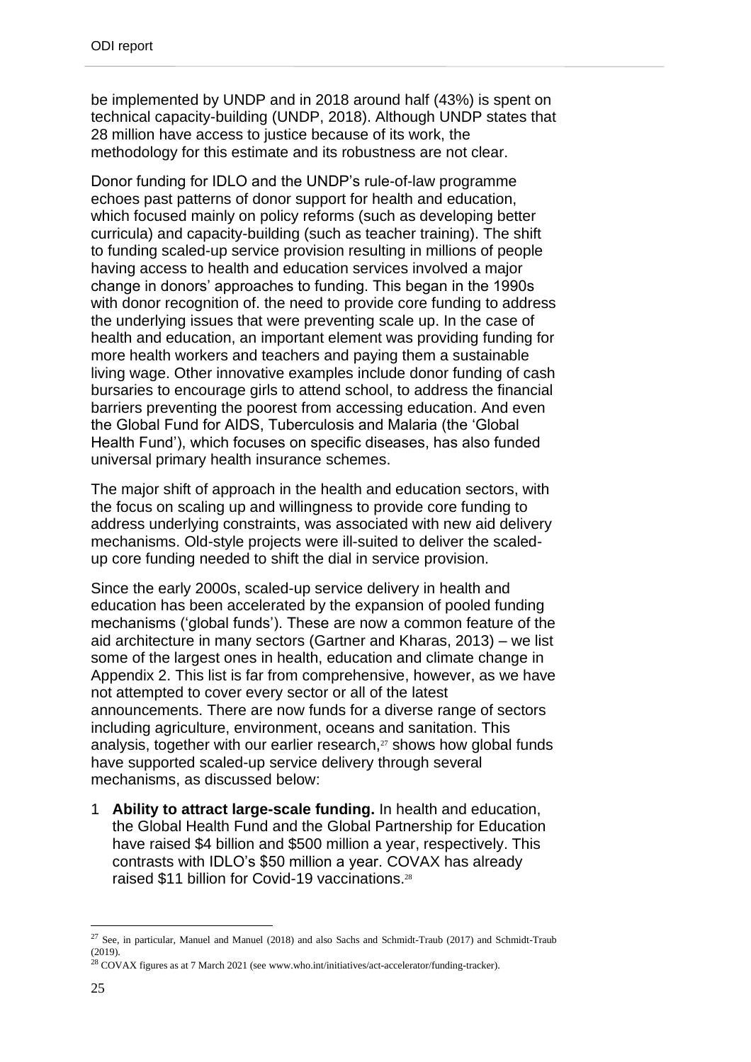be implemented by UNDP and in 2018 around half (43%) is spent on technical capacity-building (UNDP, 2018). Although UNDP states that 28 million have access to justice because of its work, the methodology for this estimate and its robustness are not clear.

Donor funding for IDLO and the UNDP's rule-of-law programme echoes past patterns of donor support for health and education, which focused mainly on policy reforms (such as developing better curricula) and capacity-building (such as teacher training). The shift to funding scaled-up service provision resulting in millions of people having access to health and education services involved a major change in donors' approaches to funding. This began in the 1990s with donor recognition of. the need to provide core funding to address the underlying issues that were preventing scale up. In the case of health and education, an important element was providing funding for more health workers and teachers and paying them a sustainable living wage. Other innovative examples include donor funding of cash bursaries to encourage girls to attend school, to address the financial barriers preventing the poorest from accessing education. And even the Global Fund for AIDS, Tuberculosis and Malaria (the 'Global Health Fund'), which focuses on specific diseases, has also funded universal primary health insurance schemes.

The major shift of approach in the health and education sectors, with the focus on scaling up and willingness to provide core funding to address underlying constraints, was associated with new aid delivery mechanisms. Old-style projects were ill-suited to deliver the scaled-up core funding needed to shift the dial in service provision.

Since the early 2000s, scaled-up service delivery in health and education has been accelerated by the expansion of pooled funding mechanisms ('global funds'). These are now a common feature of the aid architecture in many sectors (Gartner and Kharas, 2013) – we list some of the largest ones in health, education and climate change in Appendix 2. This list is far from comprehensive, however, as we have not attempted to cover every sector or all of the latest announcements. There are now funds for a diverse range of sectors including agriculture, environment, oceans and sanitation. This analysis, together with our earlier research,[27] shows how global funds have supported scaled-up service delivery through several mechanisms, as discussed below:

1 **Ability to attract large-scale funding.** In health and education, the Global Health Fund and the Global Partnership for Education have raised $4 billion and $500 million a year, respectively. This contrasts with IDLO's $50 million a year. COVAX has already raised $11 billion for Covid-19 vaccinations.[28]

---

[27] See, in particular, Manuel and Manuel (2018) and also Sachs and Schmidt-Traub (2017) and Schmidt-Traub (2019).

[28] COVAX figures as at 7 March 2021 (see www.who.int/initiatives/act-accelerator/funding-tracker).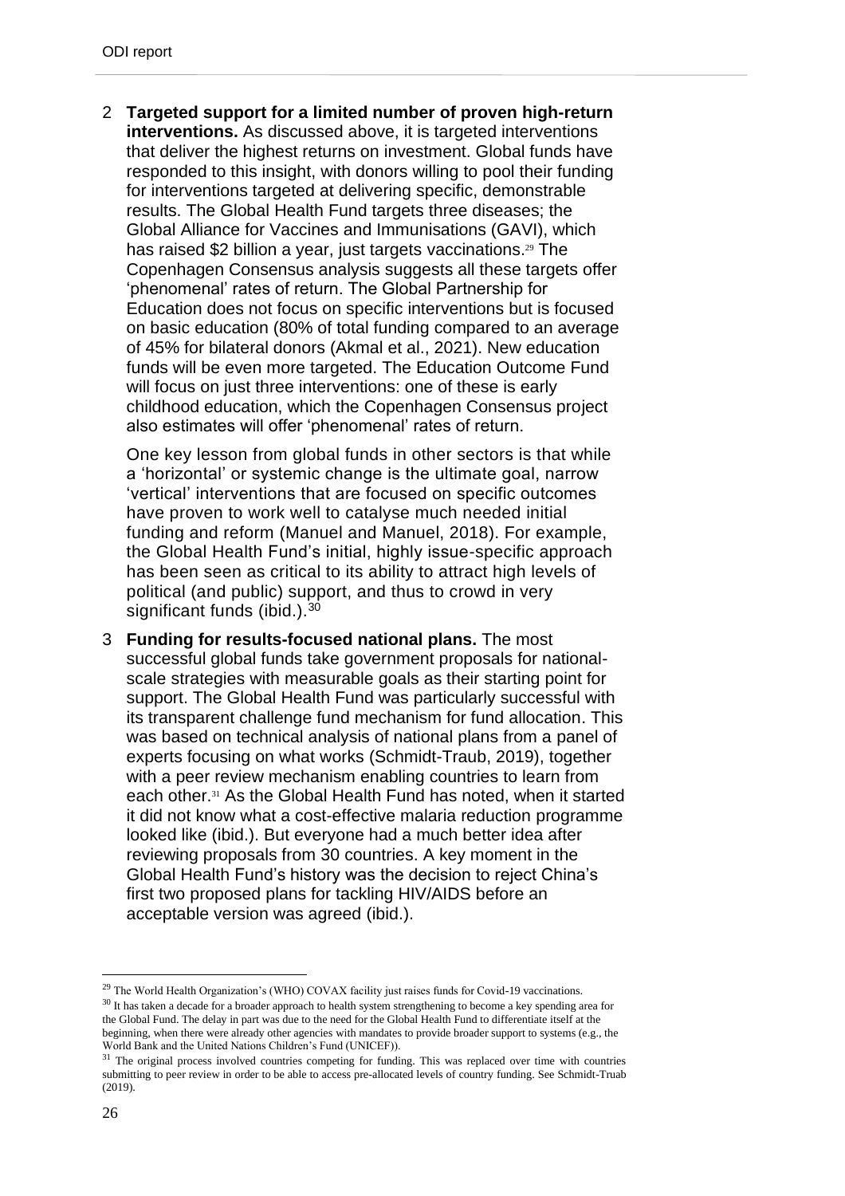2 **Targeted support for a limited number of proven high-return interventions.** As discussed above, it is targeted interventions that deliver the highest returns on investment. Global funds have responded to this insight, with donors willing to pool their funding for interventions targeted at delivering specific, demonstrable results. The Global Health Fund targets three diseases; the Global Alliance for Vaccines and Immunisations (GAVI), which has raised $2 billion a year, just targets vaccinations.[29] The Copenhagen Consensus analysis suggests all these targets offer 'phenomenal' rates of return. The Global Partnership for Education does not focus on specific interventions but is focused on basic education (80% of total funding compared to an average of 45% for bilateral donors (Akmal et al., 2021). New education funds will be even more targeted. The Education Outcome Fund will focus on just three interventions: one of these is early childhood education, which the Copenhagen Consensus project also estimates will offer 'phenomenal' rates of return.

   One key lesson from global funds in other sectors is that while a 'horizontal' or systemic change is the ultimate goal, narrow 'vertical' interventions that are focused on specific outcomes have proven to work well to catalyse much needed initial funding and reform (Manuel and Manuel, 2018). For example, the Global Health Fund's initial, highly issue-specific approach has been seen as critical to its ability to attract high levels of political (and public) support, and thus to crowd in very significant funds (ibid.).[30]

3 **Funding for results-focused national plans.** The most successful global funds take government proposals for national-scale strategies with measurable goals as their starting point for support. The Global Health Fund was particularly successful with its transparent challenge fund mechanism for fund allocation. This was based on technical analysis of national plans from a panel of experts focusing on what works (Schmidt-Traub, 2019), together with a peer review mechanism enabling countries to learn from each other.[31] As the Global Health Fund has noted, when it started it did not know what a cost-effective malaria reduction programme looked like (ibid.). But everyone had a much better idea after reviewing proposals from 30 countries. A key moment in the Global Health Fund's history was the decision to reject China's first two proposed plans for tackling HIV/AIDS before an acceptable version was agreed (ibid.).

---

[29] The World Health Organization's (WHO) COVAX facility just raises funds for Covid-19 vaccinations.

[30] It has taken a decade for a broader approach to health system strengthening to become a key spending area for the Global Fund. The delay in part was due to the need for the Global Health Fund to differentiate itself at the beginning, when there were already other agencies with mandates to provide broader support to systems (e.g., the World Bank and the United Nations Children's Fund (UNICEF)).

[31] The original process involved countries competing for funding. This was replaced over time with countries submitting to peer review in order to be able to access pre-allocated levels of country funding. See Schmidt-Truab (2019).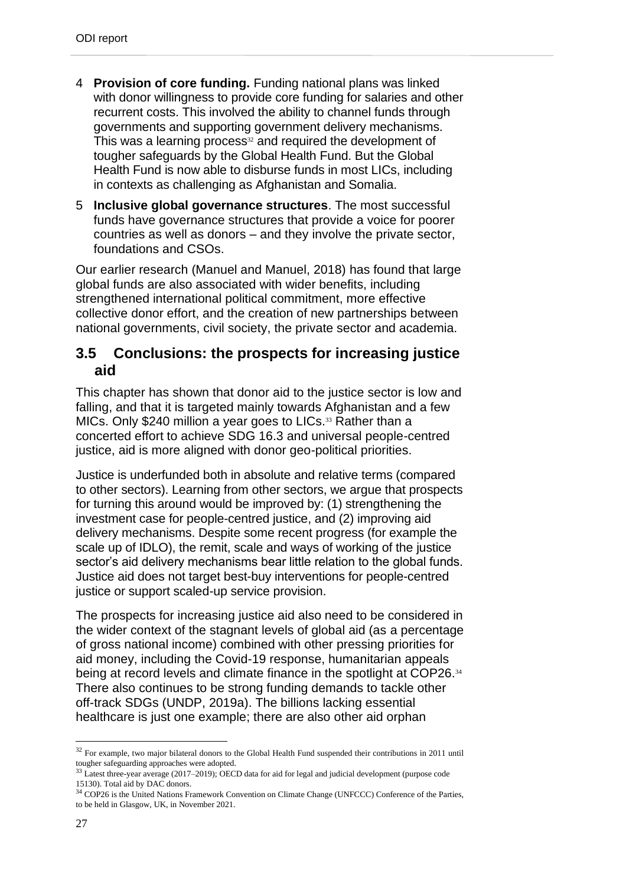4 **Provision of core funding.** Funding national plans was linked with donor willingness to provide core funding for salaries and other recurrent costs. This involved the ability to channel funds through governments and supporting government delivery mechanisms. This was a learning process[32] and required the development of tougher safeguards by the Global Health Fund. But the Global Health Fund is now able to disburse funds in most LICs, including in contexts as challenging as Afghanistan and Somalia.

5 **Inclusive global governance structures**. The most successful funds have governance structures that provide a voice for poorer countries as well as donors – and they involve the private sector, foundations and CSOs.

Our earlier research (Manuel and Manuel, 2018) has found that large global funds are also associated with wider benefits, including strengthened international political commitment, more effective collective donor effort, and the creation of new partnerships between national governments, civil society, the private sector and academia.

## 3.5 Conclusions: the prospects for increasing justice aid

This chapter has shown that donor aid to the justice sector is low and falling, and that it is targeted mainly towards Afghanistan and a few MICs. Only $240 million a year goes to LICs.[33] Rather than a concerted effort to achieve SDG 16.3 and universal people-centred justice, aid is more aligned with donor geo-political priorities.

Justice is underfunded both in absolute and relative terms (compared to other sectors). Learning from other sectors, we argue that prospects for turning this around would be improved by: (1) strengthening the investment case for people-centred justice, and (2) improving aid delivery mechanisms. Despite some recent progress (for example the scale up of IDLO), the remit, scale and ways of working of the justice sector's aid delivery mechanisms bear little relation to the global funds. Justice aid does not target best-buy interventions for people-centred justice or support scaled-up service provision.

The prospects for increasing justice aid also need to be considered in the wider context of the stagnant levels of global aid (as a percentage of gross national income) combined with other pressing priorities for aid money, including the Covid-19 response, humanitarian appeals being at record levels and climate finance in the spotlight at COP26.[34] There also continues to be strong funding demands to tackle other off-track SDGs (UNDP, 2019a). The billions lacking essential healthcare is just one example; there are also other aid orphan

---

[32] For example, two major bilateral donors to the Global Health Fund suspended their contributions in 2011 until tougher safeguarding approaches were adopted.

[33] Latest three-year average (2017–2019); OECD data for aid for legal and judicial development (purpose code 15130). Total aid by DAC donors.

[34] COP26 is the United Nations Framework Convention on Climate Change (UNFCCC) Conference of the Parties, to be held in Glasgow, UK, in November 2021.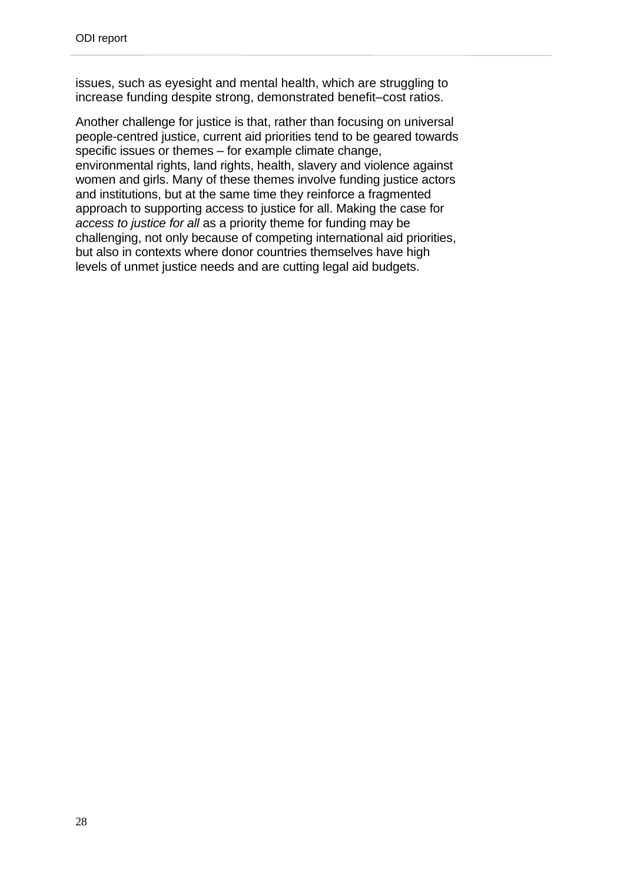issues, such as eyesight and mental health, which are struggling to increase funding despite strong, demonstrated benefit–cost ratios.

Another challenge for justice is that, rather than focusing on universal people-centred justice, current aid priorities tend to be geared towards specific issues or themes – for example climate change, environmental rights, land rights, health, slavery and violence against women and girls. Many of these themes involve funding justice actors and institutions, but at the same time they reinforce a fragmented approach to supporting access to justice for all. Making the case for *access to justice for all* as a priority theme for funding may be challenging, not only because of competing international aid priorities, but also in contexts where donor countries themselves have high levels of unmet justice needs and are cutting legal aid budgets.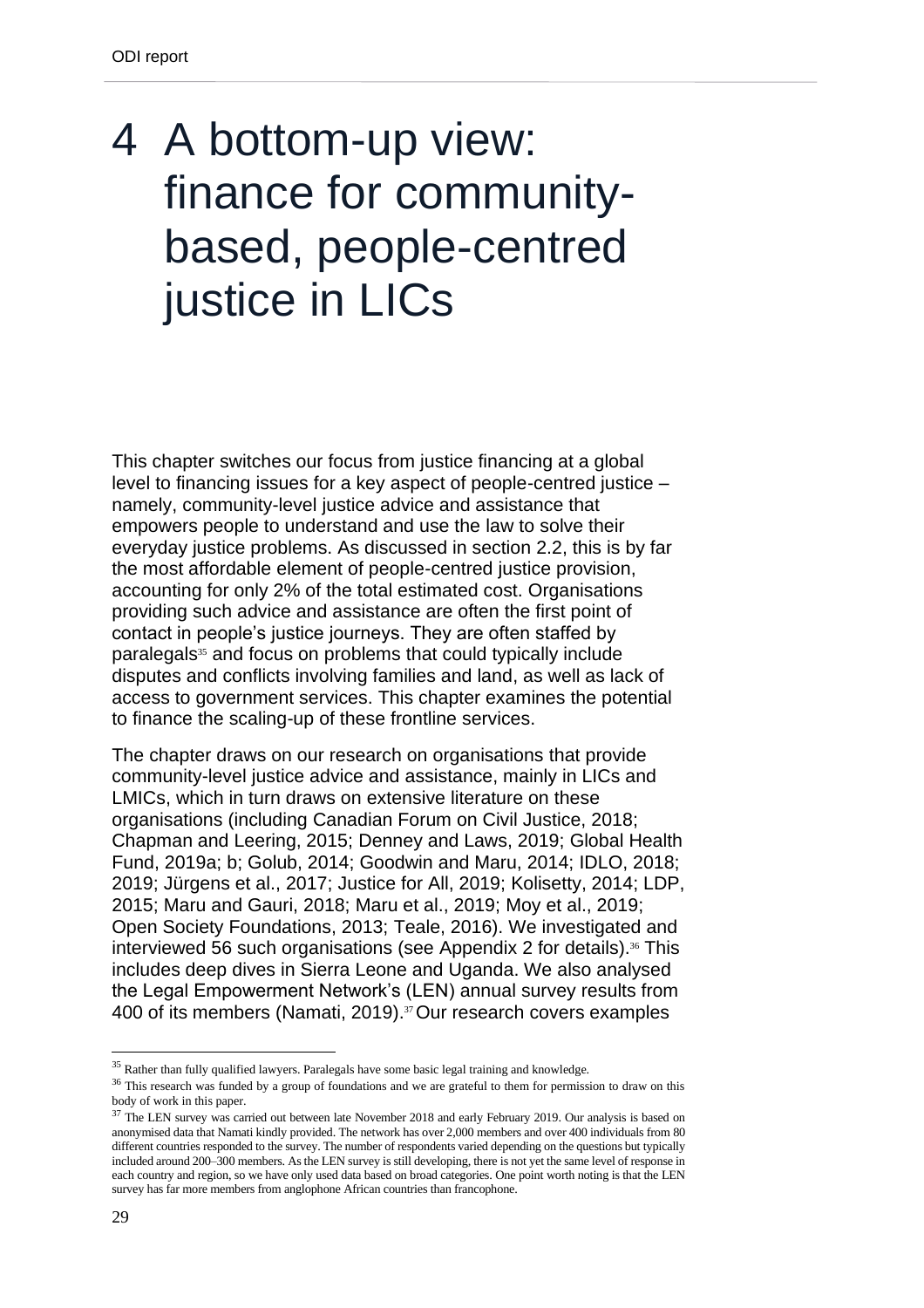# 4 A bottom-up view: finance for community-based, people-centred justice in LICs

This chapter switches our focus from justice financing at a global level to financing issues for a key aspect of people-centred justice – namely, community-level justice advice and assistance that empowers people to understand and use the law to solve their everyday justice problems. As discussed in section 2.2, this is by far the most affordable element of people-centred justice provision, accounting for only 2% of the total estimated cost. Organisations providing such advice and assistance are often the first point of contact in people's justice journeys. They are often staffed by paralegals[35] and focus on problems that could typically include disputes and conflicts involving families and land, as well as lack of access to government services. This chapter examines the potential to finance the scaling-up of these frontline services.

The chapter draws on our research on organisations that provide community-level justice advice and assistance, mainly in LICs and LMICs, which in turn draws on extensive literature on these organisations (including Canadian Forum on Civil Justice, 2018; Chapman and Leering, 2015; Denney and Laws, 2019; Global Health Fund, 2019a; b; Golub, 2014; Goodwin and Maru, 2014; IDLO, 2018; 2019; Jürgens et al., 2017; Justice for All, 2019; Kolisetty, 2014; LDP, 2015; Maru and Gauri, 2018; Maru et al., 2019; Moy et al., 2019; Open Society Foundations, 2013; Teale, 2016). We investigated and interviewed 56 such organisations (see Appendix 2 for details).[36] This includes deep dives in Sierra Leone and Uganda. We also analysed the Legal Empowerment Network's (LEN) annual survey results from 400 of its members (Namati, 2019).[37] Our research covers examples

---

[35] Rather than fully qualified lawyers. Paralegals have some basic legal training and knowledge.

[36] This research was funded by a group of foundations and we are grateful to them for permission to draw on this body of work in this paper.

[37] The LEN survey was carried out between late November 2018 and early February 2019. Our analysis is based on anonymised data that Namati kindly provided. The network has over 2,000 members and over 400 individuals from 80 different countries responded to the survey. The number of respondents varied depending on the questions but typically included around 200–300 members. As the LEN survey is still developing, there is not yet the same level of response in each country and region, so we have only used data based on broad categories. One point worth noting is that the LEN survey has far more members from anglophone African countries than francophone.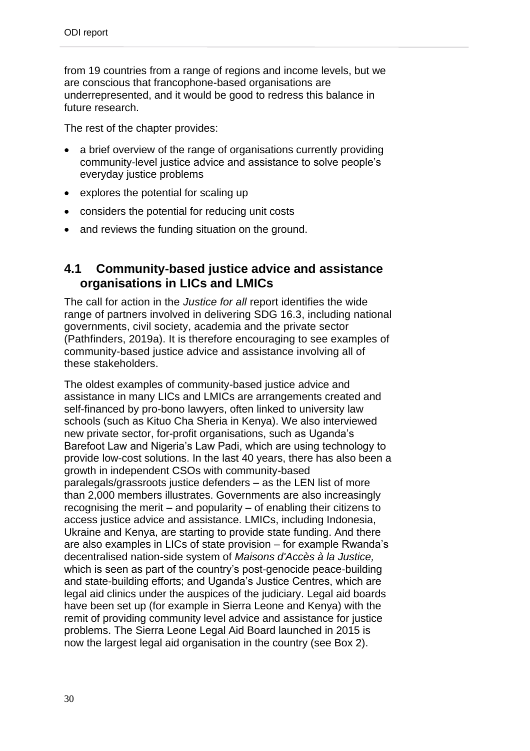from 19 countries from a range of regions and income levels, but we are conscious that francophone-based organisations are underrepresented, and it would be good to redress this balance in future research.

The rest of the chapter provides:

- a brief overview of the range of organisations currently providing community-level justice advice and assistance to solve people's everyday justice problems
- explores the potential for scaling up
- considers the potential for reducing unit costs
- and reviews the funding situation on the ground.

## 4.1 Community-based justice advice and assistance organisations in LICs and LMICs

The call for action in the *Justice for all* report identifies the wide range of partners involved in delivering SDG 16.3, including national governments, civil society, academia and the private sector (Pathfinders, 2019a). It is therefore encouraging to see examples of community-based justice advice and assistance involving all of these stakeholders.

The oldest examples of community-based justice advice and assistance in many LICs and LMICs are arrangements created and self-financed by pro-bono lawyers, often linked to university law schools (such as Kituo Cha Sheria in Kenya). We also interviewed new private sector, for-profit organisations, such as Uganda's Barefoot Law and Nigeria's Law Padi, which are using technology to provide low-cost solutions. In the last 40 years, there has also been a growth in independent CSOs with community-based paralegals/grassroots justice defenders – as the LEN list of more than 2,000 members illustrates. Governments are also increasingly recognising the merit – and popularity – of enabling their citizens to access justice advice and assistance. LMICs, including Indonesia, Ukraine and Kenya, are starting to provide state funding. And there are also examples in LICs of state provision – for example Rwanda's decentralised nation-side system of *Maisons d'Accès à la Justice,* which is seen as part of the country's post-genocide peace-building and state-building efforts; and Uganda's Justice Centres, which are legal aid clinics under the auspices of the judiciary. Legal aid boards have been set up (for example in Sierra Leone and Kenya) with the remit of providing community level advice and assistance for justice problems. The Sierra Leone Legal Aid Board launched in 2015 is now the largest legal aid organisation in the country (see Box 2).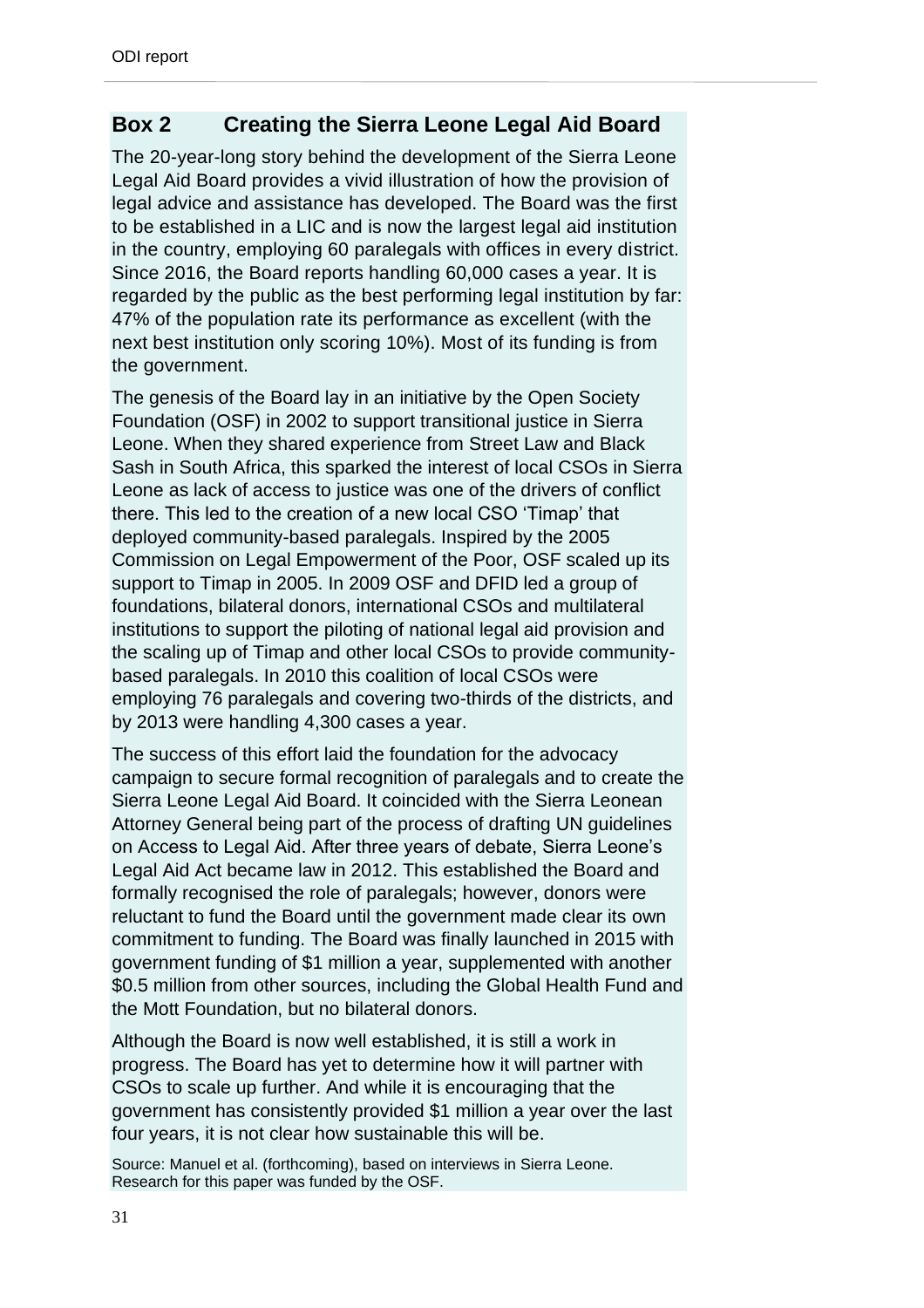## Box 2 Creating the Sierra Leone Legal Aid Board

The 20-year-long story behind the development of the Sierra Leone Legal Aid Board provides a vivid illustration of how the provision of legal advice and assistance has developed. The Board was the first to be established in a LIC and is now the largest legal aid institution in the country, employing 60 paralegals with offices in every district. Since 2016, the Board reports handling 60,000 cases a year. It is regarded by the public as the best performing legal institution by far: 47% of the population rate its performance as excellent (with the next best institution only scoring 10%). Most of its funding is from the government.

The genesis of the Board lay in an initiative by the Open Society Foundation (OSF) in 2002 to support transitional justice in Sierra Leone. When they shared experience from Street Law and Black Sash in South Africa, this sparked the interest of local CSOs in Sierra Leone as lack of access to justice was one of the drivers of conflict there. This led to the creation of a new local CSO 'Timap' that deployed community-based paralegals. Inspired by the 2005 Commission on Legal Empowerment of the Poor, OSF scaled up its support to Timap in 2005. In 2009 OSF and DFID led a group of foundations, bilateral donors, international CSOs and multilateral institutions to support the piloting of national legal aid provision and the scaling up of Timap and other local CSOs to provide community-based paralegals. In 2010 this coalition of local CSOs were employing 76 paralegals and covering two-thirds of the districts, and by 2013 were handling 4,300 cases a year.

The success of this effort laid the foundation for the advocacy campaign to secure formal recognition of paralegals and to create the Sierra Leone Legal Aid Board. It coincided with the Sierra Leonean Attorney General being part of the process of drafting UN guidelines on Access to Legal Aid. After three years of debate, Sierra Leone's Legal Aid Act became law in 2012. This established the Board and formally recognised the role of paralegals; however, donors were reluctant to fund the Board until the government made clear its own commitment to funding. The Board was finally launched in 2015 with government funding of $1 million a year, supplemented with another $0.5 million from other sources, including the Global Health Fund and the Mott Foundation, but no bilateral donors.

Although the Board is now well established, it is still a work in progress. The Board has yet to determine how it will partner with CSOs to scale up further. And while it is encouraging that the government has consistently provided $1 million a year over the last four years, it is not clear how sustainable this will be.

Source: Manuel et al. (forthcoming), based on interviews in Sierra Leone. Research for this paper was funded by the OSF.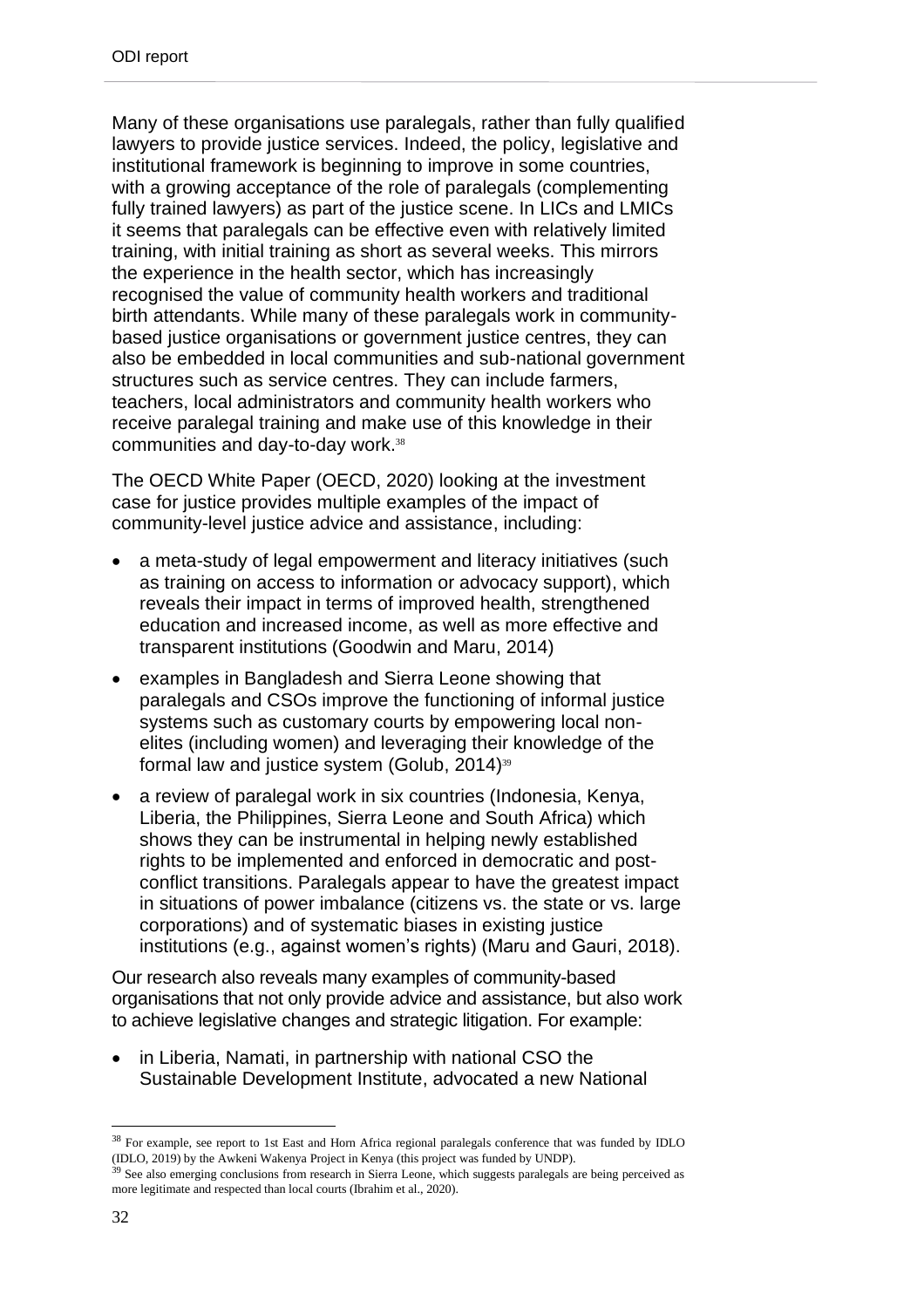Many of these organisations use paralegals, rather than fully qualified lawyers to provide justice services. Indeed, the policy, legislative and institutional framework is beginning to improve in some countries, with a growing acceptance of the role of paralegals (complementing fully trained lawyers) as part of the justice scene. In LICs and LMICs it seems that paralegals can be effective even with relatively limited training, with initial training as short as several weeks. This mirrors the experience in the health sector, which has increasingly recognised the value of community health workers and traditional birth attendants. While many of these paralegals work in community-based justice organisations or government justice centres, they can also be embedded in local communities and sub-national government structures such as service centres. They can include farmers, teachers, local administrators and community health workers who receive paralegal training and make use of this knowledge in their communities and day-to-day work.[38]

The OECD White Paper (OECD, 2020) looking at the investment case for justice provides multiple examples of the impact of community-level justice advice and assistance, including:

- a meta-study of legal empowerment and literacy initiatives (such as training on access to information or advocacy support), which reveals their impact in terms of improved health, strengthened education and increased income, as well as more effective and transparent institutions (Goodwin and Maru, 2014)
- examples in Bangladesh and Sierra Leone showing that paralegals and CSOs improve the functioning of informal justice systems such as customary courts by empowering local non-elites (including women) and leveraging their knowledge of the formal law and justice system (Golub, 2014)[39]
- a review of paralegal work in six countries (Indonesia, Kenya, Liberia, the Philippines, Sierra Leone and South Africa) which shows they can be instrumental in helping newly established rights to be implemented and enforced in democratic and post-conflict transitions. Paralegals appear to have the greatest impact in situations of power imbalance (citizens vs. the state or vs. large corporations) and of systematic biases in existing justice institutions (e.g., against women's rights) (Maru and Gauri, 2018).

Our research also reveals many examples of community-based organisations that not only provide advice and assistance, but also work to achieve legislative changes and strategic litigation. For example:

- in Liberia, Namati, in partnership with national CSO the Sustainable Development Institute, advocated a new National

[38] For example, see report to 1st East and Horn Africa regional paralegals conference that was funded by IDLO (IDLO, 2019) by the Awkeni Wakenya Project in Kenya (this project was funded by UNDP).

[39] See also emerging conclusions from research in Sierra Leone, which suggests paralegals are being perceived as more legitimate and respected than local courts (Ibrahim et al., 2020).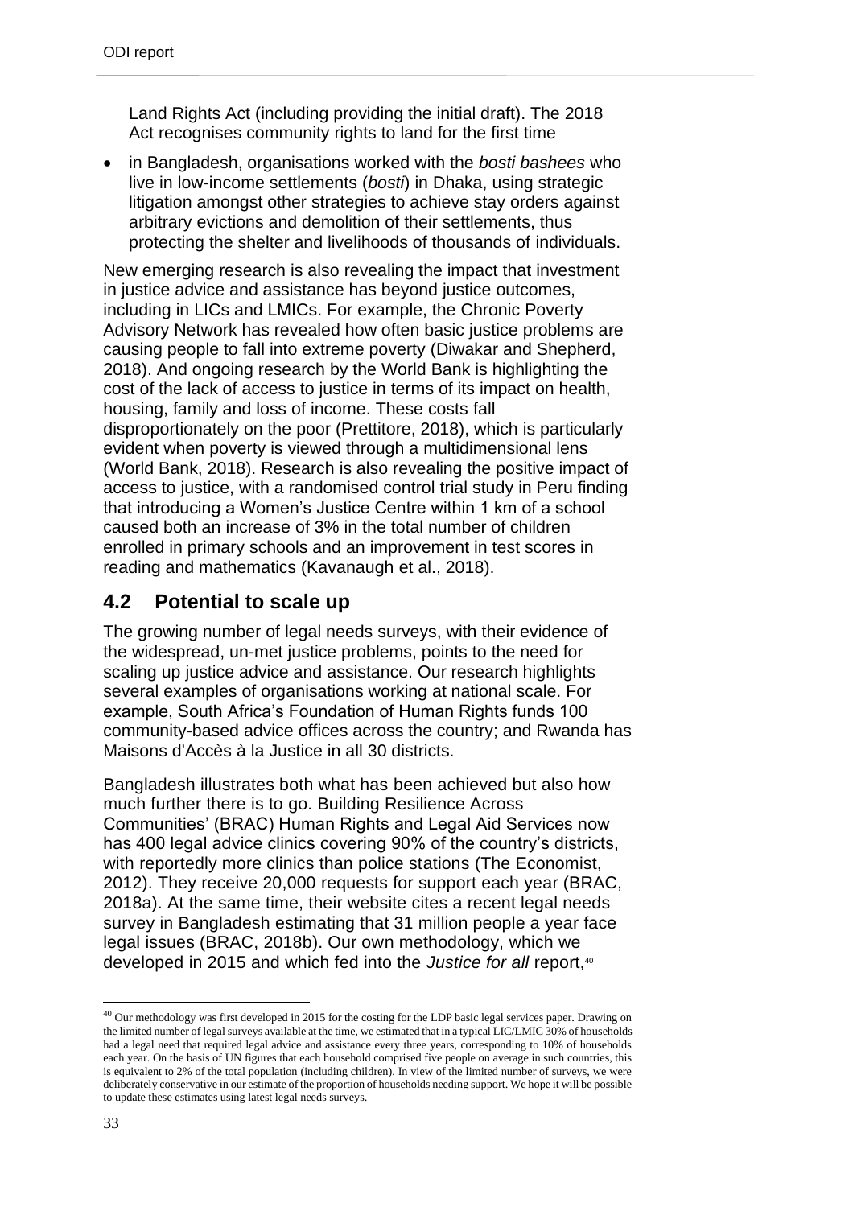Land Rights Act (including providing the initial draft). The 2018 Act recognises community rights to land for the first time

- in Bangladesh, organisations worked with the *bosti bashees* who live in low-income settlements (*bosti*) in Dhaka, using strategic litigation amongst other strategies to achieve stay orders against arbitrary evictions and demolition of their settlements, thus protecting the shelter and livelihoods of thousands of individuals.

New emerging research is also revealing the impact that investment in justice advice and assistance has beyond justice outcomes, including in LICs and LMICs. For example, the Chronic Poverty Advisory Network has revealed how often basic justice problems are causing people to fall into extreme poverty (Diwakar and Shepherd, 2018). And ongoing research by the World Bank is highlighting the cost of the lack of access to justice in terms of its impact on health, housing, family and loss of income. These costs fall disproportionately on the poor (Prettitore, 2018), which is particularly evident when poverty is viewed through a multidimensional lens (World Bank, 2018). Research is also revealing the positive impact of access to justice, with a randomised control trial study in Peru finding that introducing a Women's Justice Centre within 1 km of a school caused both an increase of 3% in the total number of children enrolled in primary schools and an improvement in test scores in reading and mathematics (Kavanaugh et al., 2018).

## 4.2 Potential to scale up

The growing number of legal needs surveys, with their evidence of the widespread, un-met justice problems, points to the need for scaling up justice advice and assistance. Our research highlights several examples of organisations working at national scale. For example, South Africa's Foundation of Human Rights funds 100 community-based advice offices across the country; and Rwanda has Maisons d'Accès à la Justice in all 30 districts.

Bangladesh illustrates both what has been achieved but also how much further there is to go. Building Resilience Across Communities' (BRAC) Human Rights and Legal Aid Services now has 400 legal advice clinics covering 90% of the country's districts, with reportedly more clinics than police stations (The Economist, 2012). They receive 20,000 requests for support each year (BRAC, 2018a). At the same time, their website cites a recent legal needs survey in Bangladesh estimating that 31 million people a year face legal issues (BRAC, 2018b). Our own methodology, which we developed in 2015 and which fed into the *Justice for all* report,[40]

---

[40] Our methodology was first developed in 2015 for the costing for the LDP basic legal services paper. Drawing on the limited number of legal surveys available at the time, we estimated that in a typical LIC/LMIC 30% of households had a legal need that required legal advice and assistance every three years, corresponding to 10% of households each year. On the basis of UN figures that each household comprised five people on average in such countries, this is equivalent to 2% of the total population (including children). In view of the limited number of surveys, we were deliberately conservative in our estimate of the proportion of households needing support. We hope it will be possible to update these estimates using latest legal needs surveys.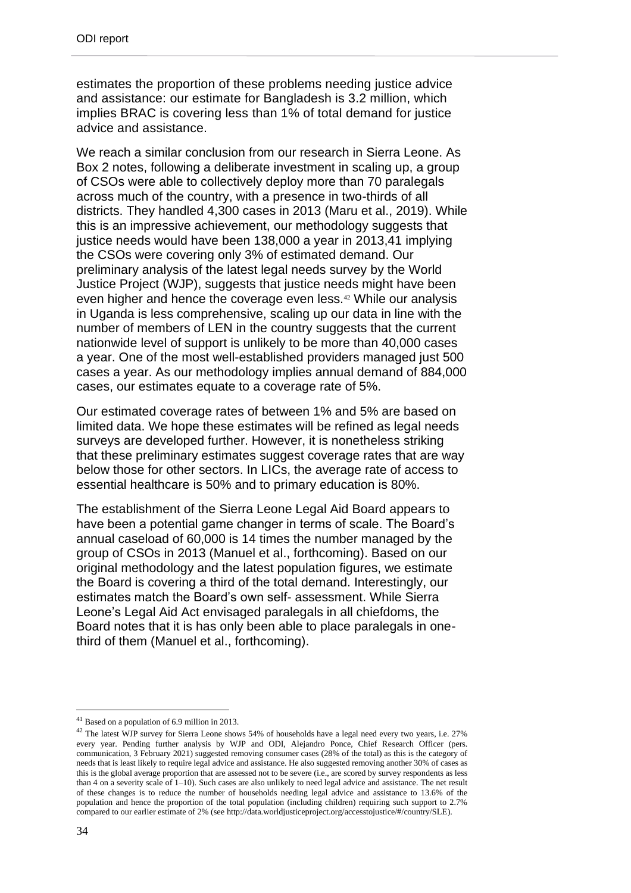estimates the proportion of these problems needing justice advice and assistance: our estimate for Bangladesh is 3.2 million, which implies BRAC is covering less than 1% of total demand for justice advice and assistance.

We reach a similar conclusion from our research in Sierra Leone. As Box 2 notes, following a deliberate investment in scaling up, a group of CSOs were able to collectively deploy more than 70 paralegals across much of the country, with a presence in two-thirds of all districts. They handled 4,300 cases in 2013 (Maru et al., 2019). While this is an impressive achievement, our methodology suggests that justice needs would have been 138,000 a year in 2013,[41] implying the CSOs were covering only 3% of estimated demand. Our preliminary analysis of the latest legal needs survey by the World Justice Project (WJP), suggests that justice needs might have been even higher and hence the coverage even less.[42] While our analysis in Uganda is less comprehensive, scaling up our data in line with the number of members of LEN in the country suggests that the current nationwide level of support is unlikely to be more than 40,000 cases a year. One of the most well-established providers managed just 500 cases a year. As our methodology implies annual demand of 884,000 cases, our estimates equate to a coverage rate of 5%.

Our estimated coverage rates of between 1% and 5% are based on limited data. We hope these estimates will be refined as legal needs surveys are developed further. However, it is nonetheless striking that these preliminary estimates suggest coverage rates that are way below those for other sectors. In LICs, the average rate of access to essential healthcare is 50% and to primary education is 80%.

The establishment of the Sierra Leone Legal Aid Board appears to have been a potential game changer in terms of scale. The Board's annual caseload of 60,000 is 14 times the number managed by the group of CSOs in 2013 (Manuel et al., forthcoming). Based on our original methodology and the latest population figures, we estimate the Board is covering a third of the total demand. Interestingly, our estimates match the Board's own self- assessment. While Sierra Leone's Legal Aid Act envisaged paralegals in all chiefdoms, the Board notes that it is has only been able to place paralegals in one-third of them (Manuel et al., forthcoming).

---

[41] Based on a population of 6.9 million in 2013.

[42] The latest WJP survey for Sierra Leone shows 54% of households have a legal need every two years, i.e. 27% every year. Pending further analysis by WJP and ODI, Alejandro Ponce, Chief Research Officer (pers. communication, 3 February 2021) suggested removing consumer cases (28% of the total) as this is the category of needs that is least likely to require legal advice and assistance. He also suggested removing another 30% of cases as this is the global average proportion that are assessed not to be severe (i.e., are scored by survey respondents as less than 4 on a severity scale of 1–10). Such cases are also unlikely to need legal advice and assistance. The net result of these changes is to reduce the number of households needing legal advice and assistance to 13.6% of the population and hence the proportion of the total population (including children) requiring such support to 2.7% compared to our earlier estimate of 2% (see http://data.worldjusticeproject.org/accesstojustice/#/country/SLE).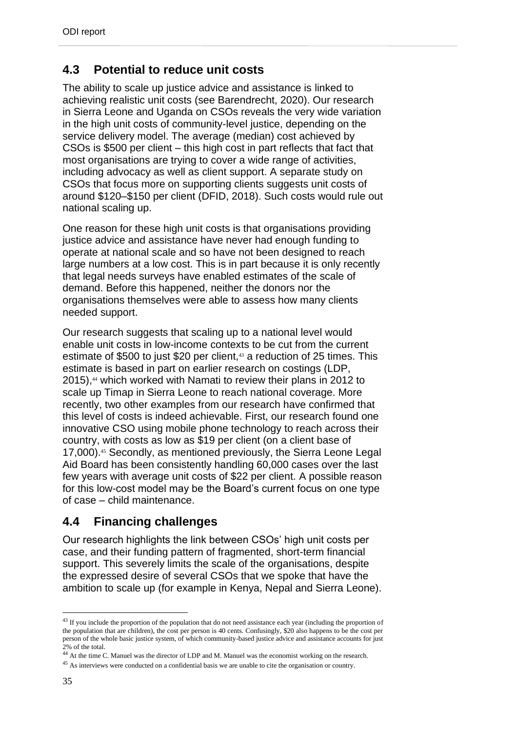## 4.3 Potential to reduce unit costs

The ability to scale up justice advice and assistance is linked to achieving realistic unit costs (see Barendrecht, 2020). Our research in Sierra Leone and Uganda on CSOs reveals the very wide variation in the high unit costs of community-level justice, depending on the service delivery model. The average (median) cost achieved by CSOs is $500 per client – this high cost in part reflects that fact that most organisations are trying to cover a wide range of activities, including advocacy as well as client support. A separate study on CSOs that focus more on supporting clients suggests unit costs of around $120–$150 per client (DFID, 2018). Such costs would rule out national scaling up.

One reason for these high unit costs is that organisations providing justice advice and assistance have never had enough funding to operate at national scale and so have not been designed to reach large numbers at a low cost. This is in part because it is only recently that legal needs surveys have enabled estimates of the scale of demand. Before this happened, neither the donors nor the organisations themselves were able to assess how many clients needed support.

Our research suggests that scaling up to a national level would enable unit costs in low-income contexts to be cut from the current estimate of $500 to just $20 per client,[43] a reduction of 25 times. This estimate is based in part on earlier research on costings (LDP, 2015),[44] which worked with Namati to review their plans in 2012 to scale up Timap in Sierra Leone to reach national coverage. More recently, two other examples from our research have confirmed that this level of costs is indeed achievable. First, our research found one innovative CSO using mobile phone technology to reach across their country, with costs as low as $19 per client (on a client base of 17,000).[45] Secondly, as mentioned previously, the Sierra Leone Legal Aid Board has been consistently handling 60,000 cases over the last few years with average unit costs of $22 per client. A possible reason for this low-cost model may be the Board's current focus on one type of case – child maintenance.

## 4.4 Financing challenges

Our research highlights the link between CSOs' high unit costs per case, and their funding pattern of fragmented, short-term financial support. This severely limits the scale of the organisations, despite the expressed desire of several CSOs that we spoke that have the ambition to scale up (for example in Kenya, Nepal and Sierra Leone).

---

[43] If you include the proportion of the population that do not need assistance each year (including the proportion of the population that are children), the cost per person is 40 cents. Confusingly, $20 also happens to be the cost per person of the whole basic justice system, of which community-based justice advice and assistance accounts for just 2% of the total.

[44] At the time C. Manuel was the director of LDP and M. Manuel was the economist working on the research.

[45] As interviews were conducted on a confidential basis we are unable to cite the organisation or country.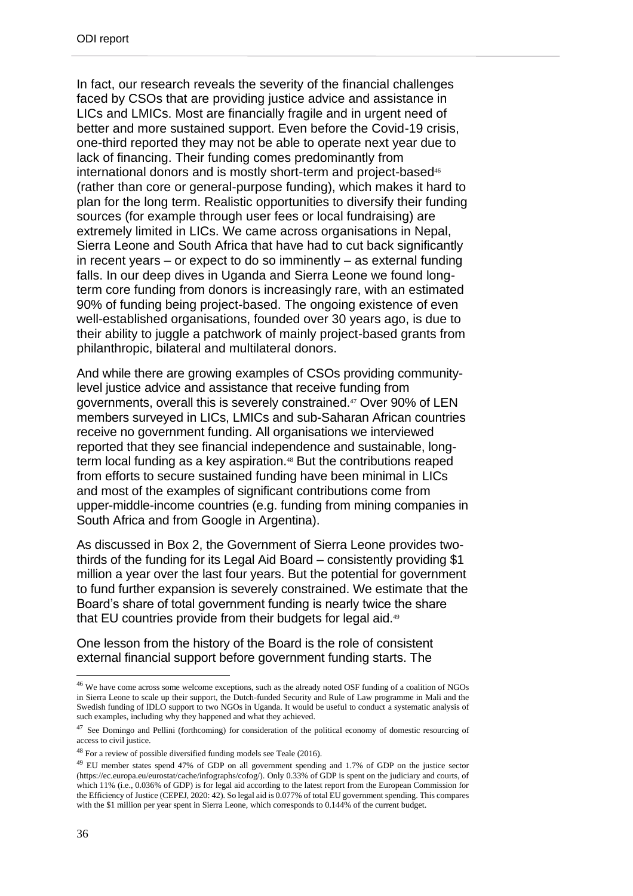In fact, our research reveals the severity of the financial challenges faced by CSOs that are providing justice advice and assistance in LICs and LMICs. Most are financially fragile and in urgent need of better and more sustained support. Even before the Covid-19 crisis, one-third reported they may not be able to operate next year due to lack of financing. Their funding comes predominantly from international donors and is mostly short-term and project-based[46] (rather than core or general-purpose funding), which makes it hard to plan for the long term. Realistic opportunities to diversify their funding sources (for example through user fees or local fundraising) are extremely limited in LICs. We came across organisations in Nepal, Sierra Leone and South Africa that have had to cut back significantly in recent years – or expect to do so imminently – as external funding falls. In our deep dives in Uganda and Sierra Leone we found long-term core funding from donors is increasingly rare, with an estimated 90% of funding being project-based. The ongoing existence of even well-established organisations, founded over 30 years ago, is due to their ability to juggle a patchwork of mainly project-based grants from philanthropic, bilateral and multilateral donors.

And while there are growing examples of CSOs providing community-level justice advice and assistance that receive funding from governments, overall this is severely constrained.[47] Over 90% of LEN members surveyed in LICs, LMICs and sub-Saharan African countries receive no government funding. All organisations we interviewed reported that they see financial independence and sustainable, long-term local funding as a key aspiration.[48] But the contributions reaped from efforts to secure sustained funding have been minimal in LICs and most of the examples of significant contributions come from upper-middle-income countries (e.g. funding from mining companies in South Africa and from Google in Argentina).

As discussed in Box 2, the Government of Sierra Leone provides two-thirds of the funding for its Legal Aid Board – consistently providing $1 million a year over the last four years. But the potential for government to fund further expansion is severely constrained. We estimate that the Board's share of total government funding is nearly twice the share that EU countries provide from their budgets for legal aid.[49]

One lesson from the history of the Board is the role of consistent external financial support before government funding starts. The

---

[46] We have come across some welcome exceptions, such as the already noted OSF funding of a coalition of NGOs in Sierra Leone to scale up their support, the Dutch-funded Security and Rule of Law programme in Mali and the Swedish funding of IDLO support to two NGOs in Uganda. It would be useful to conduct a systematic analysis of such examples, including why they happened and what they achieved.

[47] See Domingo and Pellini (forthcoming) for consideration of the political economy of domestic resourcing of access to civil justice.

[48] For a review of possible diversified funding models see Teale (2016).

[49] EU member states spend 47% of GDP on all government spending and 1.7% of GDP on the justice sector (https://ec.europa.eu/eurostat/cache/infographs/cofog/). Only 0.33% of GDP is spent on the judiciary and courts, of which 11% (i.e., 0.036% of GDP) is for legal aid according to the latest report from the European Commission for the Efficiency of Justice (CEPEJ, 2020: 42). So legal aid is 0.077% of total EU government spending. This compares with the $1 million per year spent in Sierra Leone, which corresponds to 0.144% of the current budget.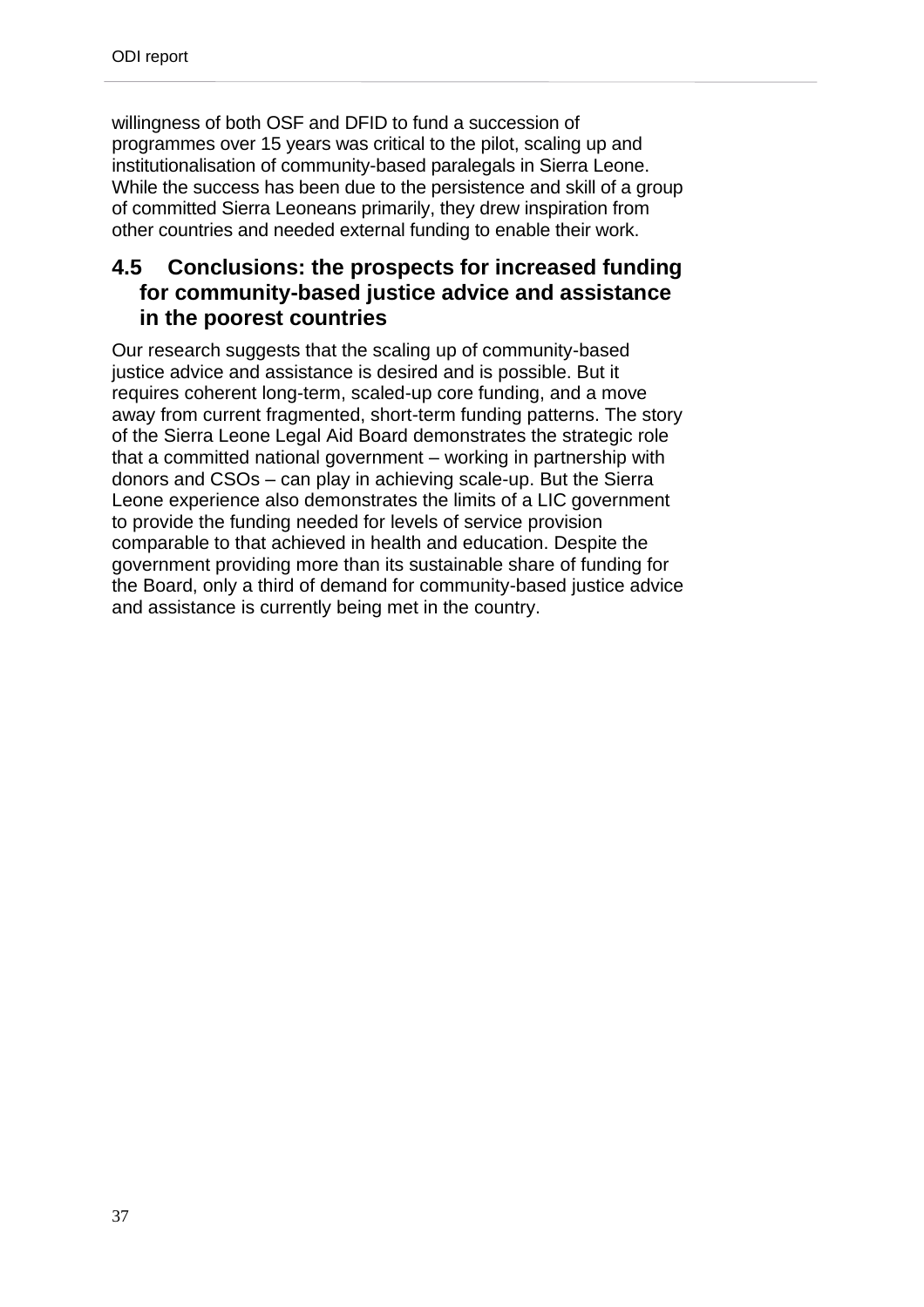willingness of both OSF and DFID to fund a succession of programmes over 15 years was critical to the pilot, scaling up and institutionalisation of community-based paralegals in Sierra Leone. While the success has been due to the persistence and skill of a group of committed Sierra Leoneans primarily, they drew inspiration from other countries and needed external funding to enable their work.

## 4.5 Conclusions: the prospects for increased funding for community-based justice advice and assistance in the poorest countries

Our research suggests that the scaling up of community-based justice advice and assistance is desired and is possible. But it requires coherent long-term, scaled-up core funding, and a move away from current fragmented, short-term funding patterns. The story of the Sierra Leone Legal Aid Board demonstrates the strategic role that a committed national government – working in partnership with donors and CSOs – can play in achieving scale-up. But the Sierra Leone experience also demonstrates the limits of a LIC government to provide the funding needed for levels of service provision comparable to that achieved in health and education. Despite the government providing more than its sustainable share of funding for the Board, only a third of demand for community-based justice advice and assistance is currently being met in the country.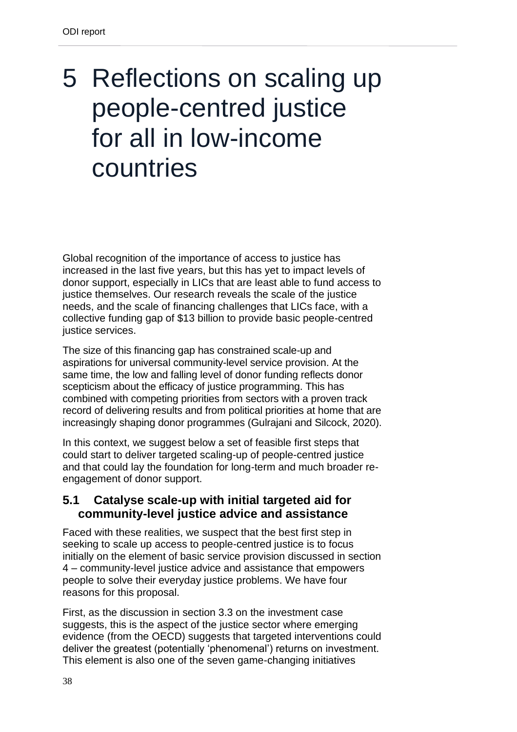# 5 Reflections on scaling up people-centred justice for all in low-income countries

Global recognition of the importance of access to justice has increased in the last five years, but this has yet to impact levels of donor support, especially in LICs that are least able to fund access to justice themselves. Our research reveals the scale of the justice needs, and the scale of financing challenges that LICs face, with a collective funding gap of $13 billion to provide basic people-centred justice services.

The size of this financing gap has constrained scale-up and aspirations for universal community-level service provision. At the same time, the low and falling level of donor funding reflects donor scepticism about the efficacy of justice programming. This has combined with competing priorities from sectors with a proven track record of delivering results and from political priorities at home that are increasingly shaping donor programmes (Gulrajani and Silcock, 2020).

In this context, we suggest below a set of feasible first steps that could start to deliver targeted scaling-up of people-centred justice and that could lay the foundation for long-term and much broader re-engagement of donor support.

## 5.1 Catalyse scale-up with initial targeted aid for community-level justice advice and assistance

Faced with these realities, we suspect that the best first step in seeking to scale up access to people-centred justice is to focus initially on the element of basic service provision discussed in section 4 – community-level justice advice and assistance that empowers people to solve their everyday justice problems. We have four reasons for this proposal.

First, as the discussion in section 3.3 on the investment case suggests, this is the aspect of the justice sector where emerging evidence (from the OECD) suggests that targeted interventions could deliver the greatest (potentially 'phenomenal') returns on investment. This element is also one of the seven game-changing initiatives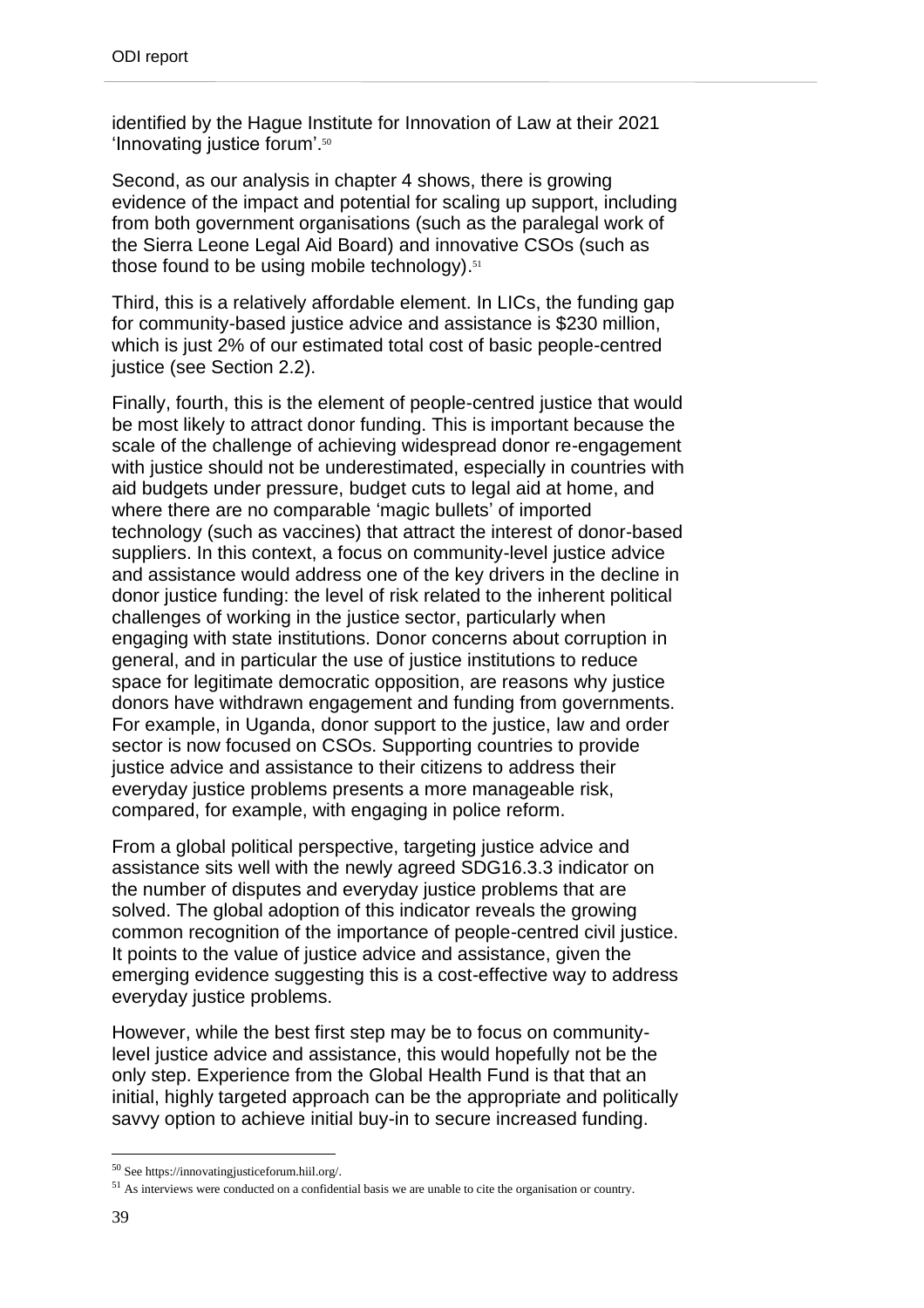identified by the Hague Institute for Innovation of Law at their 2021 'Innovating justice forum'.[50]

Second, as our analysis in chapter 4 shows, there is growing evidence of the impact and potential for scaling up support, including from both government organisations (such as the paralegal work of the Sierra Leone Legal Aid Board) and innovative CSOs (such as those found to be using mobile technology).[51]

Third, this is a relatively affordable element. In LICs, the funding gap for community-based justice advice and assistance is $230 million, which is just 2% of our estimated total cost of basic people-centred justice (see Section 2.2).

Finally, fourth, this is the element of people-centred justice that would be most likely to attract donor funding. This is important because the scale of the challenge of achieving widespread donor re-engagement with justice should not be underestimated, especially in countries with aid budgets under pressure, budget cuts to legal aid at home, and where there are no comparable 'magic bullets' of imported technology (such as vaccines) that attract the interest of donor-based suppliers. In this context, a focus on community-level justice advice and assistance would address one of the key drivers in the decline in donor justice funding: the level of risk related to the inherent political challenges of working in the justice sector, particularly when engaging with state institutions. Donor concerns about corruption in general, and in particular the use of justice institutions to reduce space for legitimate democratic opposition, are reasons why justice donors have withdrawn engagement and funding from governments. For example, in Uganda, donor support to the justice, law and order sector is now focused on CSOs. Supporting countries to provide justice advice and assistance to their citizens to address their everyday justice problems presents a more manageable risk, compared, for example, with engaging in police reform.

From a global political perspective, targeting justice advice and assistance sits well with the newly agreed SDG16.3.3 indicator on the number of disputes and everyday justice problems that are solved. The global adoption of this indicator reveals the growing common recognition of the importance of people-centred civil justice. It points to the value of justice advice and assistance, given the emerging evidence suggesting this is a cost-effective way to address everyday justice problems.

However, while the best first step may be to focus on community-level justice advice and assistance, this would hopefully not be the only step. Experience from the Global Health Fund is that that an initial, highly targeted approach can be the appropriate and politically savvy option to achieve initial buy-in to secure increased funding.

[50] See https://innovatingjusticeforum.hiil.org/.

[51] As interviews were conducted on a confidential basis we are unable to cite the organisation or country.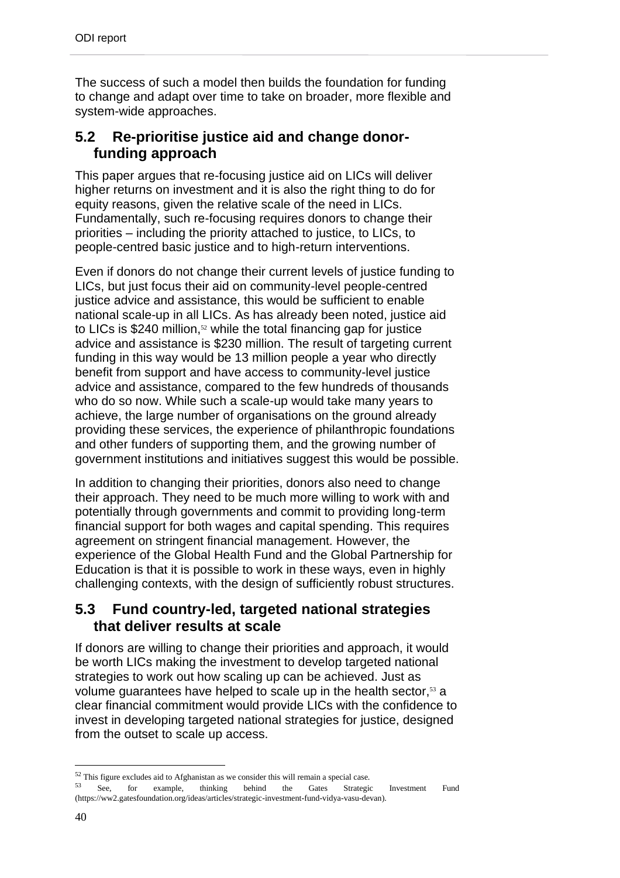The success of such a model then builds the foundation for funding to change and adapt over time to take on broader, more flexible and system-wide approaches.

## 5.2 Re-prioritise justice aid and change donor-funding approach

This paper argues that re-focusing justice aid on LICs will deliver higher returns on investment and it is also the right thing to do for equity reasons, given the relative scale of the need in LICs. Fundamentally, such re-focusing requires donors to change their priorities – including the priority attached to justice, to LICs, to people-centred basic justice and to high-return interventions.

Even if donors do not change their current levels of justice funding to LICs, but just focus their aid on community-level people-centred justice advice and assistance, this would be sufficient to enable national scale-up in all LICs. As has already been noted, justice aid to LICs is $240 million,[52] while the total financing gap for justice advice and assistance is $230 million. The result of targeting current funding in this way would be 13 million people a year who directly benefit from support and have access to community-level justice advice and assistance, compared to the few hundreds of thousands who do so now. While such a scale-up would take many years to achieve, the large number of organisations on the ground already providing these services, the experience of philanthropic foundations and other funders of supporting them, and the growing number of government institutions and initiatives suggest this would be possible.

In addition to changing their priorities, donors also need to change their approach. They need to be much more willing to work with and potentially through governments and commit to providing long-term financial support for both wages and capital spending. This requires agreement on stringent financial management. However, the experience of the Global Health Fund and the Global Partnership for Education is that it is possible to work in these ways, even in highly challenging contexts, with the design of sufficiently robust structures.

## 5.3 Fund country-led, targeted national strategies that deliver results at scale

If donors are willing to change their priorities and approach, it would be worth LICs making the investment to develop targeted national strategies to work out how scaling up can be achieved. Just as volume guarantees have helped to scale up in the health sector,[53] a clear financial commitment would provide LICs with the confidence to invest in developing targeted national strategies for justice, designed from the outset to scale up access.

---

[52] This figure excludes aid to Afghanistan as we consider this will remain a special case.

[53] See, for example, thinking behind the Gates Strategic Investment Fund (https://ww2.gatesfoundation.org/ideas/articles/strategic-investment-fund-vidya-vasu-devan).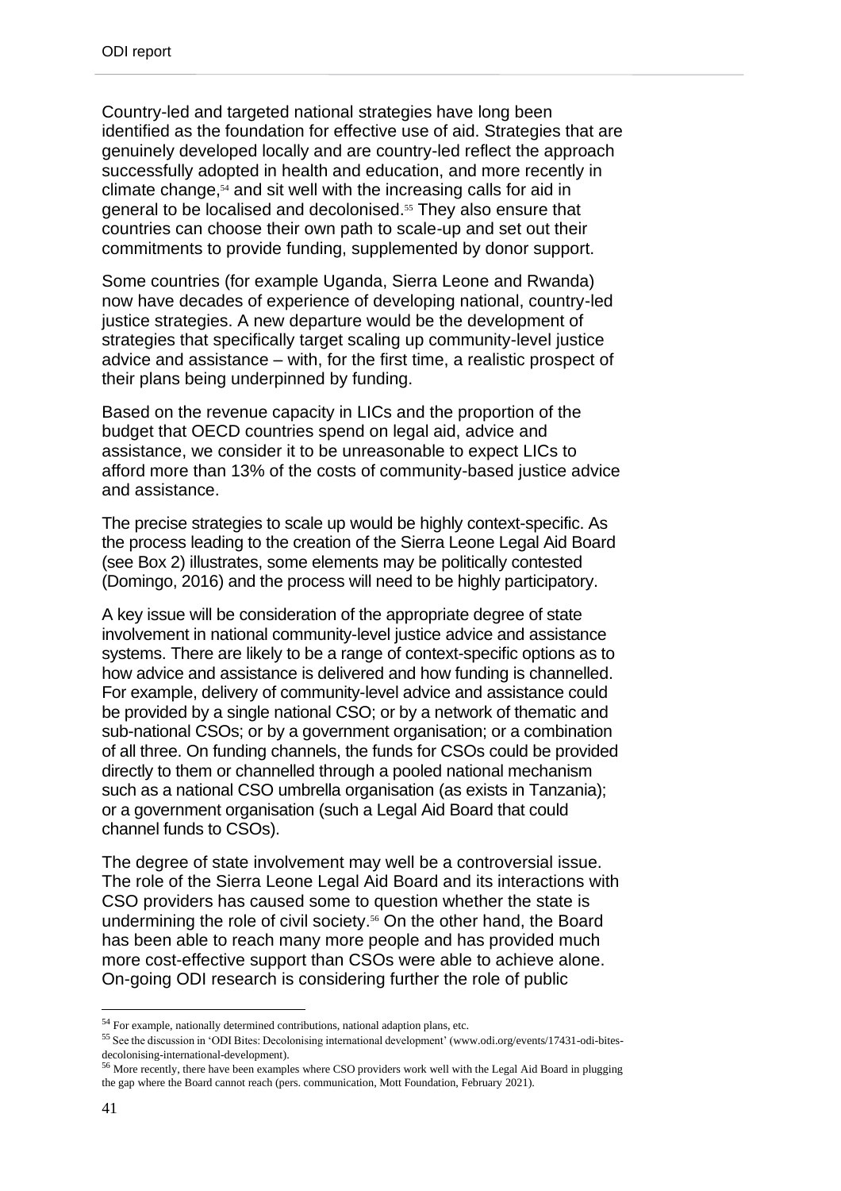Country-led and targeted national strategies have long been identified as the foundation for effective use of aid. Strategies that are genuinely developed locally and are country-led reflect the approach successfully adopted in health and education, and more recently in climate change,[54] and sit well with the increasing calls for aid in general to be localised and decolonised.[55] They also ensure that countries can choose their own path to scale-up and set out their commitments to provide funding, supplemented by donor support.

Some countries (for example Uganda, Sierra Leone and Rwanda) now have decades of experience of developing national, country-led justice strategies. A new departure would be the development of strategies that specifically target scaling up community-level justice advice and assistance – with, for the first time, a realistic prospect of their plans being underpinned by funding.

Based on the revenue capacity in LICs and the proportion of the budget that OECD countries spend on legal aid, advice and assistance, we consider it to be unreasonable to expect LICs to afford more than 13% of the costs of community-based justice advice and assistance.

The precise strategies to scale up would be highly context-specific. As the process leading to the creation of the Sierra Leone Legal Aid Board (see Box 2) illustrates, some elements may be politically contested (Domingo, 2016) and the process will need to be highly participatory.

A key issue will be consideration of the appropriate degree of state involvement in national community-level justice advice and assistance systems. There are likely to be a range of context-specific options as to how advice and assistance is delivered and how funding is channelled. For example, delivery of community-level advice and assistance could be provided by a single national CSO; or by a network of thematic and sub-national CSOs; or by a government organisation; or a combination of all three. On funding channels, the funds for CSOs could be provided directly to them or channelled through a pooled national mechanism such as a national CSO umbrella organisation (as exists in Tanzania); or a government organisation (such a Legal Aid Board that could channel funds to CSOs).

The degree of state involvement may well be a controversial issue. The role of the Sierra Leone Legal Aid Board and its interactions with CSO providers has caused some to question whether the state is undermining the role of civil society.[56] On the other hand, the Board has been able to reach many more people and has provided much more cost-effective support than CSOs were able to achieve alone. On-going ODI research is considering further the role of public

[54] For example, nationally determined contributions, national adaption plans, etc.

[55] See the discussion in 'ODI Bites: Decolonising international development' (www.odi.org/events/17431-odi-bites-decolonising-international-development).

[56] More recently, there have been examples where CSO providers work well with the Legal Aid Board in plugging the gap where the Board cannot reach (pers. communication, Mott Foundation, February 2021).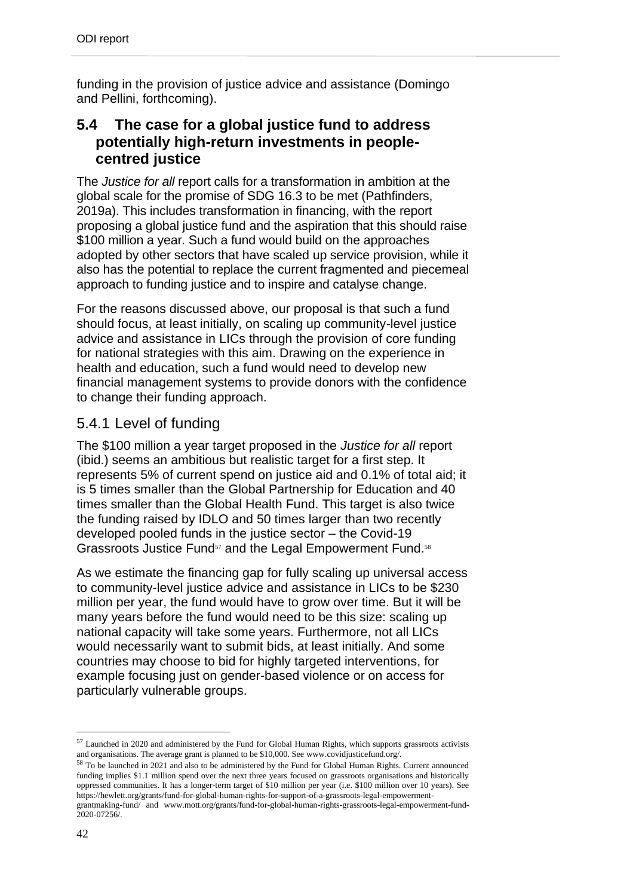funding in the provision of justice advice and assistance (Domingo and Pellini, forthcoming).

## 5.4 The case for a global justice fund to address potentially high-return investments in people-centred justice

The *Justice for all* report calls for a transformation in ambition at the global scale for the promise of SDG 16.3 to be met (Pathfinders, 2019a). This includes transformation in financing, with the report proposing a global justice fund and the aspiration that this should raise \$100 million a year. Such a fund would build on the approaches adopted by other sectors that have scaled up service provision, while it also has the potential to replace the current fragmented and piecemeal approach to funding justice and to inspire and catalyse change.

For the reasons discussed above, our proposal is that such a fund should focus, at least initially, on scaling up community-level justice advice and assistance in LICs through the provision of core funding for national strategies with this aim. Drawing on the experience in health and education, such a fund would need to develop new financial management systems to provide donors with the confidence to change their funding approach.

### 5.4.1 Level of funding

The \$100 million a year target proposed in the *Justice for all* report (ibid.) seems an ambitious but realistic target for a first step. It represents 5% of current spend on justice aid and 0.1% of total aid; it is 5 times smaller than the Global Partnership for Education and 40 times smaller than the Global Health Fund. This target is also twice the funding raised by IDLO and 50 times larger than two recently developed pooled funds in the justice sector – the Covid-19 Grassroots Justice Fund[57] and the Legal Empowerment Fund.[58]

As we estimate the financing gap for fully scaling up universal access to community-level justice advice and assistance in LICs to be \$230 million per year, the fund would have to grow over time. But it will be many years before the fund would need to be this size: scaling up national capacity will take some years. Furthermore, not all LICs would necessarily want to submit bids, at least initially. And some countries may choose to bid for highly targeted interventions, for example focusing just on gender-based violence or on access for particularly vulnerable groups.

---

[57] Launched in 2020 and administered by the Fund for Global Human Rights, which supports grassroots activists and organisations. The average grant is planned to be \$10,000. See www.covidjusticefund.org/.

[58] To be launched in 2021 and also to be administered by the Fund for Global Human Rights. Current announced funding implies \$1.1 million spend over the next three years focused on grassroots organisations and historically oppressed communities. It has a longer-term target of \$10 million per year (i.e. \$100 million over 10 years). See https://hewlett.org/grants/fund-for-global-human-rights-for-support-of-a-grassroots-legal-empowerment-grantmaking-fund/ and www.mott.org/grants/fund-for-global-human-rights-grassroots-legal-empowerment-fund-2020-07256/.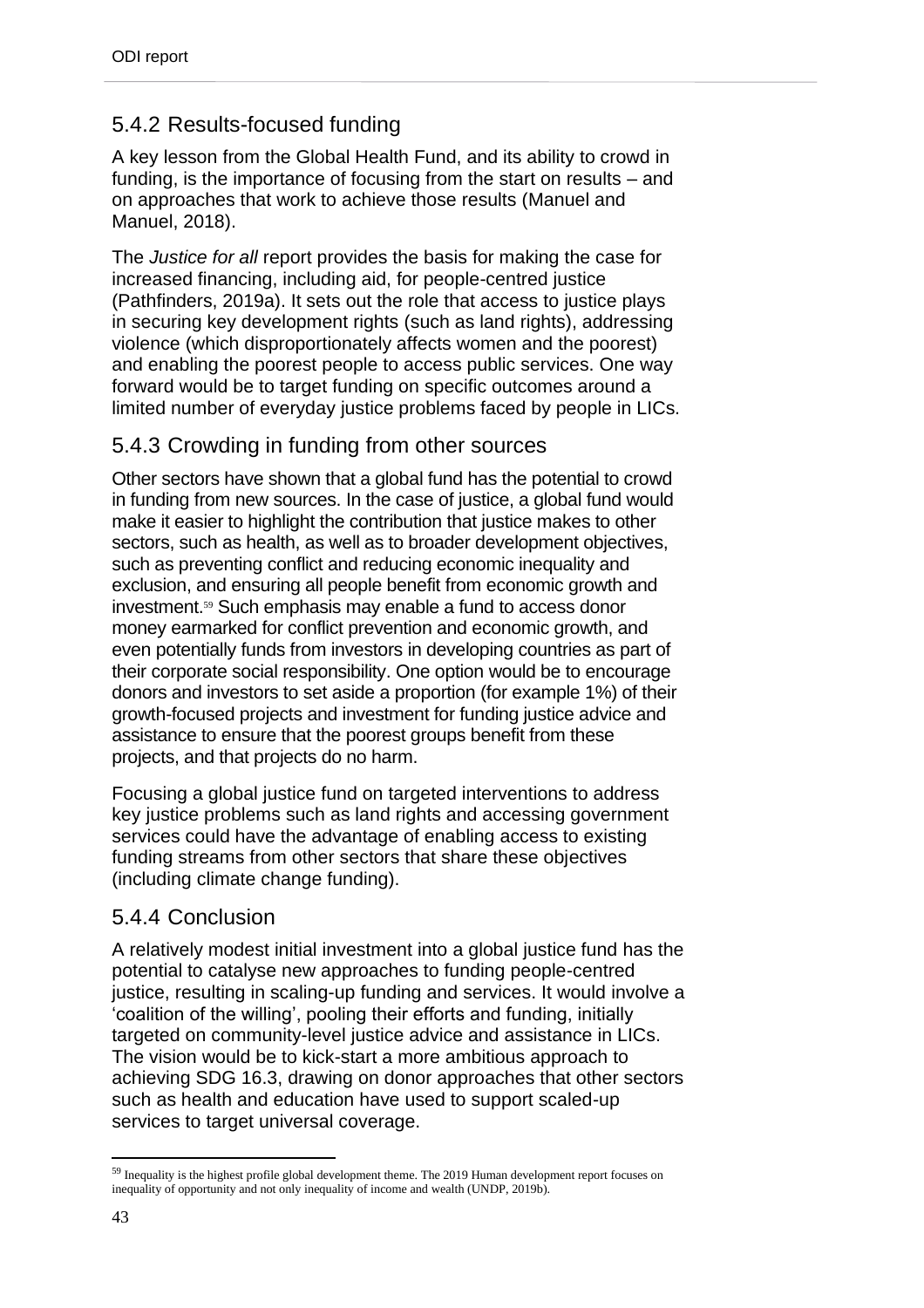### 5.4.2 Results-focused funding

A key lesson from the Global Health Fund, and its ability to crowd in funding, is the importance of focusing from the start on results – and on approaches that work to achieve those results (Manuel and Manuel, 2018).

The *Justice for all* report provides the basis for making the case for increased financing, including aid, for people-centred justice (Pathfinders, 2019a). It sets out the role that access to justice plays in securing key development rights (such as land rights), addressing violence (which disproportionately affects women and the poorest) and enabling the poorest people to access public services. One way forward would be to target funding on specific outcomes around a limited number of everyday justice problems faced by people in LICs.

### 5.4.3 Crowding in funding from other sources

Other sectors have shown that a global fund has the potential to crowd in funding from new sources. In the case of justice, a global fund would make it easier to highlight the contribution that justice makes to other sectors, such as health, as well as to broader development objectives, such as preventing conflict and reducing economic inequality and exclusion, and ensuring all people benefit from economic growth and investment.[59] Such emphasis may enable a fund to access donor money earmarked for conflict prevention and economic growth, and even potentially funds from investors in developing countries as part of their corporate social responsibility. One option would be to encourage donors and investors to set aside a proportion (for example 1%) of their growth-focused projects and investment for funding justice advice and assistance to ensure that the poorest groups benefit from these projects, and that projects do no harm.

Focusing a global justice fund on targeted interventions to address key justice problems such as land rights and accessing government services could have the advantage of enabling access to existing funding streams from other sectors that share these objectives (including climate change funding).

### 5.4.4 Conclusion

A relatively modest initial investment into a global justice fund has the potential to catalyse new approaches to funding people-centred justice, resulting in scaling-up funding and services. It would involve a 'coalition of the willing', pooling their efforts and funding, initially targeted on community-level justice advice and assistance in LICs. The vision would be to kick-start a more ambitious approach to achieving SDG 16.3, drawing on donor approaches that other sectors such as health and education have used to support scaled-up services to target universal coverage.

[59] Inequality is the highest profile global development theme. The 2019 Human development report focuses on inequality of opportunity and not only inequality of income and wealth (UNDP, 2019b).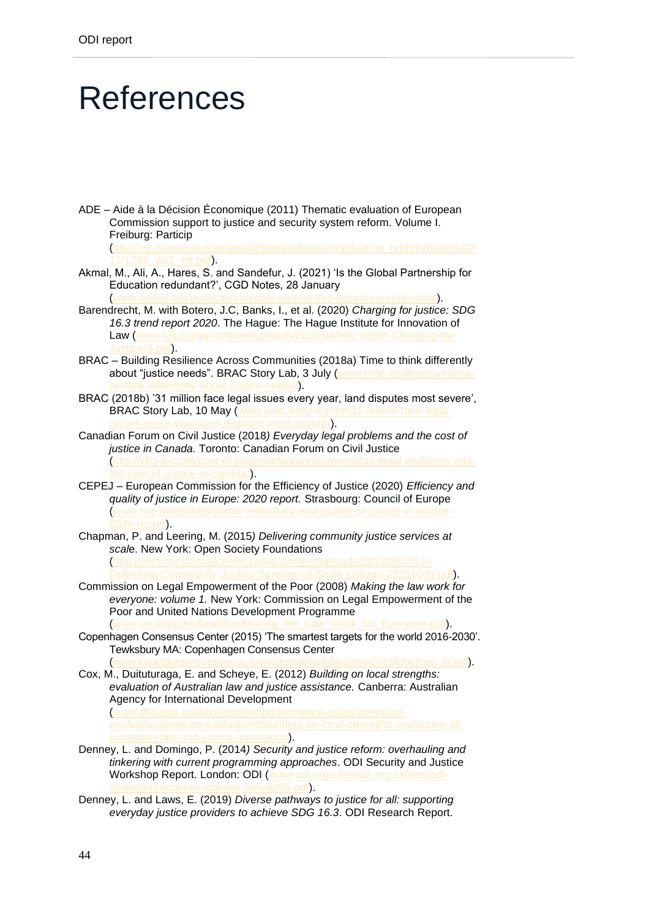# References

ADE – Aide à la Décision Économique (2011) Thematic evaluation of European Commission support to justice and security system reform. Volume I. Freiburg: Particip (http://ec.europa.eu/europeaid/how/evaluation/evaluation_reports/reports/2011/1295_vol1_en.pdf).

Akmal, M., Ali, A., Hares, S. and Sandefur, J. (2021) 'Is the Global Partnership for Education redundant?', CGD Notes, 28 January (www.cgdev.org/publication/global-partnership-education-redundant).

Barendrecht, M. with Botero, J.C, Banks, I., et al. (2020) *Charging for justice: SDG 16.3 trend report 2020*. The Hague: The Hague Institute for Innovation of Law (www.hiil.org/wp-content/uploads/2020/04/HiiL-report-Charging-for-Justice-3.pdf).

BRAC – Building Resilience Across Communities (2018a) Time to think differently about "justice needs". BRAC Story Lab, 3 July (www.brac.net/program/time-to-think-differently-about-justice-needs/).

BRAC (2018b) '31 million face legal issues every year, land disputes most severe', BRAC Story Lab, 10 May (www.brac.net/program/31-million-face-legal-issues-every-year-land-disputes-most-severe/).

Canadian Forum on Civil Justice (2018) *Everyday legal problems and the cost of justice in Canada.* Toronto: Canadian Forum on Civil Justice (http://cfcj-fcjc.org/cost-of-justice/infographics/everyday-legal-problems-and-the-cost-of-justice-in-canada/).

CEPEJ – European Commission for the Efficiency of Justice (2020) *Efficiency and quality of justice in Europe: 2020 report.* Strasbourg: Council of Europe (www.coe.int/en/web/portal/-/efficiency-and-quality-of-justice-in-europe-2020-report).

Chapman, P. and Leering, M. (2015) *Delivering community justice services at scale*. New York: Open Society Foundations (http://communitylegalcentre.ca/wp-content/uploads/2018/08/OSJI-Delivering-Community-Justice-Services-at-Scale-Ontario-20151009.pdf).

Commission on Legal Empowerment of the Poor (2008) *Making the law work for everyone: volume 1.* New York: Commission on Legal Empowerment of the Poor and United Nations Development Programme (www.un.org/ruleoflaw/files/Making_the_Law_Work_for_Everyone.pdf).

Copenhagen Consensus Center (2015) 'The smartest targets for the world 2016-2030'. Tewksbury MA: Copenhagen Consensus Center (www.copenhagenconsensus.com/sites/default/files/post2015brochure_m.pdf).

Cox, M., Duituturaga, E. and Scheye, E. (2012) *Building on local strengths: evaluation of Australian law and justice assistance.* Canberra: Australian Agency for International Development (www.dfat.gov.au/development/performance-assessment/aid-evaluation/program-evaluations/building-on-local-strengths-evaluation-of-australian-law-and-justice-assistance).

Denney, L. and Domingo, P. (2014) *Security and justice reform: overhauling and tinkering with current programming approaches*. ODI Security and Justice Workshop Report. London: ODI (www.odi.org/sites/odi.org.uk/files/odi-assets/publications-opinion-files/8895.pdf).

Denney, L. and Laws, E. (2019) *Diverse pathways to justice for all: supporting everyday justice providers to achieve SDG 16.3*. ODI Research Report.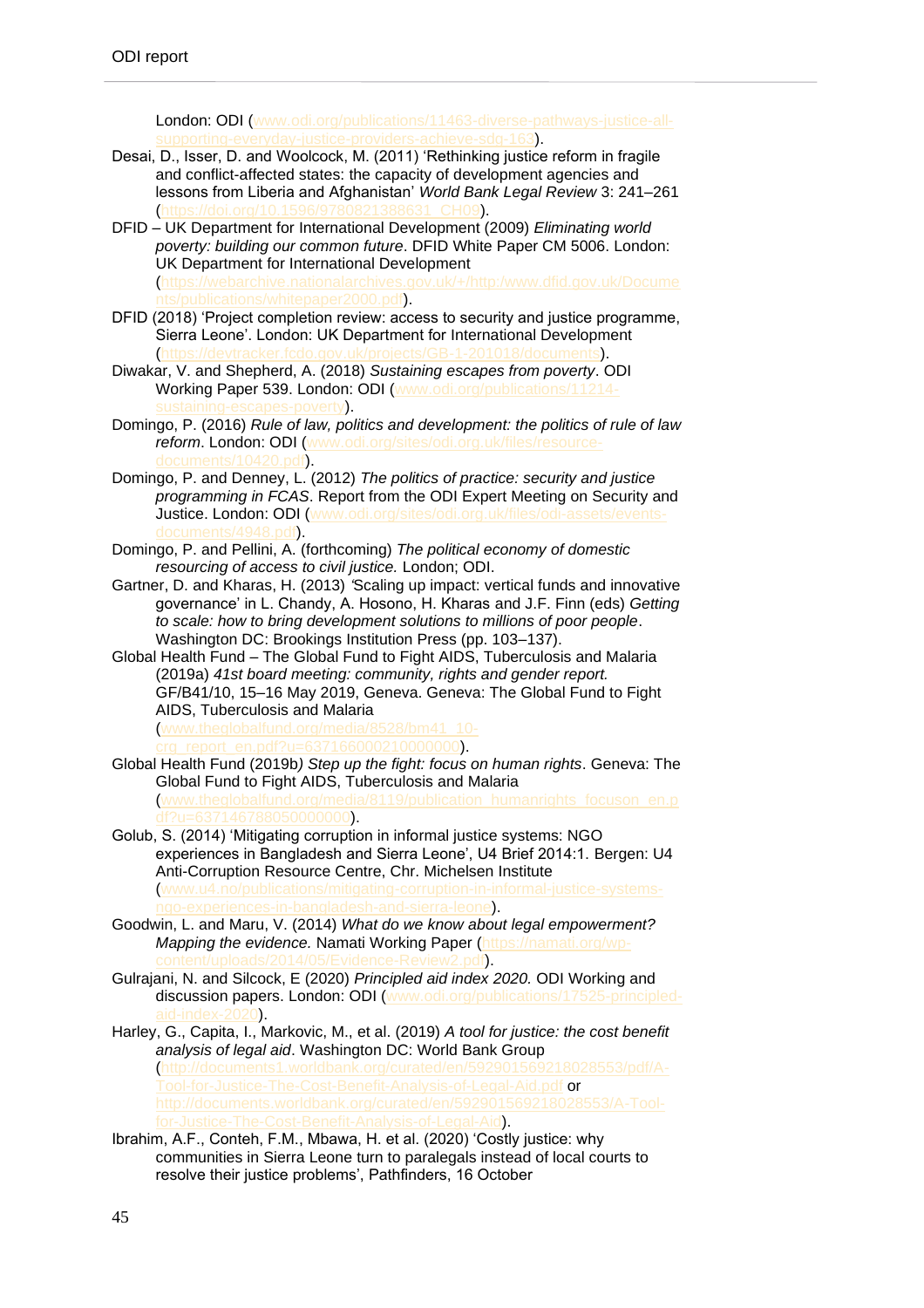London: ODI (www.odi.org/publications/11463-diverse-pathways-justice-all-supporting-everyday-justice-providers-achieve-sdg-163).

Desai, D., Isser, D. and Woolcock, M. (2011) 'Rethinking justice reform in fragile and conflict-affected states: the capacity of development agencies and lessons from Liberia and Afghanistan' *World Bank Legal Review* 3: 241–261 (https://doi.org/10.1596/9780821388631_CH09).

DFID – UK Department for International Development (2009) *Eliminating world poverty: building our common future*. DFID White Paper CM 5006. London: UK Department for International Development (https://webarchive.nationalarchives.gov.uk/+/http:/www.dfid.gov.uk/Documents/publications/whitepaper2000.pdf).

DFID (2018) 'Project completion review: access to security and justice programme, Sierra Leone'. London: UK Department for International Development (https://devtracker.fcdo.gov.uk/projects/GB-1-201018/documents).

Diwakar, V. and Shepherd, A. (2018) *Sustaining escapes from poverty*. ODI Working Paper 539. London: ODI (www.odi.org/publications/11214-sustaining-escapes-poverty).

Domingo, P. (2016) *Rule of law, politics and development: the politics of rule of law reform*. London: ODI (www.odi.org/sites/odi.org.uk/files/resource-documents/10420.pdf).

Domingo, P. and Denney, L. (2012) *The politics of practice: security and justice programming in FCAS*. Report from the ODI Expert Meeting on Security and Justice. London: ODI (www.odi.org/sites/odi.org.uk/files/odi-assets/events-documents/4948.pdf).

Domingo, P. and Pellini, A. (forthcoming) *The political economy of domestic resourcing of access to civil justice.* London; ODI.

Gartner, D. and Kharas, H. (2013) 'Scaling up impact: vertical funds and innovative governance' in L. Chandy, A. Hosono, H. Kharas and J.F. Finn (eds) *Getting to scale: how to bring development solutions to millions of poor people*. Washington DC: Brookings Institution Press (pp. 103–137).

Global Health Fund – The Global Fund to Fight AIDS, Tuberculosis and Malaria (2019a) *41st board meeting: community, rights and gender report.* GF/B41/10, 15–16 May 2019, Geneva. Geneva: The Global Fund to Fight AIDS, Tuberculosis and Malaria (www.theglobalfund.org/media/8528/bm41_10-crg_report_en.pdf?u=637166000210000000).

Global Health Fund (2019b*) Step up the fight: focus on human rights*. Geneva: The Global Fund to Fight AIDS, Tuberculosis and Malaria (www.theglobalfund.org/media/8119/publication_humanrights_focuson_en.pdf?u=637146788050000000).

Golub, S. (2014) 'Mitigating corruption in informal justice systems: NGO experiences in Bangladesh and Sierra Leone', U4 Brief 2014:1. Bergen: U4 Anti-Corruption Resource Centre, Chr. Michelsen Institute (www.u4.no/publications/mitigating-corruption-in-informal-justice-systems-ngo-experiences-in-bangladesh-and-sierra-leone).

Goodwin, L. and Maru, V. (2014) *What do we know about legal empowerment? Mapping the evidence.* Namati Working Paper (https://namati.org/wp-content/uploads/2014/05/Evidence-Review2.pdf).

Gulrajani, N. and Silcock, E (2020) *Principled aid index 2020.* ODI Working and discussion papers. London: ODI (www.odi.org/publications/17525-principled-aid-index-2020).

Harley, G., Capita, I., Markovic, M., et al. (2019) *A tool for justice: the cost benefit analysis of legal aid*. Washington DC: World Bank Group (http://documents1.worldbank.org/curated/en/592901569218028553/pdf/A-Tool-for-Justice-The-Cost-Benefit-Analysis-of-Legal-Aid.pdf or http://documents.worldbank.org/curated/en/592901569218028553/A-Tool-for-Justice-The-Cost-Benefit-Analysis-of-Legal-Aid).

Ibrahim, A.F., Conteh, F.M., Mbawa, H. et al. (2020) 'Costly justice: why communities in Sierra Leone turn to paralegals instead of local courts to resolve their justice problems', Pathfinders, 16 October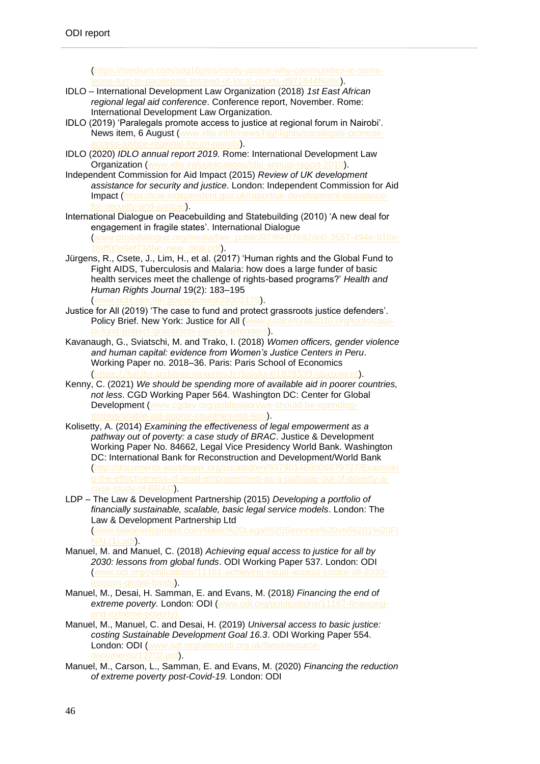(https://medium.com/sdg16plus/costly-justice-why-communities-in-sierra-leone-turn-to-paralegals-instead-of-local-courts-d971844f6a9d).

IDLO – International Development Law Organization (2018) *1st East African regional legal aid conference*. Conference report, November. Rome: International Development Law Organization.

IDLO (2019) 'Paralegals promote access to justice at regional forum in Nairobi'. News item, 6 August (www.idlo.int/fr/news/highlights/paralegals-promote-access-justice-regional-forum-nairobi).

IDLO (2020) *IDLO annual report 2019.* Rome: International Development Law Organization (www.idlo.int/publications/idlo-annual-report-2019).

Independent Commission for Aid Impact (2015) *Review of UK development assistance for security and justice*. London: Independent Commission for Aid Impact (https://icai.independent.gov.uk/report/uk-development-assistance-for-security-and-justice/).

International Dialogue on Peacebuilding and Statebuilding (2010) 'A new deal for engagement in fragile states'. International Dialogue (www.pbsbdialogue.org/media/filer_public/07/69/07692de0-3557-494e-918e-18df00e9ef73/the_new_deal.pdf).

Jürgens, R., Csete, J., Lim, H., et al. (2017) 'Human rights and the Global Fund to Fight AIDS, Tuberculosis and Malaria: how does a large funder of basic health services meet the challenge of rights-based programs?' *Health and Human Rights Journal* 19(2): 183–195 (www.ncbi.nlm.nih.gov/pubmed/29302175).

Justice for All (2019) 'The case to fund and protect grassroots justice defenders'. Policy Brief. New York: Justice for All (www.justiceforall2030.org/tools/case-to-fund-protect-grassroots-justice-defenders).

Kavanaugh, G., Sviatschi, M. and Trako, I. (2018) *Women officers, gender violence and human capital: evidence from Women's Justice Centers in Peru*. Working Paper no. 2018–36. Paris: Paris School of Economics (https://halshs.archives-ouvertes.fr/halshs-01828539/document).

Kenny, C. (2021) *We should be spending more of available aid in poorer countries, not less*. CGD Working Paper 564. Washington DC: Center for Global Development (www.cgdev.org/publication/we-should-be-spending-moreavailable-aid-poorer-countries-not-less).

Kolisetty, A. (2014) *Examining the effectiveness of legal empowerment as a pathway out of poverty: a case study of BRAC*. Justice & Development Working Paper No. 84662, Legal Vice Presidency World Bank. Washington DC: International Bank for Reconstruction and Development/World Bank (http://documents.worldbank.org/curated/en/937901468006879727/Examining-the-effectiveness-of-legal-empowerment-as-a-pathway-out-of-poverty-a-case-study-of-BRAC).

LDP – The Law & Development Partnership (2015) *Developing a portfolio of financially sustainable, scalable, basic legal service models*. London: The Law & Development Partnership Ltd (www.lawdevelopment.com/Basic%20Legal%20Services%20vol%201%20FINAL(1).pdf).

Manuel, M. and Manuel, C. (2018) *Achieving equal access to justice for all by 2030: lessons from global funds*. ODI Working Paper 537. London: ODI (www.odi.org/publications/11161-achieving-equal-access-justice-all-2030-lessons-global-funds).

Manuel, M., Desai, H. Samman, E. and Evans, M. (2018*) Financing the end of extreme poverty.* London: ODI (www.odi.org/publications/11187-financing-end-extreme-poverty).

Manuel, M., Manuel, C. and Desai, H. (2019) *Universal access to basic justice: costing Sustainable Development Goal 16.3*. ODI Working Paper 554. London: ODI (www.odi.org/sites/odi.org.uk/files/resource-documents/12702.pdf).

Manuel, M., Carson, L., Samman, E. and Evans, M. (2020) *Financing the reduction of extreme poverty post-Covid-19.* London: ODI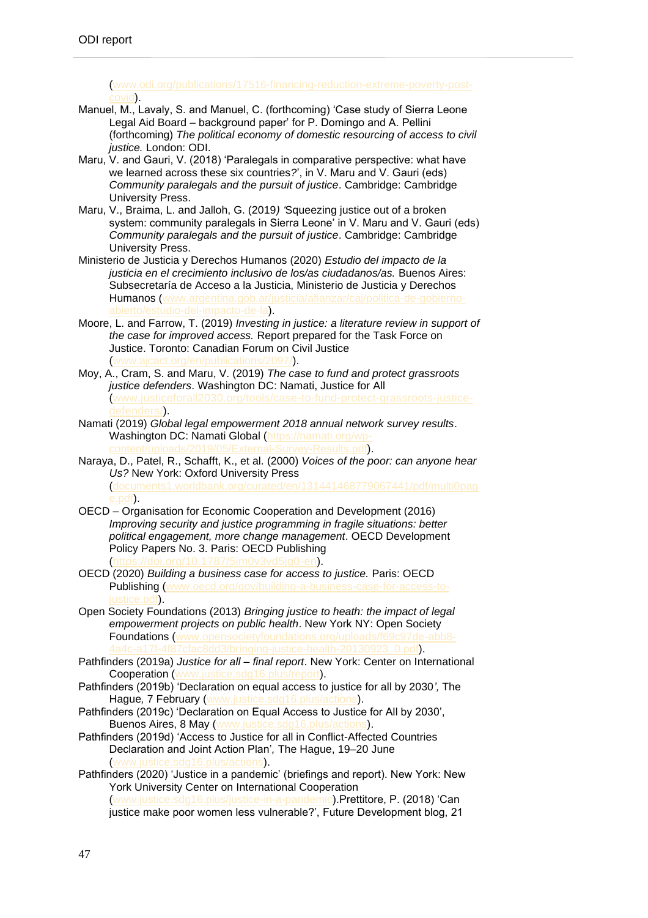(www.odi.org/publications/17516-financing-reduction-extreme-poverty-post-covid).

Manuel, M., Lavaly, S. and Manuel, C. (forthcoming) 'Case study of Sierra Leone Legal Aid Board – background paper' for P. Domingo and A. Pellini (forthcoming) *The political economy of domestic resourcing of access to civil justice.* London: ODI.

Maru, V. and Gauri, V. (2018) 'Paralegals in comparative perspective: what have we learned across these six countries?', in V. Maru and V. Gauri (eds) *Community paralegals and the pursuit of justice*. Cambridge: Cambridge University Press.

Maru, V., Braima, L. and Jalloh, G. (2019*)* *'*Squeezing justice out of a broken system: community paralegals in Sierra Leone' in V. Maru and V. Gauri (eds) *Community paralegals and the pursuit of justice*. Cambridge: Cambridge University Press.

Ministerio de Justicia y Derechos Humanos (2020) *Estudio del impacto de la justicia en el crecimiento inclusivo de los/as ciudadanos/as.* Buenos Aires: Subsecretaría de Acceso a la Justicia, Ministerio de Justicia y Derechos Humanos (www.argentina.gob.ar/justicia/afianzar/caj/politica-de-gobierno-abierto/estudio-del-impacto-de-la).

Moore, L. and Farrow, T. (2019) *Investing in justice: a literature review in support of the case for improved access.* Report prepared for the Task Force on Justice. Toronto: Canadian Forum on Civil Justice (www.ajcact.org/en/publications/2097/).

Moy, A., Cram, S. and Maru, V. (2019) *The case to fund and protect grassroots justice defenders*. Washington DC: Namati, Justice for All (www.justiceforall2030.org/tools/case-to-fund-protect-grassroots-justice-defenders/).

Namati (2019) *Global legal empowerment 2018 annual network survey results*. Washington DC: Namati Global (https://namati.org/wp-content/uploads/2019/05/External-Survey-Results.pdf).

Naraya, D., Patel, R., Schafft, K., et al. (2000) *Voices of the poor: can anyone hear Us?* New York: Oxford University Press (documents1.worldbank.org/curated/en/131441468779067441/pdf/multi0page.pdf).

OECD – Organisation for Economic Cooperation and Development (2016) *Improving security and justice programming in fragile situations: better political engagement, more change management*. OECD Development Policy Papers No. 3. Paris: OECD Publishing (https://doi.org/10.1787/5jm0v3vd5jg0-en).

OECD (2020) *Building a business case for access to justice.* Paris: OECD Publishing (www.oecd.org/gov/building-a-business-case-for-access-to-justice.pdf).

Open Society Foundations (2013) *Bringing justice to heath: the impact of legal empowerment projects on public health*. New York NY: Open Society Foundations (www.opensocietyfoundations.org/uploads/f69c97de-abb8-4a4c-a17f-4f87cfac8dd3/bringing-justice-health-20130923_0.pdf).

Pathfinders (2019a) *Justice for all – final report*. New York: Center on International Cooperation (www.justice.sdg16.plus/report).

Pathfinders (2019b) 'Declaration on equal access to justice for all by 2030*',* The Hague*,* 7 February (www.justice.sdg16.plus/actions).

Pathfinders (2019c) 'Declaration on Equal Access to Justice for All by 2030', Buenos Aires, 8 May (www.justice.sdg16.plus/actions).

Pathfinders (2019d) 'Access to Justice for all in Conflict-Affected Countries Declaration and Joint Action Plan'*,* The Hague, 19–20 June (www.justice.sdg16.plus/actions).

Pathfinders (2020) 'Justice in a pandemic' (briefings and report). New York: New York University Center on International Cooperation (www.justice.sdg16.plus/justice-in-a-pandemic).Prettitore, P. (2018) 'Can justice make poor women less vulnerable?', Future Development blog, 21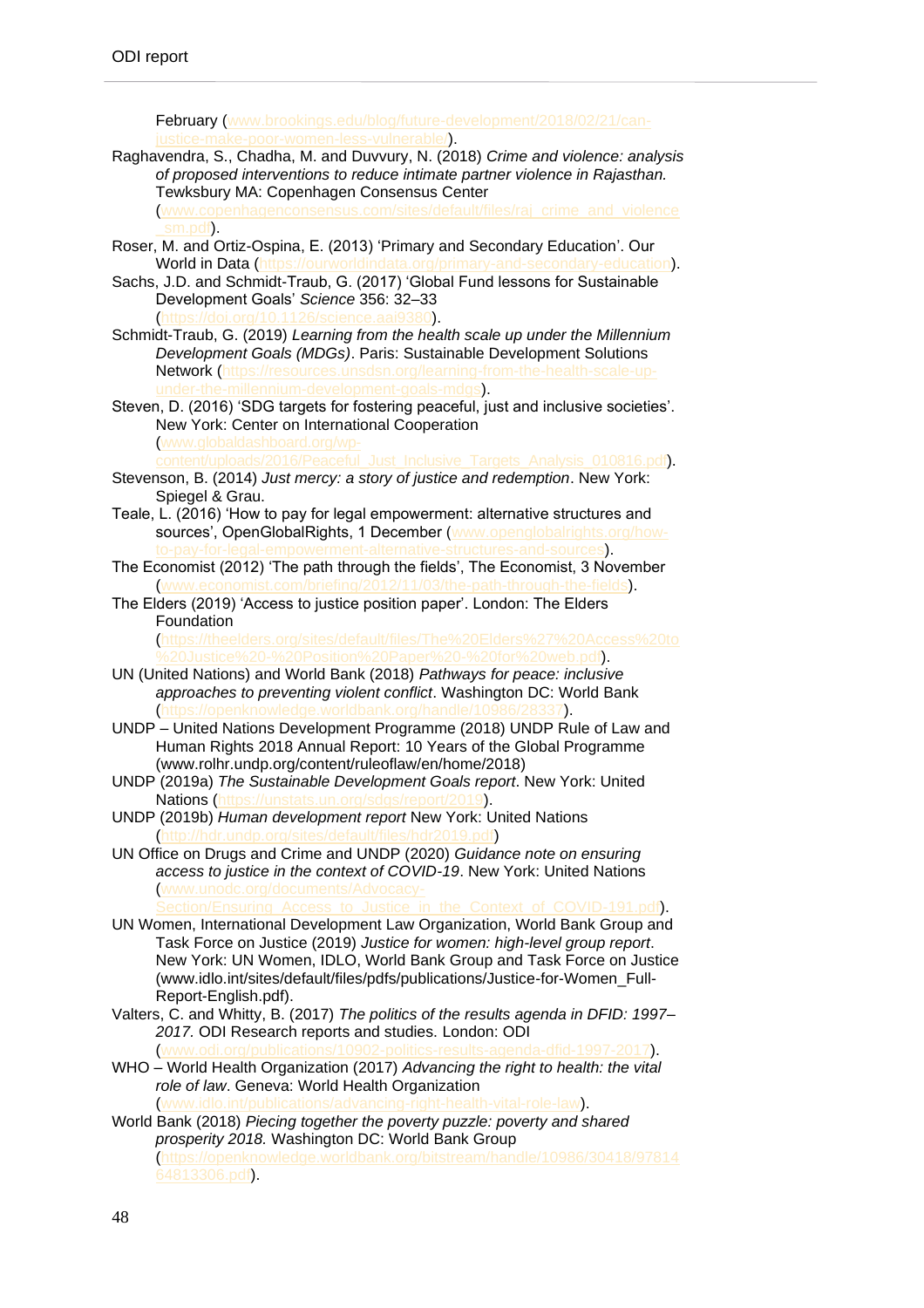February (www.brookings.edu/blog/future-development/2018/02/21/can-justice-make-poor-women-less-vulnerable/).

Raghavendra, S., Chadha, M. and Duvvury, N. (2018) *Crime and violence: analysis of proposed interventions to reduce intimate partner violence in Rajasthan.* Tewksbury MA: Copenhagen Consensus Center (www.copenhagenconsensus.com/sites/default/files/raj_crime_and_violence_sm.pdf).

Roser, M. and Ortiz-Ospina, E. (2013) 'Primary and Secondary Education'. Our World in Data (https://ourworldindata.org/primary-and-secondary-education).

Sachs, J.D. and Schmidt-Traub, G. (2017) 'Global Fund lessons for Sustainable Development Goals' *Science* 356: 32–33 (https://doi.org/10.1126/science.aai9380).

Schmidt-Traub, G. (2019) *Learning from the health scale up under the Millennium Development Goals (MDGs)*. Paris: Sustainable Development Solutions Network (https://resources.unsdsn.org/learning-from-the-health-scale-up-under-the-millennium-development-goals-mdgs).

Steven, D. (2016) 'SDG targets for fostering peaceful, just and inclusive societies'. New York: Center on International Cooperation (www.globaldashboard.org/wp-content/uploads/2016/Peaceful_Just_Inclusive_Targets_Analysis_010816.pdf).

Stevenson, B. (2014) *Just mercy: a story of justice and redemption*. New York: Spiegel & Grau.

Teale, L. (2016) 'How to pay for legal empowerment: alternative structures and sources', OpenGlobalRights, 1 December (www.openglobalrights.org/how-to-pay-for-legal-empowerment-alternative-structures-and-sources).

The Economist (2012) 'The path through the fields', The Economist, 3 November (www.economist.com/briefing/2012/11/03/the-path-through-the-fields).

The Elders (2019) 'Access to justice position paper'. London: The Elders Foundation (https://theelders.org/sites/default/files/The%20Elders%27%20Access%20to%20Justice%20-%20Position%20Paper%20-%20for%20web.pdf).

UN (United Nations) and World Bank (2018) *Pathways for peace: inclusive approaches to preventing violent conflict*. Washington DC: World Bank (https://openknowledge.worldbank.org/handle/10986/28337).

UNDP – United Nations Development Programme (2018) UNDP Rule of Law and Human Rights 2018 Annual Report: 10 Years of the Global Programme (www.rolhr.undp.org/content/ruleoflaw/en/home/2018)

UNDP (2019a) *The Sustainable Development Goals report*. New York: United Nations (https://unstats.un.org/sdgs/report/2019).

UNDP (2019b) *Human development report* New York: United Nations (http://hdr.undp.org/sites/default/files/hdr2019.pdf)

UN Office on Drugs and Crime and UNDP (2020) *Guidance note on ensuring access to justice in the context of COVID-19*. New York: United Nations (www.unodc.org/documents/Advocacy-Section/Ensuring_Access_to_Justice_in_the_Context_of_COVID-191.pdf).

UN Women, International Development Law Organization, World Bank Group and Task Force on Justice (2019) *Justice for women: high-level group report*. New York: UN Women, IDLO, World Bank Group and Task Force on Justice (www.idlo.int/sites/default/files/pdfs/publications/Justice-for-Women_Full-Report-English.pdf).

Valters, C. and Whitty, B. (2017) *The politics of the results agenda in DFID: 1997–2017.* ODI Research reports and studies. London: ODI (www.odi.org/publications/10902-politics-results-agenda-dfid-1997-2017).

WHO – World Health Organization (2017) *Advancing the right to health: the vital role of law*. Geneva: World Health Organization (www.idlo.int/publications/advancing-right-health-vital-role-law).

World Bank (2018) *Piecing together the poverty puzzle: poverty and shared prosperity 2018.* Washington DC: World Bank Group (https://openknowledge.worldbank.org/bitstream/handle/10986/30418/9781464813306.pdf).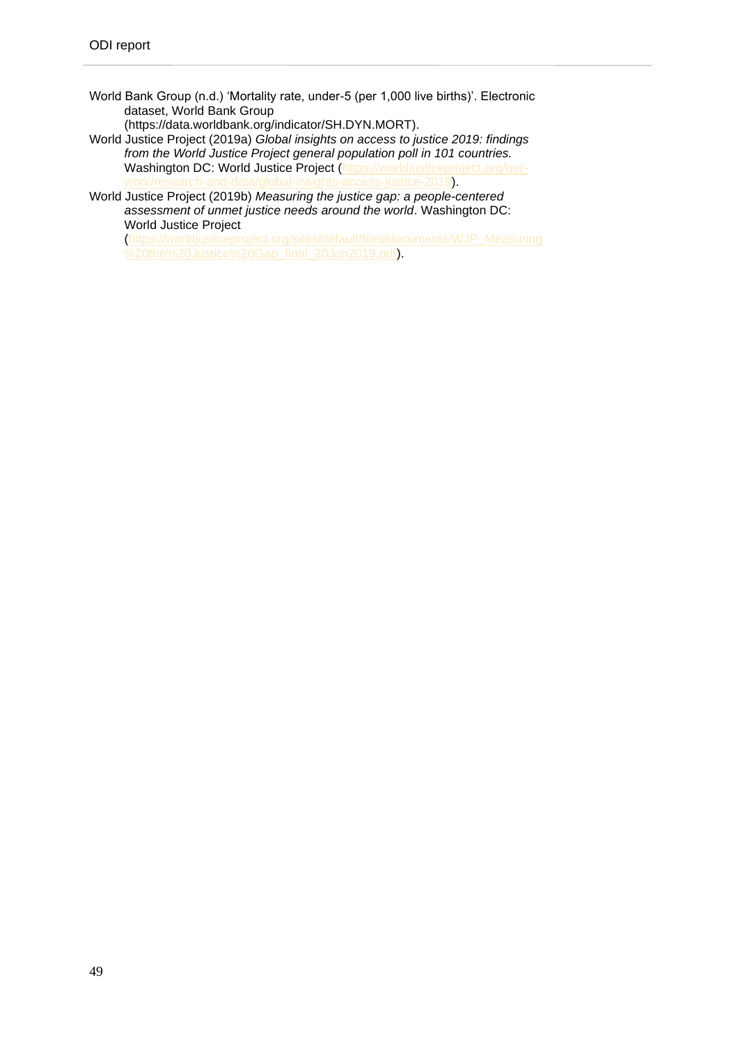World Bank Group (n.d.) 'Mortality rate, under-5 (per 1,000 live births)'. Electronic dataset, World Bank Group (https://data.worldbank.org/indicator/SH.DYN.MORT).

World Justice Project (2019a) *Global insights on access to justice 2019: findings from the World Justice Project general population poll in 101 countries.* Washington DC: World Justice Project (https://worldjusticeproject.org/our-work/research-and-data/global-insights-access-justice-2019).

World Justice Project (2019b) *Measuring the justice gap: a people-centered assessment of unmet justice needs around the world*. Washington DC: World Justice Project (https://worldjusticeproject.org/sites/default/files/documents/WJP_Measuring%20the%20Justice%20Gap_final_20Jun2019.pdf).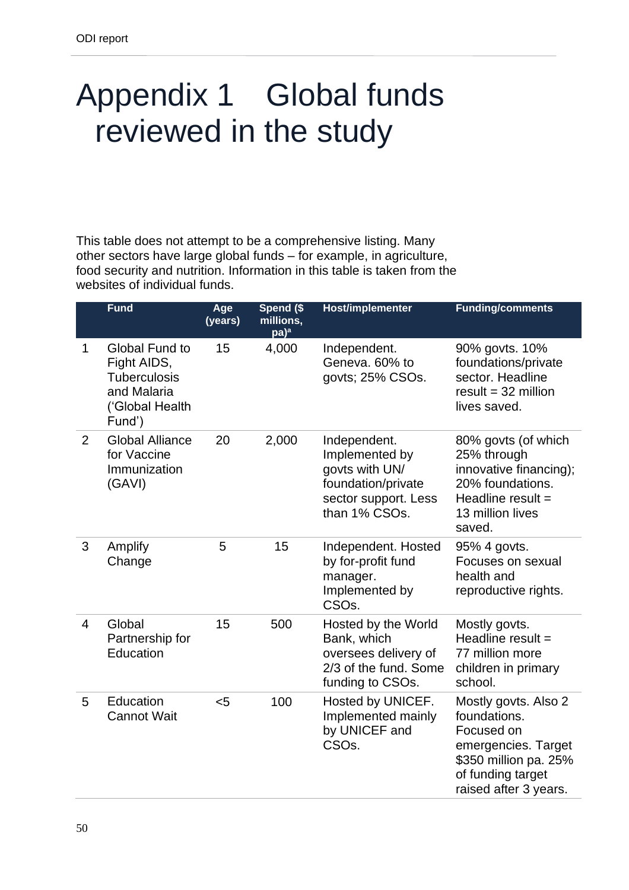# Appendix 1 Global funds reviewed in the study

This table does not attempt to be a comprehensive listing. Many other sectors have large global funds – for example, in agriculture, food security and nutrition. Information in this table is taken from the websites of individual funds.

| | Fund | Age (years) | Spend ($ millions, pa)[a] | Host/implementer | Funding/comments |
|---|---|---|---|---|---|
| 1 | Global Fund to Fight AIDS, Tuberculosis and Malaria ('Global Health Fund') | 15 | 4,000 | Independent. Geneva. 60% to govts; 25% CSOs. | 90% govts. 10% foundations/private sector. Headline result = 32 million lives saved. |
| 2 | Global Alliance for Vaccine Immunization (GAVI) | 20 | 2,000 | Independent. Implemented by govts with UN/ foundation/private sector support. Less than 1% CSOs. | 80% govts (of which 25% through innovative financing); 20% foundations. Headline result = 13 million lives saved. |
| 3 | Amplify Change | 5 | 15 | Independent. Hosted by for-profit fund manager. Implemented by CSOs. | 95% 4 govts. Focuses on sexual health and reproductive rights. |
| 4 | Global Partnership for Education | 15 | 500 | Hosted by the World Bank, which oversees delivery of 2/3 of the fund. Some funding to CSOs. | Mostly govts. Headline result = 77 million more children in primary school. |
| 5 | Education Cannot Wait | <5 | 100 | Hosted by UNICEF. Implemented mainly by UNICEF and CSOs. | Mostly govts. Also 2 foundations. Focused on emergencies. Target $350 million pa. 25% of funding target raised after 3 years. |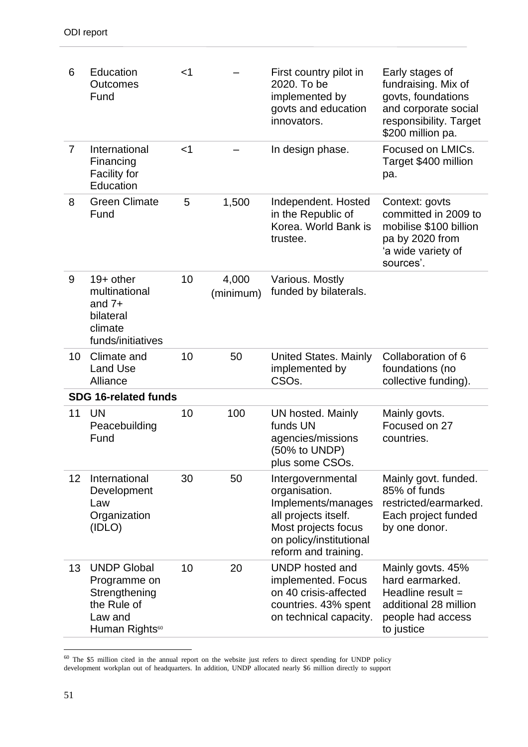| | | | | | |
|---|---|---|---|---|---|
| 6 | Education Outcomes Fund | <1 | – | First country pilot in 2020. To be implemented by govts and education innovators. | Early stages of fundraising. Mix of govts, foundations and corporate social responsibility. Target $200 million pa. |
| 7 | International Financing Facility for Education | <1 | – | In design phase. | Focused on LMICs. Target $400 million pa. |
| 8 | Green Climate Fund | 5 | 1,500 | Independent. Hosted in the Republic of Korea. World Bank is trustee. | Context: govts committed in 2009 to mobilise $100 billion pa by 2020 from 'a wide variety of sources'. |
| 9 | 19+ other multinational and 7+ bilateral climate funds/initiatives | 10 | 4,000 (minimum) | Various. Mostly funded by bilaterals. | |
| 10 | Climate and Land Use Alliance | 10 | 50 | United States. Mainly implemented by CSOs. | Collaboration of 6 foundations (no collective funding). |
| **SDG 16-related funds** | | | | | |
| 11 | UN Peacebuilding Fund | 10 | 100 | UN hosted. Mainly funds UN agencies/missions (50% to UNDP) plus some CSOs. | Mainly govts. Focused on 27 countries. |
| 12 | International Development Law Organization (IDLO) | 30 | 50 | Intergovernmental organisation. Implements/manages all projects itself. Most projects focus on policy/institutional reform and training. | Mainly govt. funded. 85% of funds restricted/earmarked. Each project funded by one donor. |
| 13 | UNDP Global Programme on Strengthening the Rule of Law and Human Rights[60] | 10 | 20 | UNDP hosted and implemented. Focus on 40 crisis-affected countries. 43% spent on technical capacity. | Mainly govts. 45% hard earmarked. Headline result = additional 28 million people had access to justice |

[60] The $5 million cited in the annual report on the website just refers to direct spending for UNDP policy development workplan out of headquarters. In addition, UNDP allocated nearly $6 million directly to support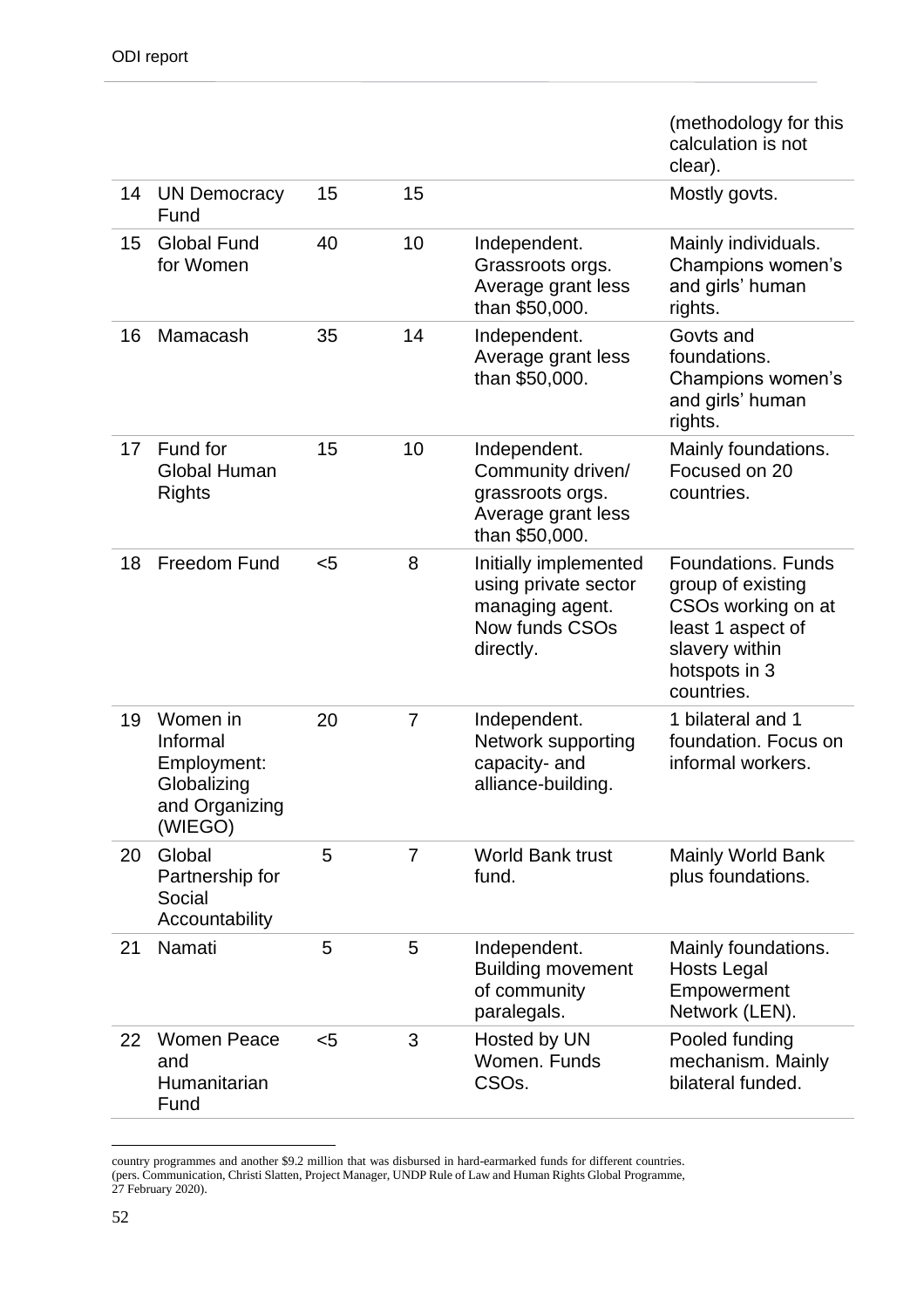| | | | | | |
|---|---|---|---|---|---|
| | | | | | (methodology for this calculation is not clear). |
| 14 | UN Democracy Fund | 15 | 15 | | Mostly govts. |
| 15 | Global Fund for Women | 40 | 10 | Independent. Grassroots orgs. Average grant less than $50,000. | Mainly individuals. Champions women's and girls' human rights. |
| 16 | Mamacash | 35 | 14 | Independent. Average grant less than $50,000. | Govts and foundations. Champions women's and girls' human rights. |
| 17 | Fund for Global Human Rights | 15 | 10 | Independent. Community driven/ grassroots orgs. Average grant less than $50,000. | Mainly foundations. Focused on 20 countries. |
| 18 | Freedom Fund | <5 | 8 | Initially implemented using private sector managing agent. Now funds CSOs directly. | Foundations. Funds group of existing CSOs working on at least 1 aspect of slavery within hotspots in 3 countries. |
| 19 | Women in Informal Employment: Globalizing and Organizing (WIEGO) | 20 | 7 | Independent. Network supporting capacity- and alliance-building. | 1 bilateral and 1 foundation. Focus on informal workers. |
| 20 | Global Partnership for Social Accountability | 5 | 7 | World Bank trust fund. | Mainly World Bank plus foundations. |
| 21 | Namati | 5 | 5 | Independent. Building movement of community paralegals. | Mainly foundations. Hosts Legal Empowerment Network (LEN). |
| 22 | Women Peace and Humanitarian Fund | <5 | 3 | Hosted by UN Women. Funds CSOs. | Pooled funding mechanism. Mainly bilateral funded. |

country programmes and another $9.2 million that was disbursed in hard-earmarked funds for different countries. (pers. Communication, Christi Slatten, Project Manager, UNDP Rule of Law and Human Rights Global Programme, 27 February 2020).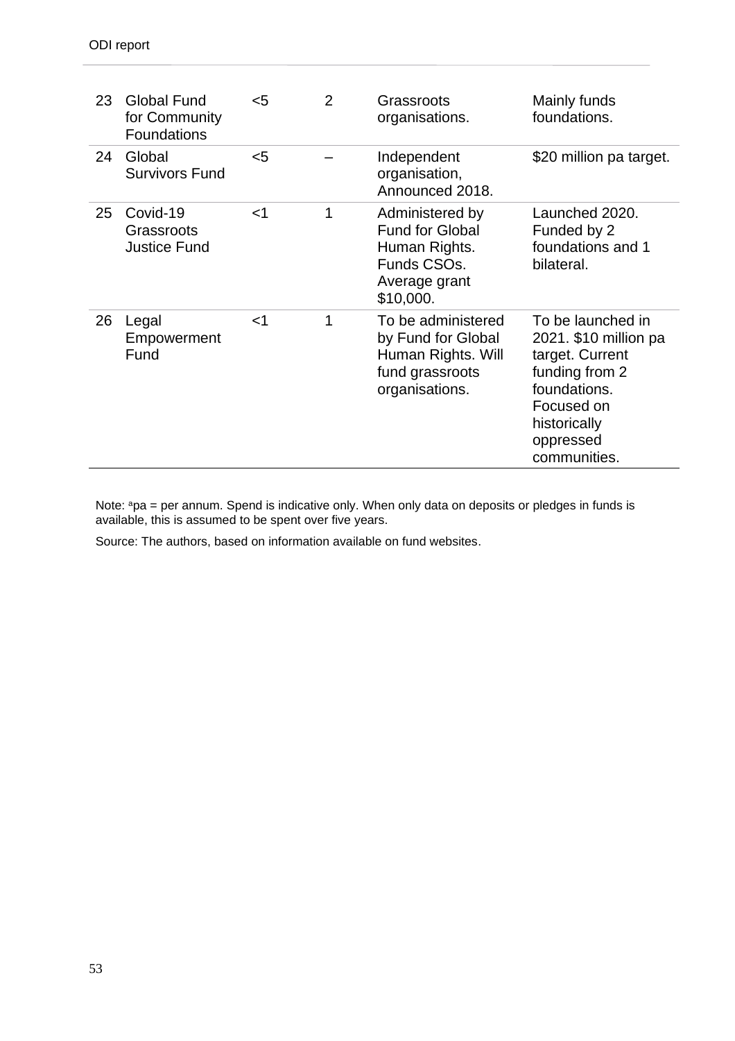| | | | | | |
|---|---|---|---|---|---|
| 23 | Global Fund for Community Foundations | <5 | 2 | Grassroots organisations. | Mainly funds foundations. |
| 24 | Global Survivors Fund | <5 | – | Independent organisation, Announced 2018. | \$20 million pa target. |
| 25 | Covid-19 Grassroots Justice Fund | <1 | 1 | Administered by Fund for Global Human Rights. Funds CSOs. Average grant \$10,000. | Launched 2020. Funded by 2 foundations and 1 bilateral. |
| 26 | Legal Empowerment Fund | <1 | 1 | To be administered by Fund for Global Human Rights. Will fund grassroots organisations. | To be launched in 2021. \$10 million pa target. Current funding from 2 foundations. Focused on historically oppressed communities. |

Note: [a]pa = per annum. Spend is indicative only. When only data on deposits or pledges in funds is available, this is assumed to be spent over five years.

Source: The authors, based on information available on fund websites.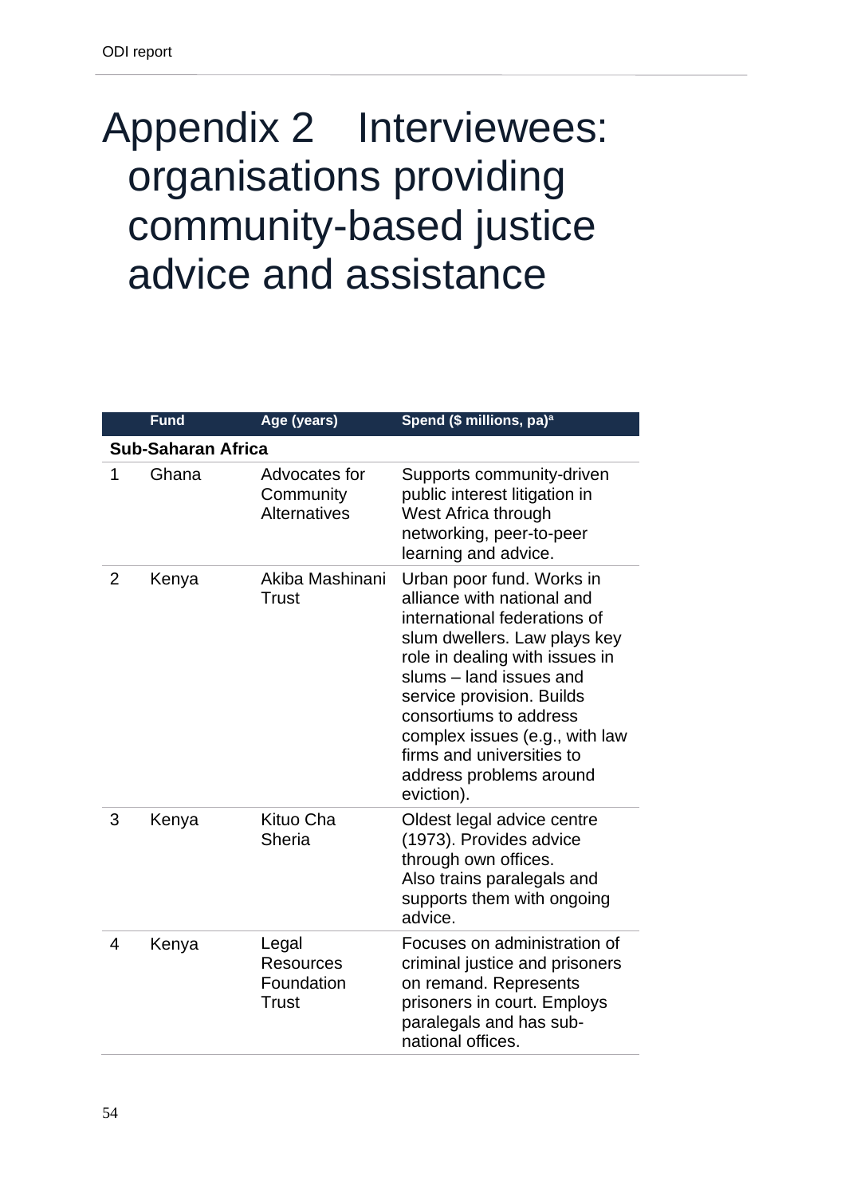# Appendix 2 Interviewees: organisations providing community-based justice advice and assistance

| | Fund | Age (years) | Spend ($ millions, pa)[a] |
|---|---|---|---|
| **Sub-Saharan Africa** | | | |
| 1 | Ghana | Advocates for Community Alternatives | Supports community-driven public interest litigation in West Africa through networking, peer-to-peer learning and advice. |
| 2 | Kenya | Akiba Mashinani Trust | Urban poor fund. Works in alliance with national and international federations of slum dwellers. Law plays key role in dealing with issues in slums – land issues and service provision. Builds consortiums to address complex issues (e.g., with law firms and universities to address problems around eviction). |
| 3 | Kenya | Kituo Cha Sheria | Oldest legal advice centre (1973). Provides advice through own offices. Also trains paralegals and supports them with ongoing advice. |
| 4 | Kenya | Legal Resources Foundation Trust | Focuses on administration of criminal justice and prisoners on remand. Represents prisoners in court. Employs paralegals and has sub-national offices. |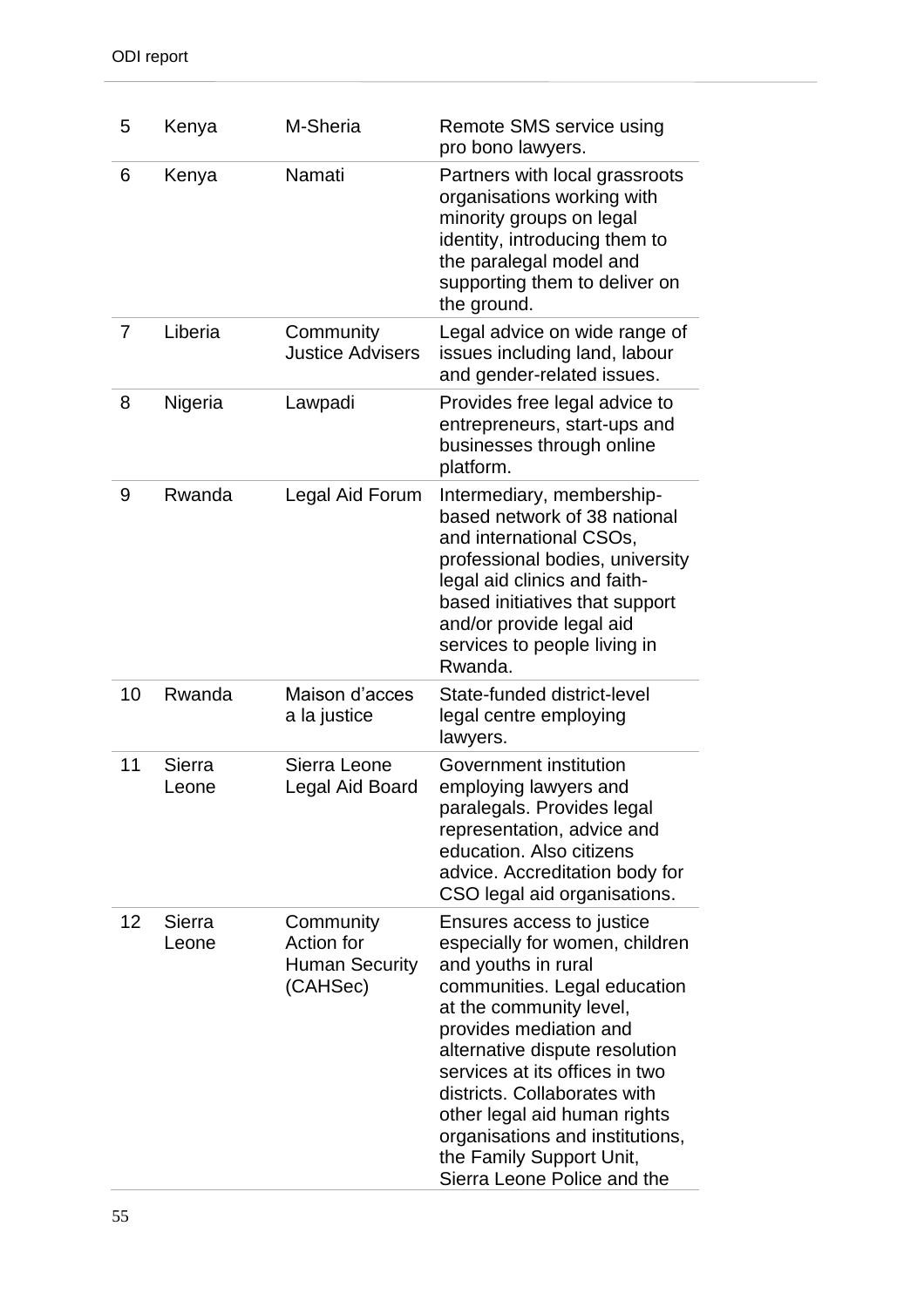| 5 | Kenya | M-Sheria | Remote SMS service using pro bono lawyers. |
|---|---|---|---|
| 6 | Kenya | Namati | Partners with local grassroots organisations working with minority groups on legal identity, introducing them to the paralegal model and supporting them to deliver on the ground. |
| 7 | Liberia | Community Justice Advisers | Legal advice on wide range of issues including land, labour and gender-related issues. |
| 8 | Nigeria | Lawpadi | Provides free legal advice to entrepreneurs, start-ups and businesses through online platform. |
| 9 | Rwanda | Legal Aid Forum | Intermediary, membership-based network of 38 national and international CSOs, professional bodies, university legal aid clinics and faith-based initiatives that support and/or provide legal aid services to people living in Rwanda. |
| 10 | Rwanda | Maison d'acces a la justice | State-funded district-level legal centre employing lawyers. |
| 11 | Sierra Leone | Sierra Leone Legal Aid Board | Government institution employing lawyers and paralegals. Provides legal representation, advice and education. Also citizens advice. Accreditation body for CSO legal aid organisations. |
| 12 | Sierra Leone | Community Action for Human Security (CAHSec) | Ensures access to justice especially for women, children and youths in rural communities. Legal education at the community level, provides mediation and alternative dispute resolution services at its offices in two districts. Collaborates with other legal aid human rights organisations and institutions, the Family Support Unit, Sierra Leone Police and the |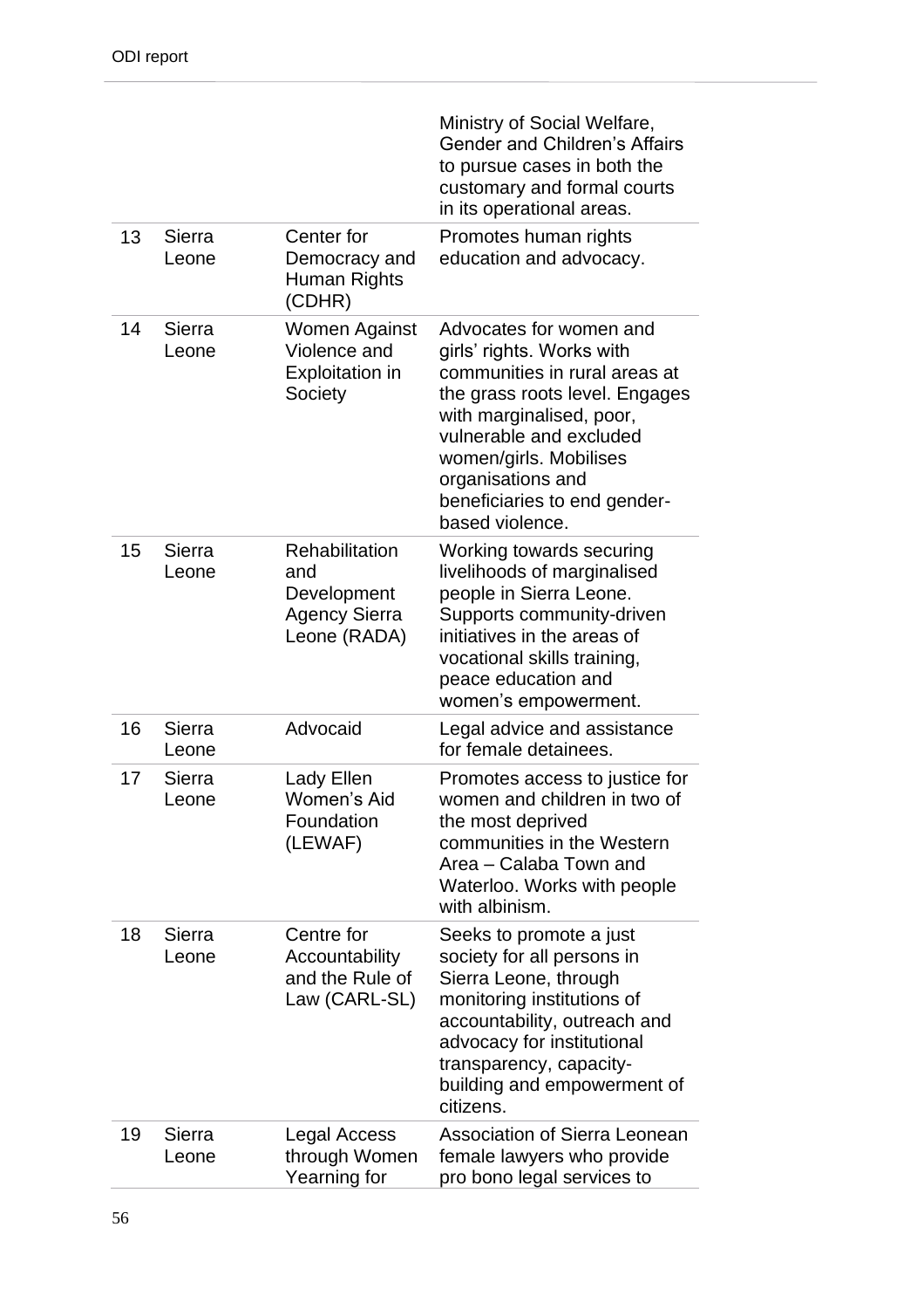| | | | |
|---|---|---|---|
| | | | Ministry of Social Welfare, Gender and Children's Affairs to pursue cases in both the customary and formal courts in its operational areas. |
| 13 | Sierra Leone | Center for Democracy and Human Rights (CDHR) | Promotes human rights education and advocacy. |
| 14 | Sierra Leone | Women Against Violence and Exploitation in Society | Advocates for women and girls' rights. Works with communities in rural areas at the grass roots level. Engages with marginalised, poor, vulnerable and excluded women/girls. Mobilises organisations and beneficiaries to end gender-based violence. |
| 15 | Sierra Leone | Rehabilitation and Development Agency Sierra Leone (RADA) | Working towards securing livelihoods of marginalised people in Sierra Leone. Supports community-driven initiatives in the areas of vocational skills training, peace education and women's empowerment. |
| 16 | Sierra Leone | Advocaid | Legal advice and assistance for female detainees. |
| 17 | Sierra Leone | Lady Ellen Women's Aid Foundation (LEWAF) | Promotes access to justice for women and children in two of the most deprived communities in the Western Area – Calaba Town and Waterloo. Works with people with albinism. |
| 18 | Sierra Leone | Centre for Accountability and the Rule of Law (CARL-SL) | Seeks to promote a just society for all persons in Sierra Leone, through monitoring institutions of accountability, outreach and advocacy for institutional transparency, capacity-building and empowerment of citizens. |
| 19 | Sierra Leone | Legal Access through Women Yearning for | Association of Sierra Leonean female lawyers who provide pro bono legal services to |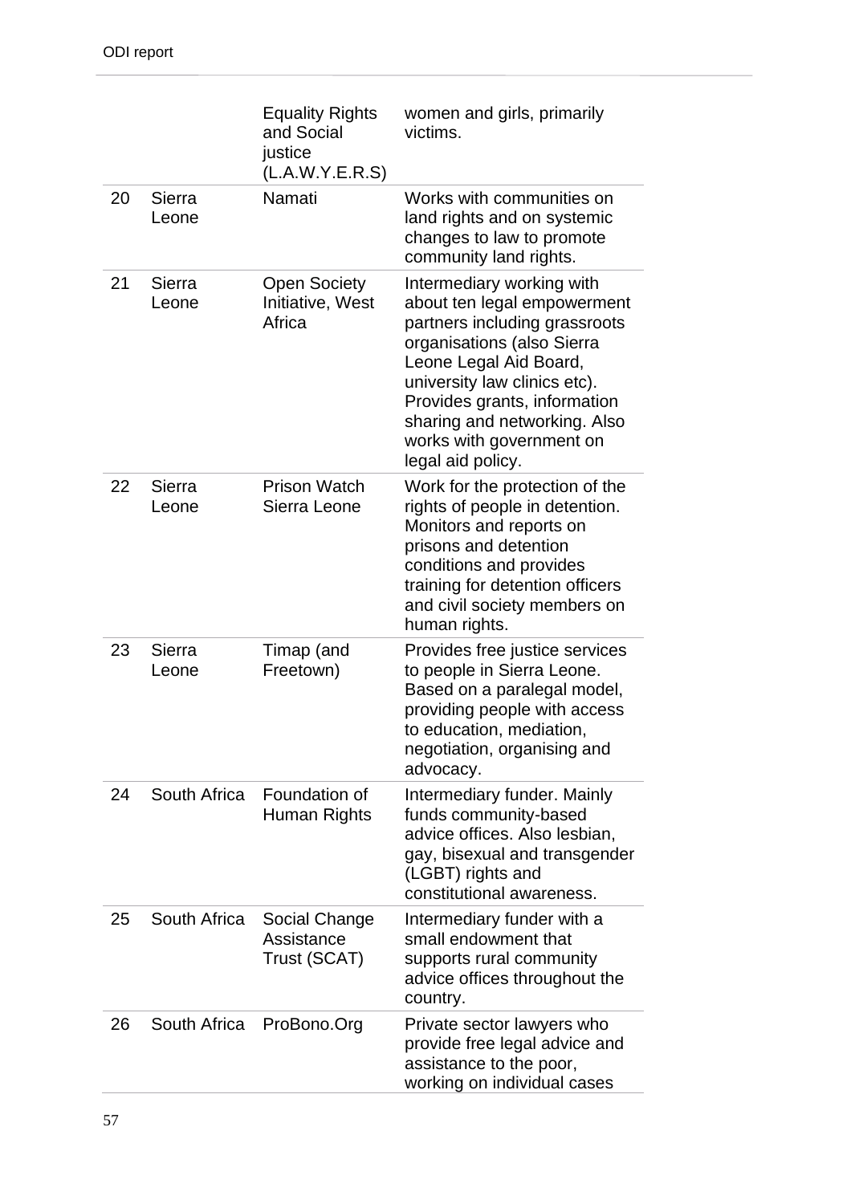| | | | |
|---|---|---|---|
| | | Equality Rights and Social justice (L.A.W.Y.E.R.S) | women and girls, primarily victims. |
| 20 | Sierra Leone | Namati | Works with communities on land rights and on systemic changes to law to promote community land rights. |
| 21 | Sierra Leone | Open Society Initiative, West Africa | Intermediary working with about ten legal empowerment partners including grassroots organisations (also Sierra Leone Legal Aid Board, university law clinics etc). Provides grants, information sharing and networking. Also works with government on legal aid policy. |
| 22 | Sierra Leone | Prison Watch Sierra Leone | Work for the protection of the rights of people in detention. Monitors and reports on prisons and detention conditions and provides training for detention officers and civil society members on human rights. |
| 23 | Sierra Leone | Timap (and Freetown) | Provides free justice services to people in Sierra Leone. Based on a paralegal model, providing people with access to education, mediation, negotiation, organising and advocacy. |
| 24 | South Africa | Foundation of Human Rights | Intermediary funder. Mainly funds community-based advice offices. Also lesbian, gay, bisexual and transgender (LGBT) rights and constitutional awareness. |
| 25 | South Africa | Social Change Assistance Trust (SCAT) | Intermediary funder with a small endowment that supports rural community advice offices throughout the country. |
| 26 | South Africa | ProBono.Org | Private sector lawyers who provide free legal advice and assistance to the poor, working on individual cases |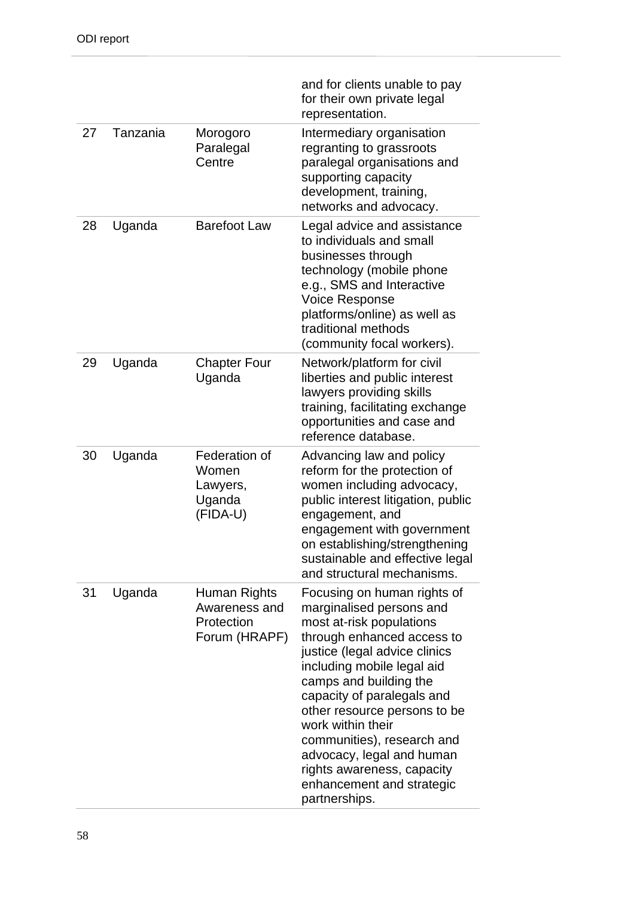| | | | |
|---|---|---|---|
| | | | and for clients unable to pay for their own private legal representation. |
| 27 | Tanzania | Morogoro Paralegal Centre | Intermediary organisation regranting to grassroots paralegal organisations and supporting capacity development, training, networks and advocacy. |
| 28 | Uganda | Barefoot Law | Legal advice and assistance to individuals and small businesses through technology (mobile phone e.g., SMS and Interactive Voice Response platforms/online) as well as traditional methods (community focal workers). |
| 29 | Uganda | Chapter Four Uganda | Network/platform for civil liberties and public interest lawyers providing skills training, facilitating exchange opportunities and case and reference database. |
| 30 | Uganda | Federation of Women Lawyers, Uganda (FIDA-U) | Advancing law and policy reform for the protection of women including advocacy, public interest litigation, public engagement, and engagement with government on establishing/strengthening sustainable and effective legal and structural mechanisms. |
| 31 | Uganda | Human Rights Awareness and Protection Forum (HRAPF) | Focusing on human rights of marginalised persons and most at-risk populations through enhanced access to justice (legal advice clinics including mobile legal aid camps and building the capacity of paralegals and other resource persons to be work within their communities), research and advocacy, legal and human rights awareness, capacity enhancement and strategic partnerships. |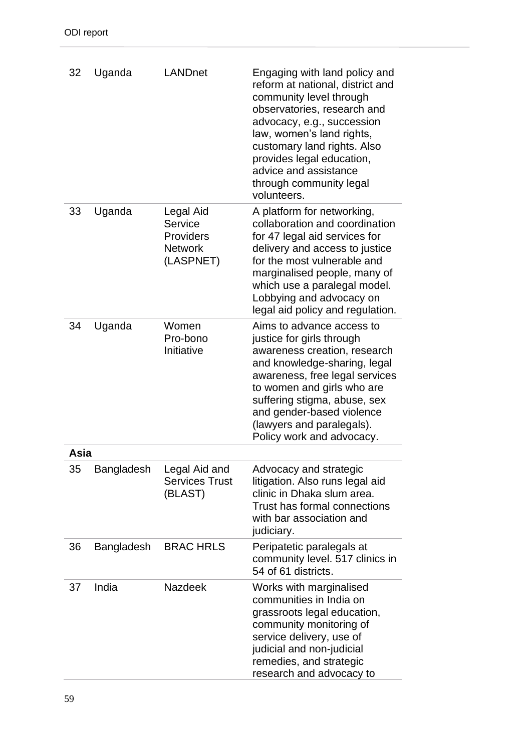| | | | |
|---|---|---|---|
| 32 | Uganda | LANDnet | Engaging with land policy and reform at national, district and community level through observatories, research and advocacy, e.g., succession law, women's land rights, customary land rights. Also provides legal education, advice and assistance through community legal volunteers. |
| 33 | Uganda | Legal Aid Service Providers Network (LASPNET) | A platform for networking, collaboration and coordination for 47 legal aid services for delivery and access to justice for the most vulnerable and marginalised people, many of which use a paralegal model. Lobbying and advocacy on legal aid policy and regulation. |
| 34 | Uganda | Women Pro-bono Initiative | Aims to advance access to justice for girls through awareness creation, research and knowledge-sharing, legal awareness, free legal services to women and girls who are suffering stigma, abuse, sex and gender-based violence (lawyers and paralegals). Policy work and advocacy. |
| **Asia** | | | |
| 35 | Bangladesh | Legal Aid and Services Trust (BLAST) | Advocacy and strategic litigation. Also runs legal aid clinic in Dhaka slum area. Trust has formal connections with bar association and judiciary. |
| 36 | Bangladesh | BRAC HRLS | Peripatetic paralegals at community level. 517 clinics in 54 of 61 districts. |
| 37 | India | Nazdeek | Works with marginalised communities in India on grassroots legal education, community monitoring of service delivery, use of judicial and non-judicial remedies, and strategic research and advocacy to |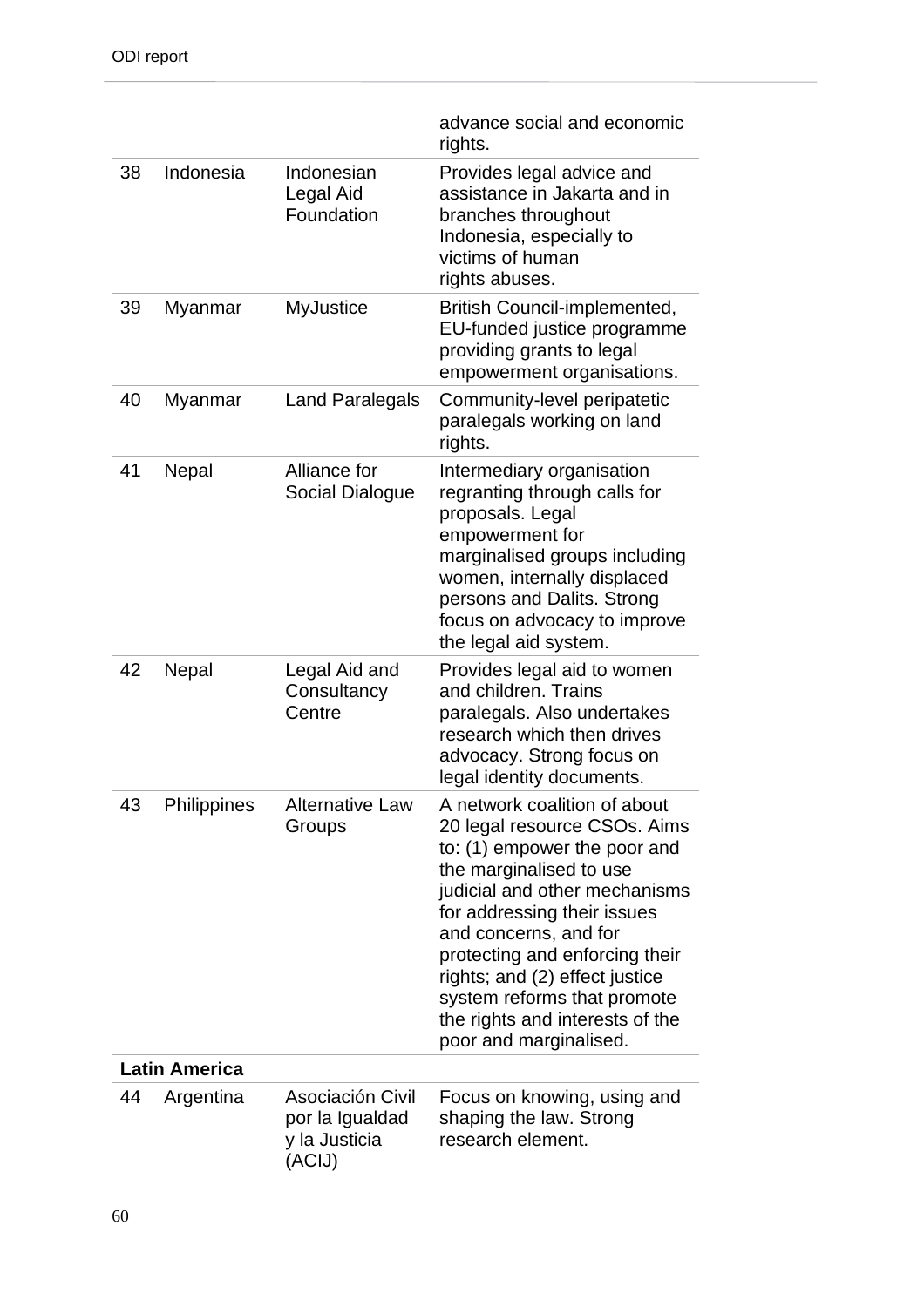| | | | |
|---|---|---|---|
| | | | advance social and economic rights. |
| 38 | Indonesia | Indonesian Legal Aid Foundation | Provides legal advice and assistance in Jakarta and in branches throughout Indonesia, especially to victims of human rights abuses. |
| 39 | Myanmar | MyJustice | British Council-implemented, EU-funded justice programme providing grants to legal empowerment organisations. |
| 40 | Myanmar | Land Paralegals | Community-level peripatetic paralegals working on land rights. |
| 41 | Nepal | Alliance for Social Dialogue | Intermediary organisation regranting through calls for proposals. Legal empowerment for marginalised groups including women, internally displaced persons and Dalits. Strong focus on advocacy to improve the legal aid system. |
| 42 | Nepal | Legal Aid and Consultancy Centre | Provides legal aid to women and children. Trains paralegals. Also undertakes research which then drives advocacy. Strong focus on legal identity documents. |
| 43 | Philippines | Alternative Law Groups | A network coalition of about 20 legal resource CSOs. Aims to: (1) empower the poor and the marginalised to use judicial and other mechanisms for addressing their issues and concerns, and for protecting and enforcing their rights; and (2) effect justice system reforms that promote the rights and interests of the poor and marginalised. |
| **Latin America** | | | |
| 44 | Argentina | Asociación Civil por la Igualdad y la Justicia (ACIJ) | Focus on knowing, using and shaping the law. Strong research element. |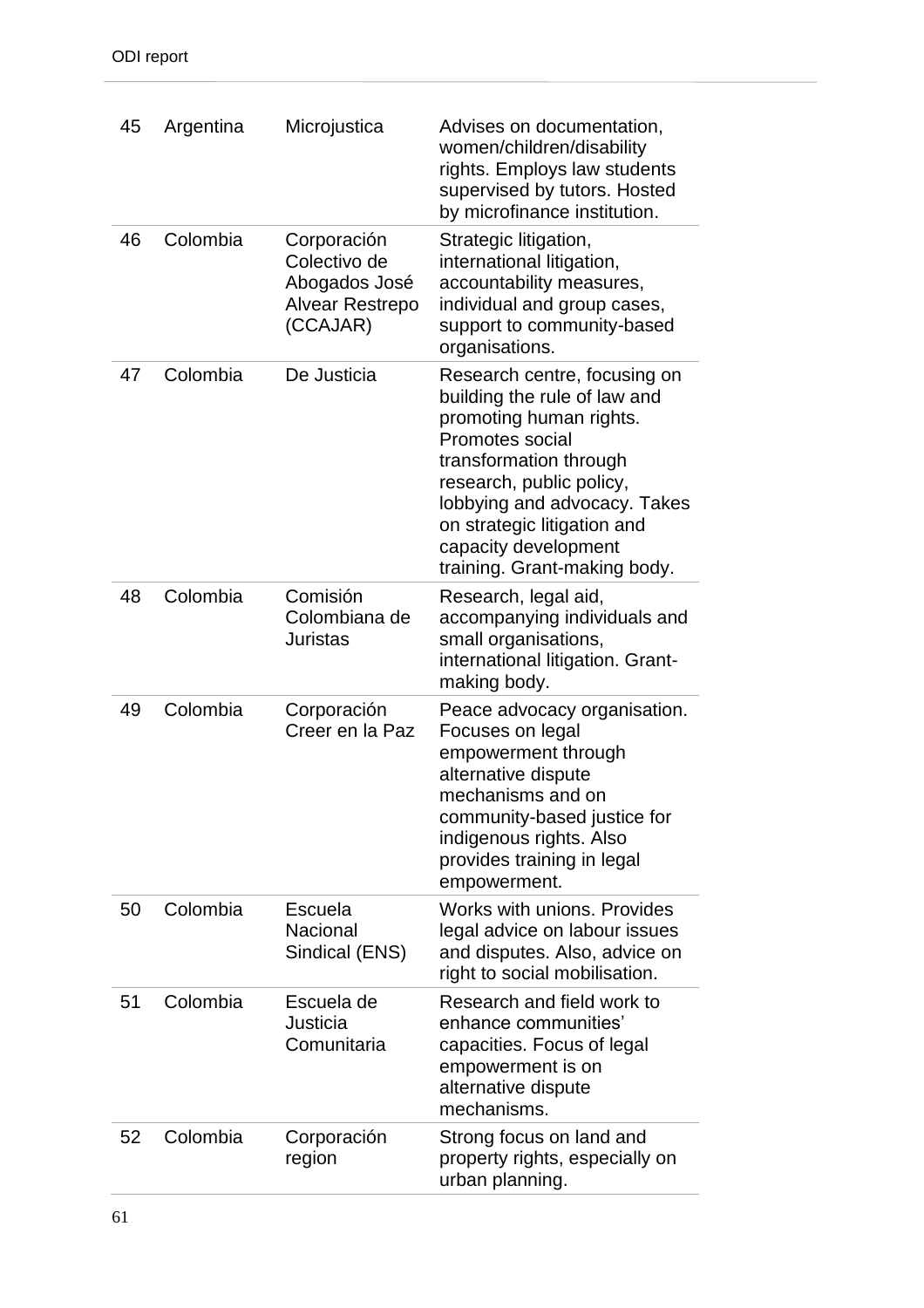| | | | |
|---|---|---|---|
| 45 | Argentina | Microjustica | Advises on documentation, women/children/disability rights. Employs law students supervised by tutors. Hosted by microfinance institution. |
| 46 | Colombia | Corporación Colectivo de Abogados José Alvear Restrepo (CCAJAR) | Strategic litigation, international litigation, accountability measures, individual and group cases, support to community-based organisations. |
| 47 | Colombia | De Justicia | Research centre, focusing on building the rule of law and promoting human rights. Promotes social transformation through research, public policy, lobbying and advocacy. Takes on strategic litigation and capacity development training. Grant-making body. |
| 48 | Colombia | Comisión Colombiana de Juristas | Research, legal aid, accompanying individuals and small organisations, international litigation. Grant-making body. |
| 49 | Colombia | Corporación Creer en la Paz | Peace advocacy organisation. Focuses on legal empowerment through alternative dispute mechanisms and on community-based justice for indigenous rights. Also provides training in legal empowerment. |
| 50 | Colombia | Escuela Nacional Sindical (ENS) | Works with unions. Provides legal advice on labour issues and disputes. Also, advice on right to social mobilisation. |
| 51 | Colombia | Escuela de Justicia Comunitaria | Research and field work to enhance communities' capacities. Focus of legal empowerment is on alternative dispute mechanisms. |
| 52 | Colombia | Corporación region | Strong focus on land and property rights, especially on urban planning. |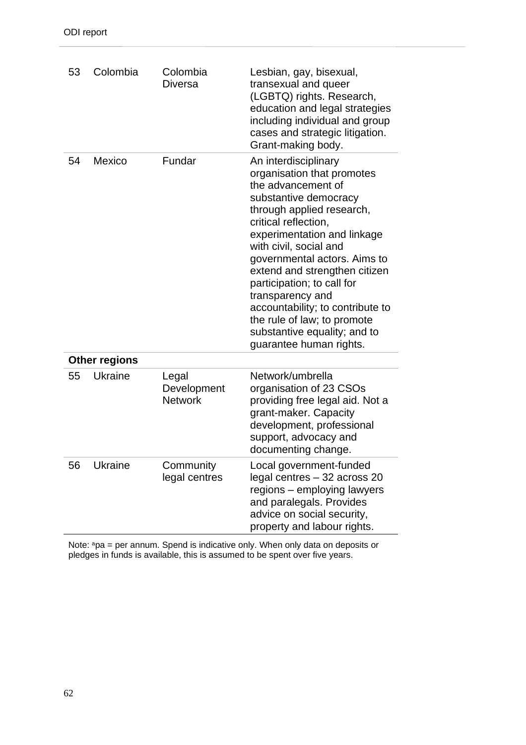| | | | |
|---|---|---|---|
| 53 | Colombia | Colombia Diversa | Lesbian, gay, bisexual, transexual and queer (LGBTQ) rights. Research, education and legal strategies including individual and group cases and strategic litigation. Grant-making body. |
| 54 | Mexico | Fundar | An interdisciplinary organisation that promotes the advancement of substantive democracy through applied research, critical reflection, experimentation and linkage with civil, social and governmental actors. Aims to extend and strengthen citizen participation; to call for transparency and accountability; to contribute to the rule of law; to promote substantive equality; and to guarantee human rights. |
| **Other regions** | | | |
| 55 | Ukraine | Legal Development Network | Network/umbrella organisation of 23 CSOs providing free legal aid. Not a grant-maker. Capacity development, professional support, advocacy and documenting change. |
| 56 | Ukraine | Community legal centres | Local government-funded legal centres – 32 across 20 regions – employing lawyers and paralegals. Provides advice on social security, property and labour rights. |

Note: [a]pa = per annum. Spend is indicative only. When only data on deposits or pledges in funds is available, this is assumed to be spent over five years.